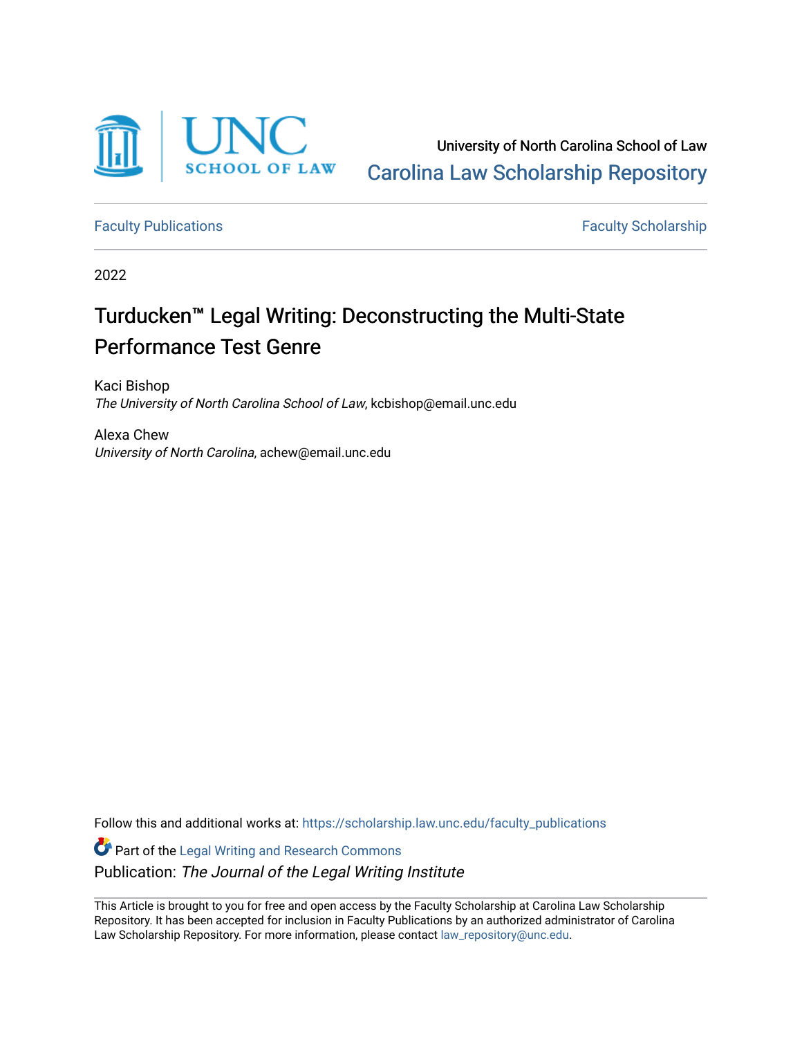University of North Carolina School of Law

Carolina Law Scholarship Repository

Faculty Publications

Faculty Scholarship

2022

# Turducken™ Legal Writing: Deconstructing the Multi-State Performance Test Genre

Kaci Bishop
*The University of North Carolina School of Law*, kcbishop@email.unc.edu

Alexa Chew
*University of North Carolina*, achew@email.unc.edu

Follow this and additional works at: https://scholarship.law.unc.edu/faculty_publications

Part of the Legal Writing and Research Commons

Publication: *The Journal of the Legal Writing Institute*

This Article is brought to you for free and open access by the Faculty Scholarship at Carolina Law Scholarship Repository. It has been accepted for inclusion in Faculty Publications by an authorized administrator of Carolina Law Scholarship Repository. For more information, please contact law_repository@unc.edu.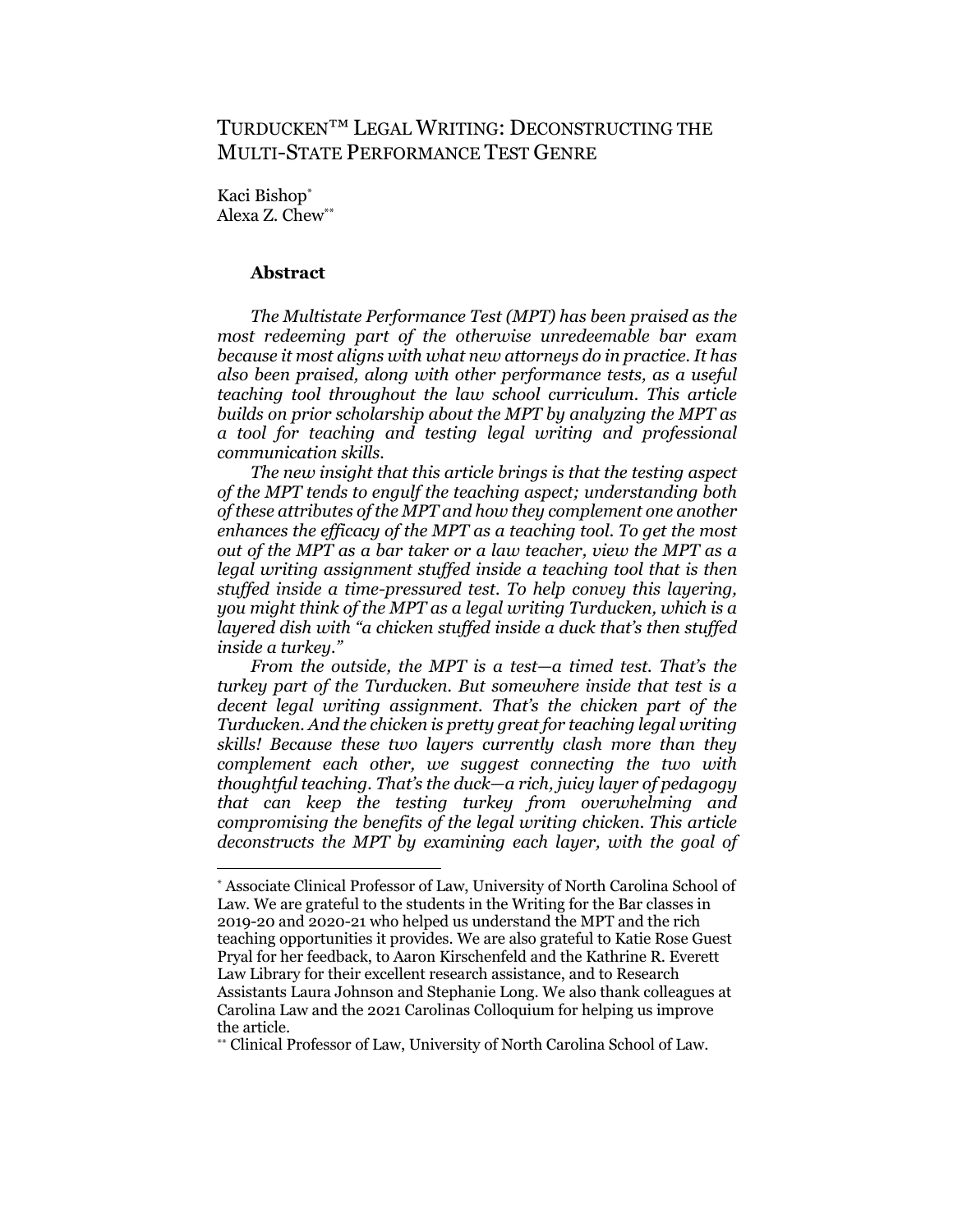# TURDUCKEN™ LEGAL WRITING: DECONSTRUCTING THE MULTI-STATE PERFORMANCE TEST GENRE

Kaci Bishop[*]
Alexa Z. Chew[**]

### Abstract

*The Multistate Performance Test (MPT) has been praised as the most redeeming part of the otherwise unredeemable bar exam because it most aligns with what new attorneys do in practice. It has also been praised, along with other performance tests, as a useful teaching tool throughout the law school curriculum. This article builds on prior scholarship about the MPT by analyzing the MPT as a tool for teaching and testing legal writing and professional communication skills.*

*The new insight that this article brings is that the testing aspect of the MPT tends to engulf the teaching aspect; understanding both of these attributes of the MPT and how they complement one another enhances the efficacy of the MPT as a teaching tool. To get the most out of the MPT as a bar taker or a law teacher, view the MPT as a legal writing assignment stuffed inside a teaching tool that is then stuffed inside a time-pressured test. To help convey this layering, you might think of the MPT as a legal writing Turducken, which is a layered dish with "a chicken stuffed inside a duck that's then stuffed inside a turkey."*

*From the outside, the MPT is a test—a timed test. That's the turkey part of the Turducken. But somewhere inside that test is a decent legal writing assignment. That's the chicken part of the Turducken. And the chicken is pretty great for teaching legal writing skills! Because these two layers currently clash more than they complement each other, we suggest connecting the two with thoughtful teaching. That's the duck—a rich, juicy layer of pedagogy that can keep the testing turkey from overwhelming and compromising the benefits of the legal writing chicken. This article deconstructs the MPT by examining each layer, with the goal of*

---

[*] Associate Clinical Professor of Law, University of North Carolina School of Law. We are grateful to the students in the Writing for the Bar classes in 2019-20 and 2020-21 who helped us understand the MPT and the rich teaching opportunities it provides. We are also grateful to Katie Rose Guest Pryal for her feedback, to Aaron Kirschenfeld and the Kathrine R. Everett Law Library for their excellent research assistance, and to Research Assistants Laura Johnson and Stephanie Long. We also thank colleagues at Carolina Law and the 2021 Carolinas Colloquium for helping us improve the article.

[**] Clinical Professor of Law, University of North Carolina School of Law.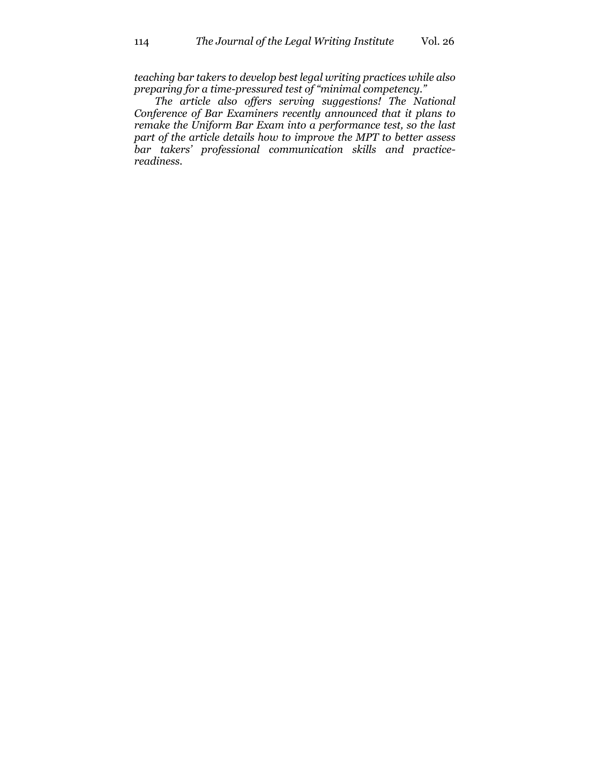*teaching bar takers to develop best legal writing practices while also preparing for a time-pressured test of "minimal competency."*

*The article also offers serving suggestions! The National Conference of Bar Examiners recently announced that it plans to remake the Uniform Bar Exam into a performance test, so the last part of the article details how to improve the MPT to better assess bar takers' professional communication skills and practice-readiness.*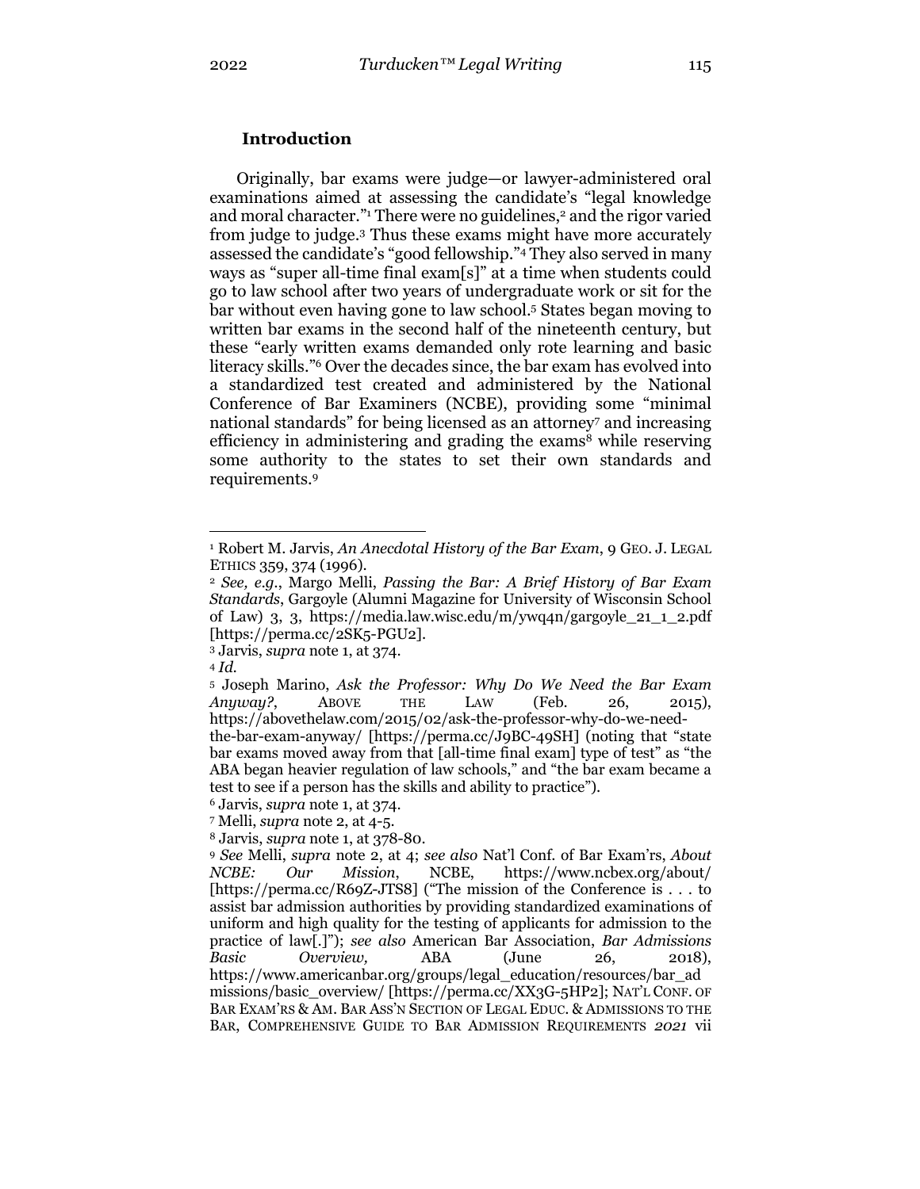## Introduction

Originally, bar exams were judge—or lawyer-administered oral examinations aimed at assessing the candidate's "legal knowledge and moral character."[1] There were no guidelines,[2] and the rigor varied from judge to judge.[3] Thus these exams might have more accurately assessed the candidate's "good fellowship."[4] They also served in many ways as "super all-time final exam[s]" at a time when students could go to law school after two years of undergraduate work or sit for the bar without even having gone to law school.[5] States began moving to written bar exams in the second half of the nineteenth century, but these "early written exams demanded only rote learning and basic literacy skills."[6] Over the decades since, the bar exam has evolved into a standardized test created and administered by the National Conference of Bar Examiners (NCBE), providing some "minimal national standards" for being licensed as an attorney[7] and increasing efficiency in administering and grading the exams[8] while reserving some authority to the states to set their own standards and requirements.[9]

---

[1] Robert M. Jarvis, *An Anecdotal History of the Bar Exam*, 9 GEO. J. LEGAL ETHICS 359, 374 (1996).

[2] *See, e.g.*, Margo Melli, *Passing the Bar: A Brief History of Bar Exam Standards*, Gargoyle (Alumni Magazine for University of Wisconsin School of Law) 3, 3, https://media.law.wisc.edu/m/ywq4n/gargoyle_21_1_2.pdf [https://perma.cc/2SK5-PGU2].

[3] Jarvis, *supra* note 1, at 374.

[4] *Id.*

[5] Joseph Marino, *Ask the Professor: Why Do We Need the Bar Exam Anyway?*, ABOVE THE LAW (Feb. 26, 2015), https://abovethelaw.com/2015/02/ask-the-professor-why-do-we-need-the-bar-exam-anyway/ [https://perma.cc/J9BC-49SH] (noting that "state bar exams moved away from that [all-time final exam] type of test" as "the ABA began heavier regulation of law schools," and "the bar exam became a test to see if a person has the skills and ability to practice").

[6] Jarvis, *supra* note 1, at 374.

[7] Melli, *supra* note 2, at 4-5.

[8] Jarvis, *supra* note 1, at 378-80.

[9] *See* Melli, *supra* note 2, at 4; *see also* Nat'l Conf. of Bar Exam'rs, *About NCBE: Our Mission*, NCBE, https://www.ncbex.org/about/ [https://perma.cc/R69Z-JTS8] ("The mission of the Conference is . . . to assist bar admission authorities by providing standardized examinations of uniform and high quality for the testing of applicants for admission to the practice of law[.]"); *see also* American Bar Association, *Bar Admissions Basic Overview,* ABA (June 26, 2018), https://www.americanbar.org/groups/legal_education/resources/bar_admissions/basic_overview/ [https://perma.cc/XX3G-5HP2]; NAT'L CONF. OF BAR EXAM'RS & AM. BAR ASS'N SECTION OF LEGAL EDUC. & ADMISSIONS TO THE BAR, COMPREHENSIVE GUIDE TO BAR ADMISSION REQUIREMENTS *2021* vii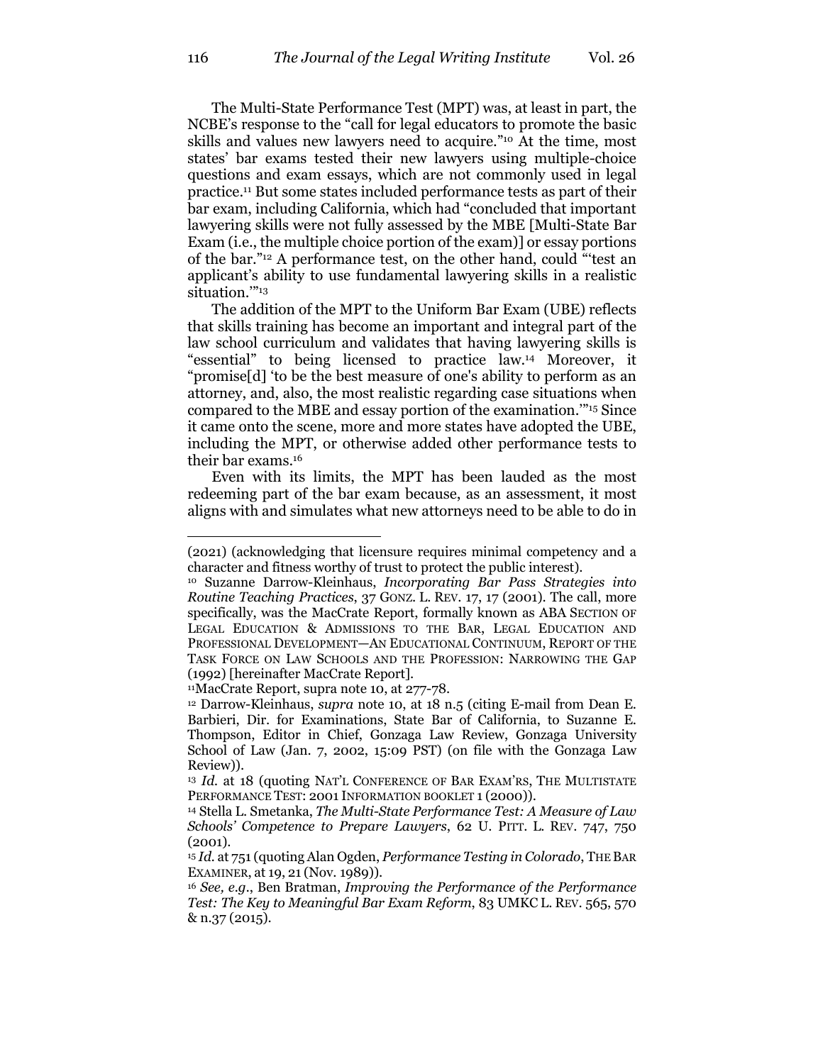The Multi-State Performance Test (MPT) was, at least in part, the NCBE's response to the "call for legal educators to promote the basic skills and values new lawyers need to acquire."[10] At the time, most states' bar exams tested their new lawyers using multiple-choice questions and exam essays, which are not commonly used in legal practice.[11] But some states included performance tests as part of their bar exam, including California, which had "concluded that important lawyering skills were not fully assessed by the MBE [Multi-State Bar Exam (i.e., the multiple choice portion of the exam)] or essay portions of the bar."[12] A performance test, on the other hand, could "'test an applicant's ability to use fundamental lawyering skills in a realistic situation.'"[13]

The addition of the MPT to the Uniform Bar Exam (UBE) reflects that skills training has become an important and integral part of the law school curriculum and validates that having lawyering skills is "essential" to being licensed to practice law.[14] Moreover, it "promise[d] 'to be the best measure of one's ability to perform as an attorney, and, also, the most realistic regarding case situations when compared to the MBE and essay portion of the examination.'"[15] Since it came onto the scene, more and more states have adopted the UBE, including the MPT, or otherwise added other performance tests to their bar exams.[16]

Even with its limits, the MPT has been lauded as the most redeeming part of the bar exam because, as an assessment, it most aligns with and simulates what new attorneys need to be able to do in

---

(2021) (acknowledging that licensure requires minimal competency and a character and fitness worthy of trust to protect the public interest).

[10] Suzanne Darrow-Kleinhaus, *Incorporating Bar Pass Strategies into Routine Teaching Practices*, 37 GONZ. L. REV. 17, 17 (2001). The call, more specifically, was the MacCrate Report, formally known as ABA SECTION OF LEGAL EDUCATION & ADMISSIONS TO THE BAR, LEGAL EDUCATION AND PROFESSIONAL DEVELOPMENT—AN EDUCATIONAL CONTINUUM, REPORT OF THE TASK FORCE ON LAW SCHOOLS AND THE PROFESSION: NARROWING THE GAP (1992) [hereinafter MacCrate Report].

[11] MacCrate Report, supra note 10, at 277-78.

[12] Darrow-Kleinhaus, *supra* note 10, at 18 n.5 (citing E-mail from Dean E. Barbieri, Dir. for Examinations, State Bar of California, to Suzanne E. Thompson, Editor in Chief, Gonzaga Law Review, Gonzaga University School of Law (Jan. 7, 2002, 15:09 PST) (on file with the Gonzaga Law Review)).

[13] *Id.* at 18 (quoting NAT'L CONFERENCE OF BAR EXAM'RS, THE MULTISTATE PERFORMANCE TEST: 2001 INFORMATION BOOKLET 1 (2000)).

[14] Stella L. Smetanka, *The Multi-State Performance Test: A Measure of Law Schools' Competence to Prepare Lawyers*, 62 U. PITT. L. REV. 747, 750 (2001).

[15] *Id.* at 751 (quoting Alan Ogden, *Performance Testing in Colorado*, THE BAR EXAMINER, at 19, 21 (Nov. 1989)).

[16] *See, e.g.*, Ben Bratman, *Improving the Performance of the Performance Test: The Key to Meaningful Bar Exam Reform*, 83 UMKC L. REV. 565, 570 & n.37 (2015).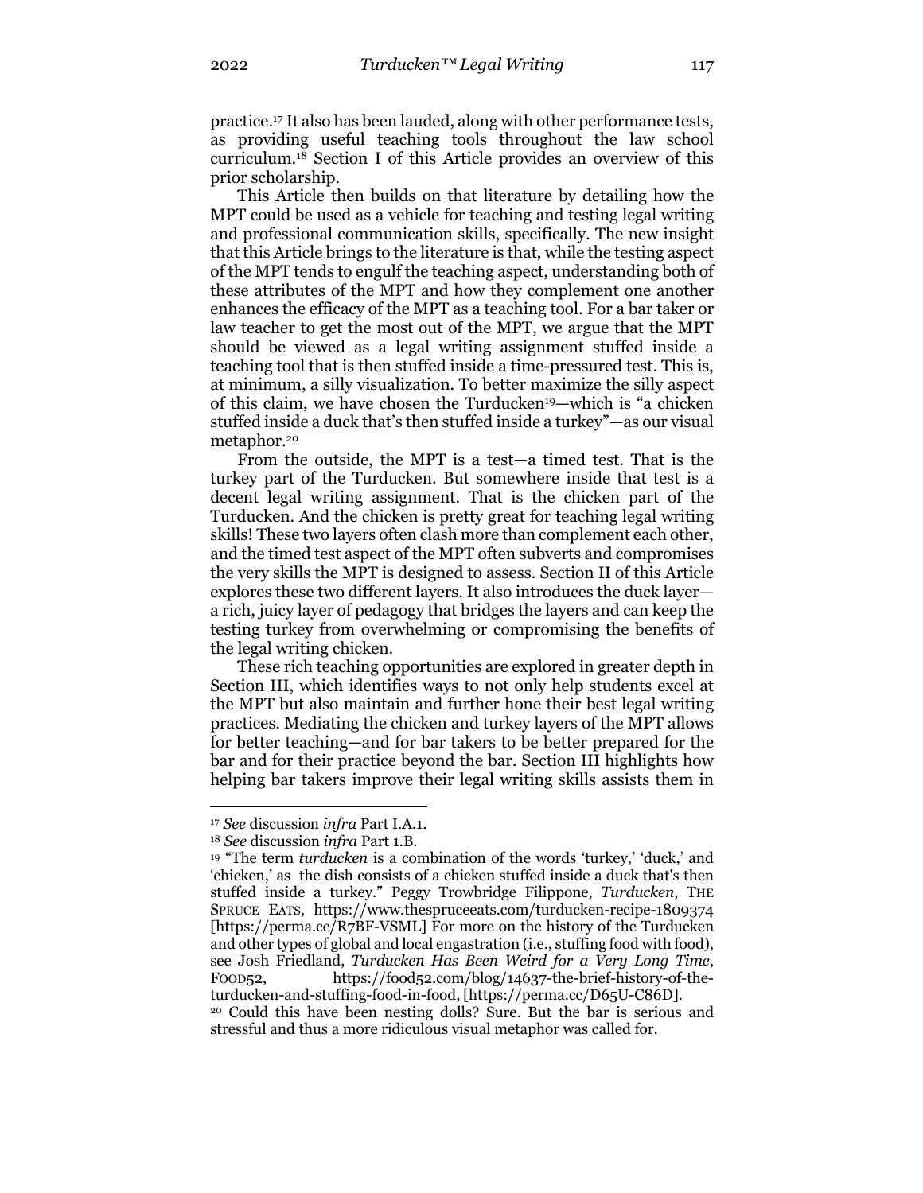practice.[17] It also has been lauded, along with other performance tests, as providing useful teaching tools throughout the law school curriculum.[18] Section I of this Article provides an overview of this prior scholarship.

This Article then builds on that literature by detailing how the MPT could be used as a vehicle for teaching and testing legal writing and professional communication skills, specifically. The new insight that this Article brings to the literature is that, while the testing aspect of the MPT tends to engulf the teaching aspect, understanding both of these attributes of the MPT and how they complement one another enhances the efficacy of the MPT as a teaching tool. For a bar taker or law teacher to get the most out of the MPT, we argue that the MPT should be viewed as a legal writing assignment stuffed inside a teaching tool that is then stuffed inside a time-pressured test. This is, at minimum, a silly visualization. To better maximize the silly aspect of this claim, we have chosen the Turducken[19]—which is "a chicken stuffed inside a duck that's then stuffed inside a turkey"—as our visual metaphor.[20]

From the outside, the MPT is a test—a timed test. That is the turkey part of the Turducken. But somewhere inside that test is a decent legal writing assignment. That is the chicken part of the Turducken. And the chicken is pretty great for teaching legal writing skills! These two layers often clash more than complement each other, and the timed test aspect of the MPT often subverts and compromises the very skills the MPT is designed to assess. Section II of this Article explores these two different layers. It also introduces the duck layer—a rich, juicy layer of pedagogy that bridges the layers and can keep the testing turkey from overwhelming or compromising the benefits of the legal writing chicken.

These rich teaching opportunities are explored in greater depth in Section III, which identifies ways to not only help students excel at the MPT but also maintain and further hone their best legal writing practices. Mediating the chicken and turkey layers of the MPT allows for better teaching—and for bar takers to be better prepared for the bar and for their practice beyond the bar. Section III highlights how helping bar takers improve their legal writing skills assists them in

---

[17] *See* discussion *infra* Part I.A.1.

[18] *See* discussion *infra* Part 1.B.

[19] "The term *turducken* is a combination of the words 'turkey,' 'duck,' and 'chicken,' as the dish consists of a chicken stuffed inside a duck that's then stuffed inside a turkey." Peggy Trowbridge Filippone, *Turducken*, THE SPRUCE EATS, https://www.thespruceeats.com/turducken-recipe-1809374 [https://perma.cc/R7BF-VSML] For more on the history of the Turducken and other types of global and local engastration (i.e., stuffing food with food), see Josh Friedland, *Turducken Has Been Weird for a Very Long Time*, FOOD52, https://food52.com/blog/14637-the-brief-history-of-the-turducken-and-stuffing-food-in-food, [https://perma.cc/D65U-C86D].

[20] Could this have been nesting dolls? Sure. But the bar is serious and stressful and thus a more ridiculous visual metaphor was called for.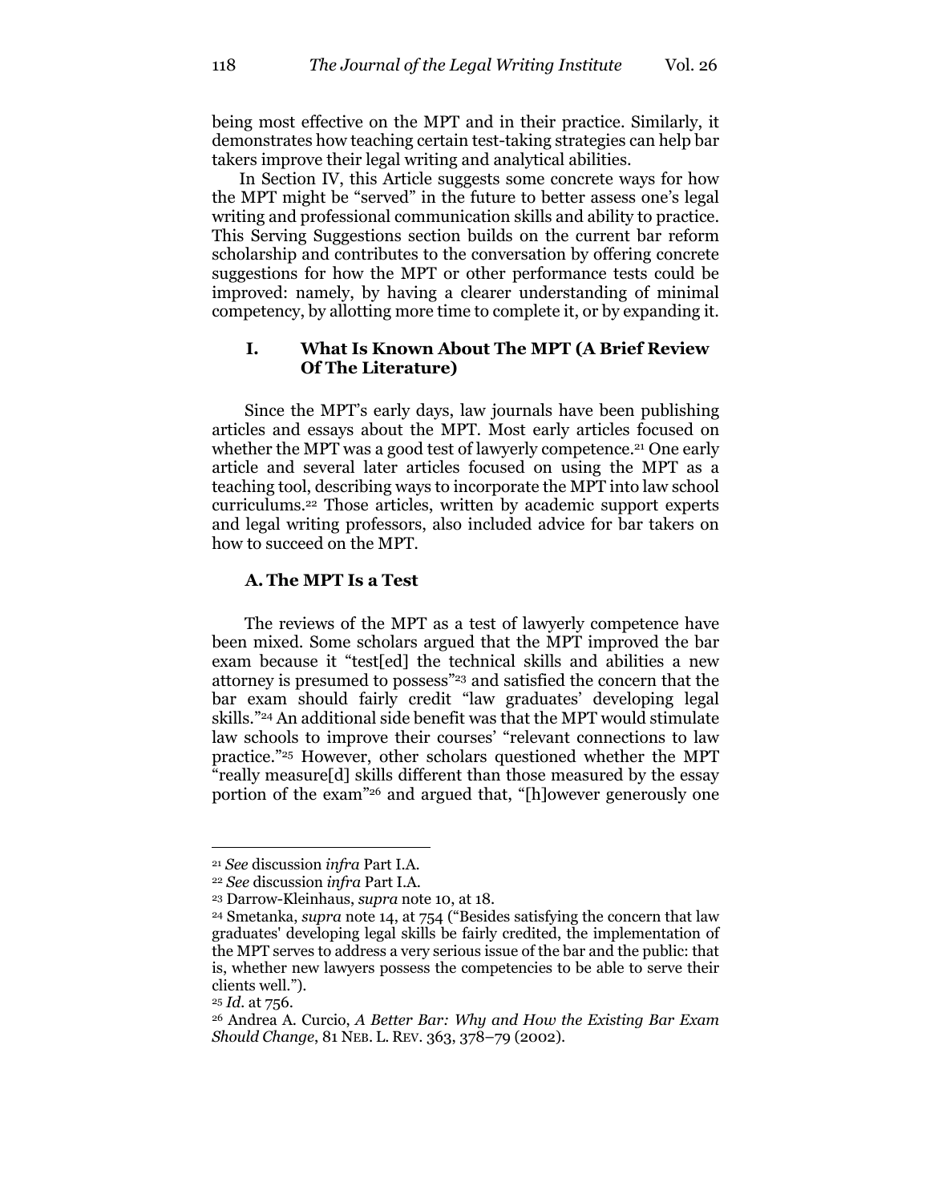being most effective on the MPT and in their practice. Similarly, it demonstrates how teaching certain test-taking strategies can help bar takers improve their legal writing and analytical abilities.

In Section IV, this Article suggests some concrete ways for how the MPT might be "served" in the future to better assess one's legal writing and professional communication skills and ability to practice. This Serving Suggestions section builds on the current bar reform scholarship and contributes to the conversation by offering concrete suggestions for how the MPT or other performance tests could be improved: namely, by having a clearer understanding of minimal competency, by allotting more time to complete it, or by expanding it.

## I. What Is Known About The MPT (A Brief Review Of The Literature)

Since the MPT's early days, law journals have been publishing articles and essays about the MPT. Most early articles focused on whether the MPT was a good test of lawyerly competence.[21] One early article and several later articles focused on using the MPT as a teaching tool, describing ways to incorporate the MPT into law school curriculums.[22] Those articles, written by academic support experts and legal writing professors, also included advice for bar takers on how to succeed on the MPT.

### A. The MPT Is a Test

The reviews of the MPT as a test of lawyerly competence have been mixed. Some scholars argued that the MPT improved the bar exam because it "test[ed] the technical skills and abilities a new attorney is presumed to possess"[23] and satisfied the concern that the bar exam should fairly credit "law graduates' developing legal skills."[24] An additional side benefit was that the MPT would stimulate law schools to improve their courses' "relevant connections to law practice."[25] However, other scholars questioned whether the MPT "really measure[d] skills different than those measured by the essay portion of the exam"[26] and argued that, "[h]owever generously one

---

[21] *See* discussion *infra* Part I.A.

[22] *See* discussion *infra* Part I.A.

[23] Darrow-Kleinhaus, *supra* note 10, at 18.

[24] Smetanka, *supra* note 14, at 754 ("Besides satisfying the concern that law graduates' developing legal skills be fairly credited, the implementation of the MPT serves to address a very serious issue of the bar and the public: that is, whether new lawyers possess the competencies to be able to serve their clients well.").

[25] *Id.* at 756.

[26] Andrea A. Curcio, *A Better Bar: Why and How the Existing Bar Exam Should Change*, 81 NEB. L. REV. 363, 378–79 (2002).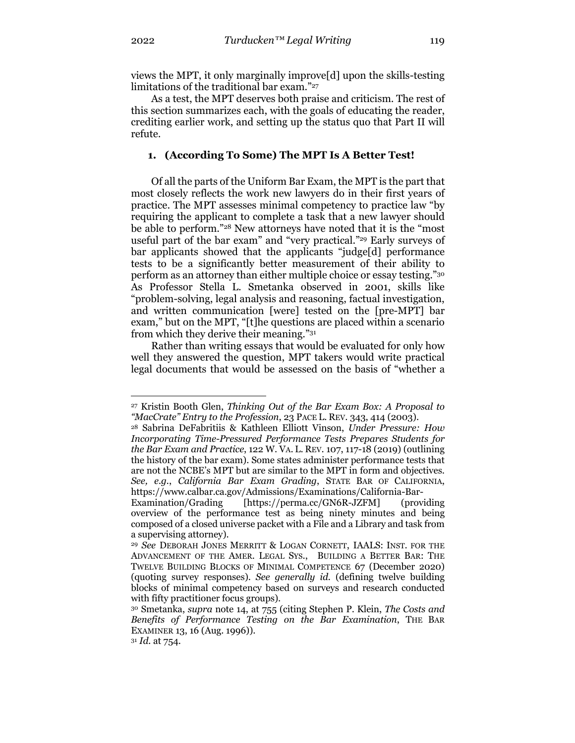views the MPT, it only marginally improve[d] upon the skills-testing limitations of the traditional bar exam."[27]

As a test, the MPT deserves both praise and criticism. The rest of this section summarizes each, with the goals of educating the reader, crediting earlier work, and setting up the status quo that Part II will refute.

### 1. (According To Some) The MPT Is A Better Test!

Of all the parts of the Uniform Bar Exam, the MPT is the part that most closely reflects the work new lawyers do in their first years of practice. The MPT assesses minimal competency to practice law "by requiring the applicant to complete a task that a new lawyer should be able to perform."[28] New attorneys have noted that it is the "most useful part of the bar exam" and "very practical."[29] Early surveys of bar applicants showed that the applicants "judge[d] performance tests to be a significantly better measurement of their ability to perform as an attorney than either multiple choice or essay testing."[30] As Professor Stella L. Smetanka observed in 2001, skills like "problem-solving, legal analysis and reasoning, factual investigation, and written communication [were] tested on the [pre-MPT] bar exam," but on the MPT, "[t]he questions are placed within a scenario from which they derive their meaning."[31]

Rather than writing essays that would be evaluated for only how well they answered the question, MPT takers would write practical legal documents that would be assessed on the basis of "whether a

---

[27] Kristin Booth Glen, *Thinking Out of the Bar Exam Box: A Proposal to "MacCrate" Entry to the Profession*, 23 PACE L. REV. 343, 414 (2003).

[28] Sabrina DeFabritiis & Kathleen Elliott Vinson, *Under Pressure: How Incorporating Time-Pressured Performance Tests Prepares Students for the Bar Exam and Practice*, 122 W. VA. L. REV. 107, 117-18 (2019) (outlining the history of the bar exam). Some states administer performance tests that are not the NCBE's MPT but are similar to the MPT in form and objectives. *See, e.g.*, *California Bar Exam Grading*, STATE BAR OF CALIFORNIA, https://www.calbar.ca.gov/Admissions/Examinations/California-Bar-Examination/Grading [https://perma.cc/GN6R-JZFM] (providing overview of the performance test as being ninety minutes and being composed of a closed universe packet with a File and a Library and task from a supervising attorney).

[29] *See* DEBORAH JONES MERRITT & LOGAN CORNETT, IAALS: INST. FOR THE ADVANCEMENT OF THE AMER. LEGAL SYS., BUILDING A BETTER BAR: THE TWELVE BUILDING BLOCKS OF MINIMAL COMPETENCE 67 (December 2020) (quoting survey responses). *See generally id.* (defining twelve building blocks of minimal competency based on surveys and research conducted with fifty practitioner focus groups).

[30] Smetanka, *supra* note 14, at 755 (citing Stephen P. Klein, *The Costs and Benefits of Performance Testing on the Bar Examination*, THE BAR EXAMINER 13, 16 (Aug. 1996)).

[31] *Id.* at 754.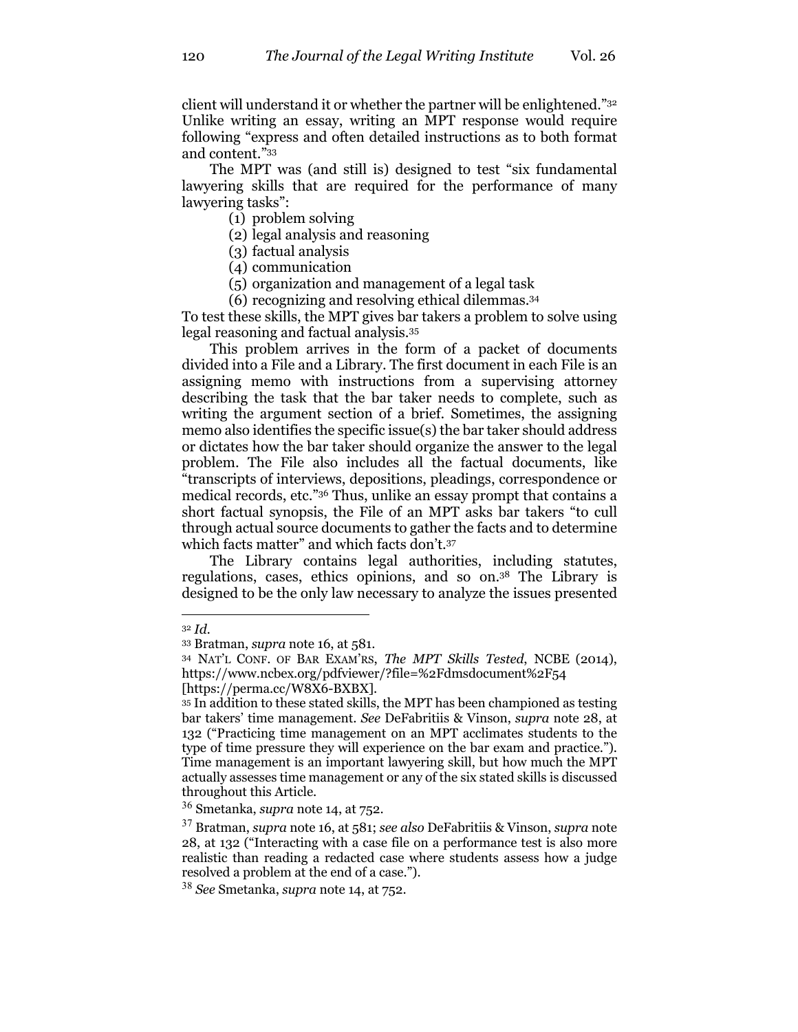client will understand it or whether the partner will be enlightened."[32] Unlike writing an essay, writing an MPT response would require following "express and often detailed instructions as to both format and content."[33]

The MPT was (and still is) designed to test "six fundamental lawyering skills that are required for the performance of many lawyering tasks":

(1) problem solving
(2) legal analysis and reasoning
(3) factual analysis
(4) communication
(5) organization and management of a legal task
(6) recognizing and resolving ethical dilemmas.[34]

To test these skills, the MPT gives bar takers a problem to solve using legal reasoning and factual analysis.[35]

This problem arrives in the form of a packet of documents divided into a File and a Library. The first document in each File is an assigning memo with instructions from a supervising attorney describing the task that the bar taker needs to complete, such as writing the argument section of a brief. Sometimes, the assigning memo also identifies the specific issue(s) the bar taker should address or dictates how the bar taker should organize the answer to the legal problem. The File also includes all the factual documents, like "transcripts of interviews, depositions, pleadings, correspondence or medical records, etc."[36] Thus, unlike an essay prompt that contains a short factual synopsis, the File of an MPT asks bar takers "to cull through actual source documents to gather the facts and to determine which facts matter" and which facts don't.[37]

The Library contains legal authorities, including statutes, regulations, cases, ethics opinions, and so on.[38] The Library is designed to be the only law necessary to analyze the issues presented

---

[32] *Id.*

[33] Bratman, *supra* note 16, at 581.

[34] NAT'L CONF. OF BAR EXAM'RS, *The MPT Skills Tested*, NCBE (2014), https://www.ncbex.org/pdfviewer/?file=%2Fdmsdocument%2F54 [https://perma.cc/W8X6-BXBX].

[35] In addition to these stated skills, the MPT has been championed as testing bar takers' time management. *See* DeFabritiis & Vinson, *supra* note 28, at 132 ("Practicing time management on an MPT acclimates students to the type of time pressure they will experience on the bar exam and practice."). Time management is an important lawyering skill, but how much the MPT actually assesses time management or any of the six stated skills is discussed throughout this Article.

[36] Smetanka, *supra* note 14, at 752.

[37] Bratman, *supra* note 16, at 581; *see also* DeFabritiis & Vinson, *supra* note 28, at 132 ("Interacting with a case file on a performance test is also more realistic than reading a redacted case where students assess how a judge resolved a problem at the end of a case.").

[38] *See* Smetanka, *supra* note 14, at 752.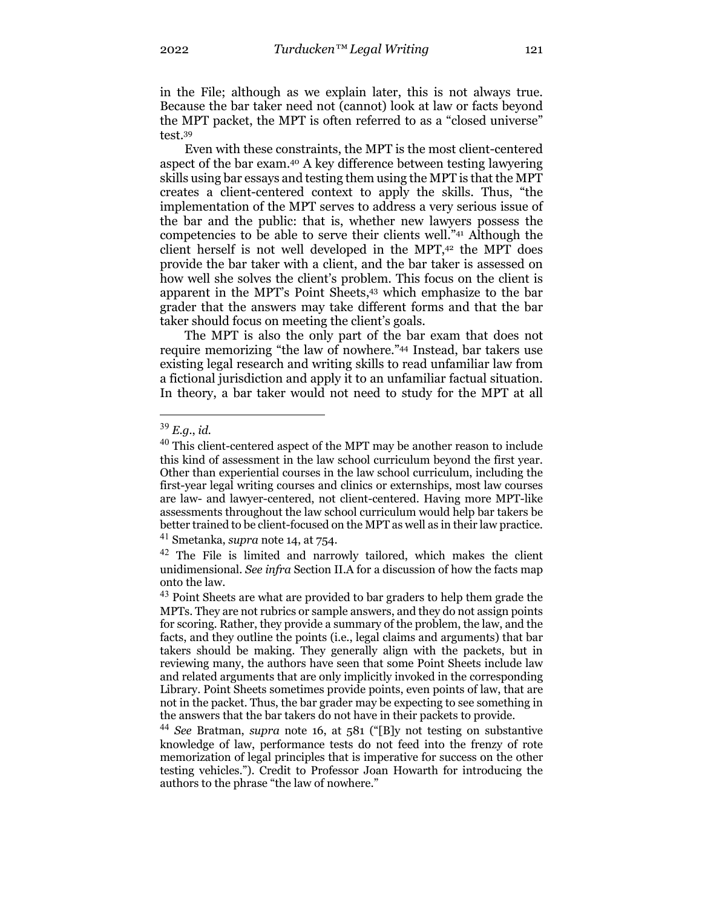in the File; although as we explain later, this is not always true. Because the bar taker need not (cannot) look at law or facts beyond the MPT packet, the MPT is often referred to as a "closed universe" test.[39]

Even with these constraints, the MPT is the most client-centered aspect of the bar exam.[40] A key difference between testing lawyering skills using bar essays and testing them using the MPT is that the MPT creates a client-centered context to apply the skills. Thus, "the implementation of the MPT serves to address a very serious issue of the bar and the public: that is, whether new lawyers possess the competencies to be able to serve their clients well."[41] Although the client herself is not well developed in the MPT,[42] the MPT does provide the bar taker with a client, and the bar taker is assessed on how well she solves the client's problem. This focus on the client is apparent in the MPT's Point Sheets,[43] which emphasize to the bar grader that the answers may take different forms and that the bar taker should focus on meeting the client's goals.

The MPT is also the only part of the bar exam that does not require memorizing "the law of nowhere."[44] Instead, bar takers use existing legal research and writing skills to read unfamiliar law from a fictional jurisdiction and apply it to an unfamiliar factual situation. In theory, a bar taker would not need to study for the MPT at all

---

[39] *E.g.*, *id.*

[40] This client-centered aspect of the MPT may be another reason to include this kind of assessment in the law school curriculum beyond the first year. Other than experiential courses in the law school curriculum, including the first-year legal writing courses and clinics or externships, most law courses are law- and lawyer-centered, not client-centered. Having more MPT-like assessments throughout the law school curriculum would help bar takers be better trained to be client-focused on the MPT as well as in their law practice.

[41] Smetanka, *supra* note 14, at 754.

[42] The File is limited and narrowly tailored, which makes the client unidimensional. *See infra* Section II.A for a discussion of how the facts map onto the law.

[43] Point Sheets are what are provided to bar graders to help them grade the MPTs. They are not rubrics or sample answers, and they do not assign points for scoring. Rather, they provide a summary of the problem, the law, and the facts, and they outline the points (i.e., legal claims and arguments) that bar takers should be making. They generally align with the packets, but in reviewing many, the authors have seen that some Point Sheets include law and related arguments that are only implicitly invoked in the corresponding Library. Point Sheets sometimes provide points, even points of law, that are not in the packet. Thus, the bar grader may be expecting to see something in the answers that the bar takers do not have in their packets to provide.

[44] *See* Bratman, *supra* note 16, at 581 ("[B]y not testing on substantive knowledge of law, performance tests do not feed into the frenzy of rote memorization of legal principles that is imperative for success on the other testing vehicles."). Credit to Professor Joan Howarth for introducing the authors to the phrase "the law of nowhere."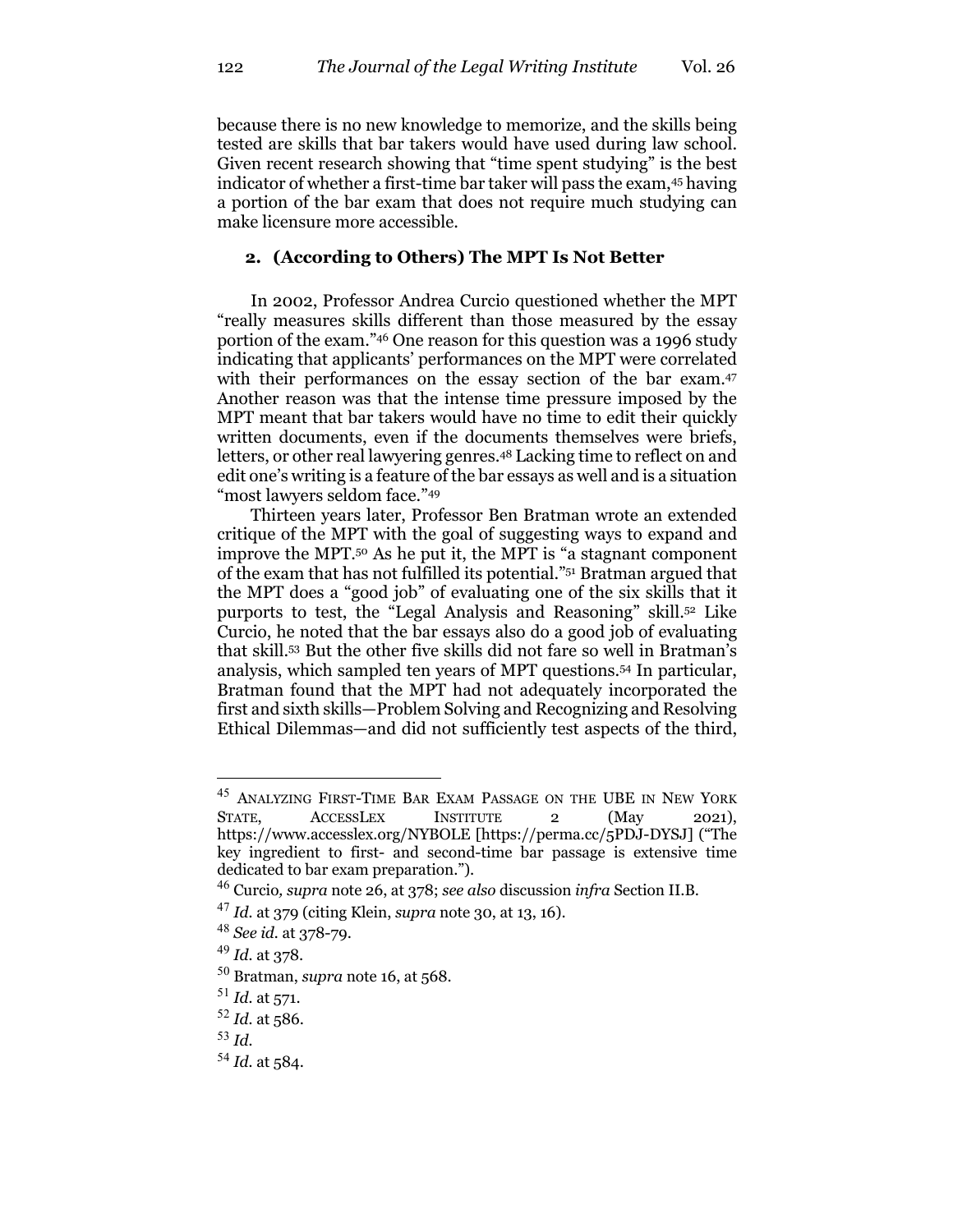because there is no new knowledge to memorize, and the skills being tested are skills that bar takers would have used during law school. Given recent research showing that "time spent studying" is the best indicator of whether a first-time bar taker will pass the exam,[45] having a portion of the bar exam that does not require much studying can make licensure more accessible.

### 2. (According to Others) The MPT Is Not Better

In 2002, Professor Andrea Curcio questioned whether the MPT "really measures skills different than those measured by the essay portion of the exam."[46] One reason for this question was a 1996 study indicating that applicants' performances on the MPT were correlated with their performances on the essay section of the bar exam.[47] Another reason was that the intense time pressure imposed by the MPT meant that bar takers would have no time to edit their quickly written documents, even if the documents themselves were briefs, letters, or other real lawyering genres.[48] Lacking time to reflect on and edit one's writing is a feature of the bar essays as well and is a situation "most lawyers seldom face."[49]

Thirteen years later, Professor Ben Bratman wrote an extended critique of the MPT with the goal of suggesting ways to expand and improve the MPT.[50] As he put it, the MPT is "a stagnant component of the exam that has not fulfilled its potential."[51] Bratman argued that the MPT does a "good job" of evaluating one of the six skills that it purports to test, the "Legal Analysis and Reasoning" skill.[52] Like Curcio, he noted that the bar essays also do a good job of evaluating that skill.[53] But the other five skills did not fare so well in Bratman's analysis, which sampled ten years of MPT questions.[54] In particular, Bratman found that the MPT had not adequately incorporated the first and sixth skills—Problem Solving and Recognizing and Resolving Ethical Dilemmas—and did not sufficiently test aspects of the third,

---

[45] ANALYZING FIRST-TIME BAR EXAM PASSAGE ON THE UBE IN NEW YORK STATE, ACCESSLEX INSTITUTE 2 (May 2021), https://www.accesslex.org/NYBOLE [https://perma.cc/5PDJ-DYSJ] ("The key ingredient to first- and second-time bar passage is extensive time dedicated to bar exam preparation.").

[46] Curcio, *supra* note 26, at 378; *see also* discussion *infra* Section II.B.

[47] *Id.* at 379 (citing Klein, *supra* note 30, at 13, 16).

[48] *See id.* at 378-79.

[49] *Id.* at 378.

[50] Bratman, *supra* note 16, at 568.

[51] *Id.* at 571.

[52] *Id.* at 586.

[53] *Id.*

[54] *Id.* at 584.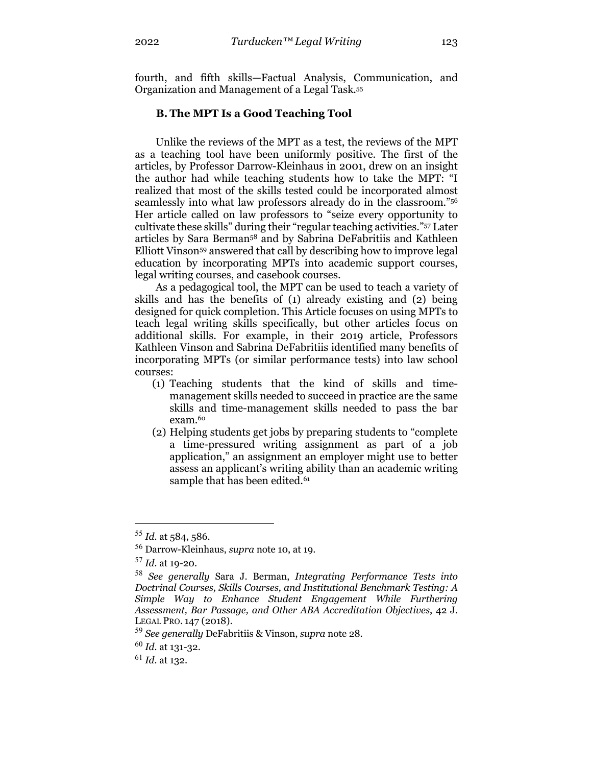fourth, and fifth skills—Factual Analysis, Communication, and Organization and Management of a Legal Task.[55]

### B. The MPT Is a Good Teaching Tool

Unlike the reviews of the MPT as a test, the reviews of the MPT as a teaching tool have been uniformly positive. The first of the articles, by Professor Darrow-Kleinhaus in 2001, drew on an insight the author had while teaching students how to take the MPT: "I realized that most of the skills tested could be incorporated almost seamlessly into what law professors already do in the classroom."[56] Her article called on law professors to "seize every opportunity to cultivate these skills" during their "regular teaching activities."[57] Later articles by Sara Berman[58] and by Sabrina DeFabritiis and Kathleen Elliott Vinson[59] answered that call by describing how to improve legal education by incorporating MPTs into academic support courses, legal writing courses, and casebook courses.

As a pedagogical tool, the MPT can be used to teach a variety of skills and has the benefits of (1) already existing and (2) being designed for quick completion. This Article focuses on using MPTs to teach legal writing skills specifically, but other articles focus on additional skills. For example, in their 2019 article, Professors Kathleen Vinson and Sabrina DeFabritiis identified many benefits of incorporating MPTs (or similar performance tests) into law school courses:

(1) Teaching students that the kind of skills and time-management skills needed to succeed in practice are the same skills and time-management skills needed to pass the bar exam.[60]

(2) Helping students get jobs by preparing students to "complete a time-pressured writing assignment as part of a job application," an assignment an employer might use to better assess an applicant's writing ability than an academic writing sample that has been edited.[61]

---

[55] *Id.* at 584, 586.

[56] Darrow-Kleinhaus, *supra* note 10, at 19.

[57] *Id.* at 19-20.

[58] *See generally* Sara J. Berman, *Integrating Performance Tests into Doctrinal Courses, Skills Courses, and Institutional Benchmark Testing: A Simple Way to Enhance Student Engagement While Furthering Assessment, Bar Passage, and Other ABA Accreditation Objectives*, 42 J. LEGAL PRO. 147 (2018).

[59] *See generally* DeFabritiis & Vinson, *supra* note 28.

[60] *Id.* at 131-32.

[61] *Id.* at 132.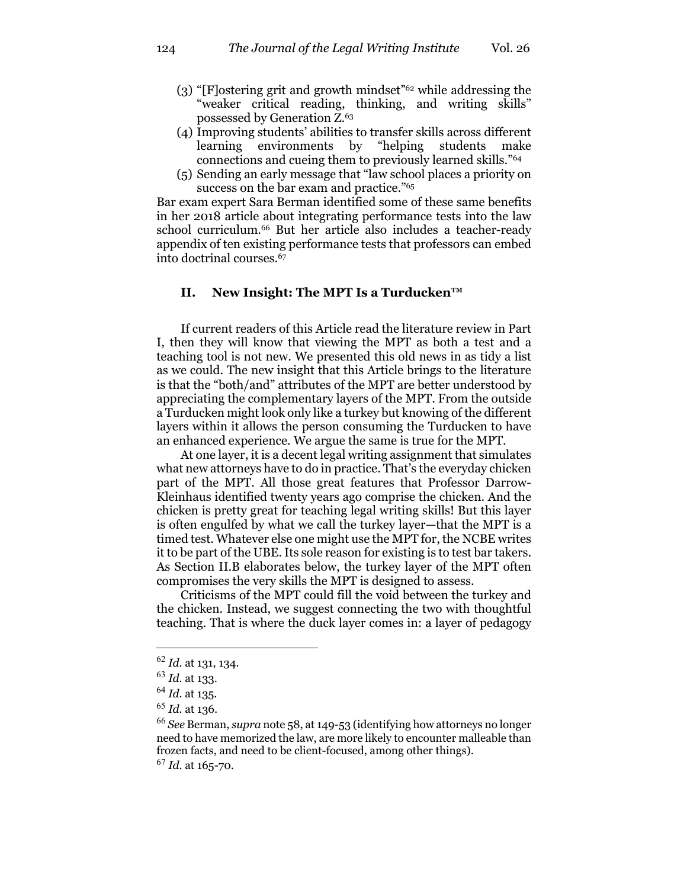(3) "[F]ostering grit and growth mindset"[62] while addressing the "weaker critical reading, thinking, and writing skills" possessed by Generation Z.[63]

(4) Improving students' abilities to transfer skills across different learning environments by "helping students make connections and cueing them to previously learned skills."[64]

(5) Sending an early message that "law school places a priority on success on the bar exam and practice."[65]

Bar exam expert Sara Berman identified some of these same benefits in her 2018 article about integrating performance tests into the law school curriculum.[66] But her article also includes a teacher-ready appendix of ten existing performance tests that professors can embed into doctrinal courses.[67]

## II. New Insight: The MPT Is a Turducken™

If current readers of this Article read the literature review in Part I, then they will know that viewing the MPT as both a test and a teaching tool is not new. We presented this old news in as tidy a list as we could. The new insight that this Article brings to the literature is that the "both/and" attributes of the MPT are better understood by appreciating the complementary layers of the MPT. From the outside a Turducken might look only like a turkey but knowing of the different layers within it allows the person consuming the Turducken to have an enhanced experience. We argue the same is true for the MPT.

At one layer, it is a decent legal writing assignment that simulates what new attorneys have to do in practice. That's the everyday chicken part of the MPT. All those great features that Professor Darrow-Kleinhaus identified twenty years ago comprise the chicken. And the chicken is pretty great for teaching legal writing skills! But this layer is often engulfed by what we call the turkey layer—that the MPT is a timed test. Whatever else one might use the MPT for, the NCBE writes it to be part of the UBE. Its sole reason for existing is to test bar takers. As Section II.B elaborates below, the turkey layer of the MPT often compromises the very skills the MPT is designed to assess.

Criticisms of the MPT could fill the void between the turkey and the chicken. Instead, we suggest connecting the two with thoughtful teaching. That is where the duck layer comes in: a layer of pedagogy

---

[62] *Id.* at 131, 134.

[63] *Id.* at 133.

[64] *Id.* at 135.

[65] *Id.* at 136.

[66] *See* Berman, *supra* note 58, at 149-53 (identifying how attorneys no longer need to have memorized the law, are more likely to encounter malleable than frozen facts, and need to be client-focused, among other things).

[67] *Id.* at 165-70.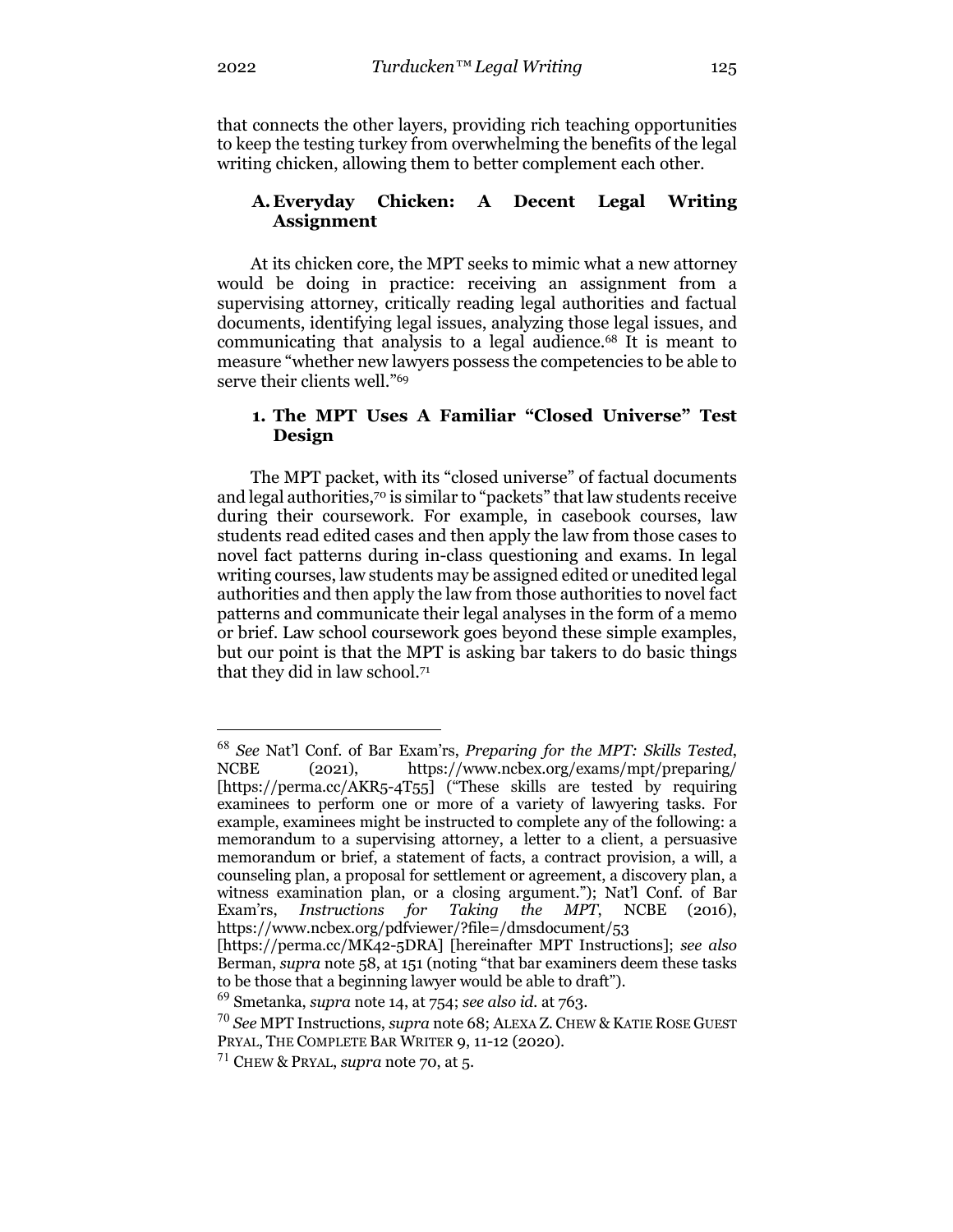that connects the other layers, providing rich teaching opportunities to keep the testing turkey from overwhelming the benefits of the legal writing chicken, allowing them to better complement each other.

### A. Everyday Chicken: A Decent Legal Writing Assignment

At its chicken core, the MPT seeks to mimic what a new attorney would be doing in practice: receiving an assignment from a supervising attorney, critically reading legal authorities and factual documents, identifying legal issues, analyzing those legal issues, and communicating that analysis to a legal audience.[68] It is meant to measure "whether new lawyers possess the competencies to be able to serve their clients well."[69]

#### 1. The MPT Uses A Familiar "Closed Universe" Test Design

The MPT packet, with its "closed universe" of factual documents and legal authorities,[70] is similar to "packets" that law students receive during their coursework. For example, in casebook courses, law students read edited cases and then apply the law from those cases to novel fact patterns during in-class questioning and exams. In legal writing courses, law students may be assigned edited or unedited legal authorities and then apply the law from those authorities to novel fact patterns and communicate their legal analyses in the form of a memo or brief. Law school coursework goes beyond these simple examples, but our point is that the MPT is asking bar takers to do basic things that they did in law school.[71]

---

[68] *See* Nat'l Conf. of Bar Exam'rs, *Preparing for the MPT: Skills Tested*, NCBE (2021), https://www.ncbex.org/exams/mpt/preparing/ [https://perma.cc/AKR5-4T55] ("These skills are tested by requiring examinees to perform one or more of a variety of lawyering tasks. For example, examinees might be instructed to complete any of the following: a memorandum to a supervising attorney, a letter to a client, a persuasive memorandum or brief, a statement of facts, a contract provision, a will, a counseling plan, a proposal for settlement or agreement, a discovery plan, a witness examination plan, or a closing argument."); Nat'l Conf. of Bar Exam'rs, *Instructions for Taking the MPT*, NCBE (2016), https://www.ncbex.org/pdfviewer/?file=/dmsdocument/53 [https://perma.cc/MK42-5DRA] [hereinafter MPT Instructions]; *see also* Berman, *supra* note 58, at 151 (noting "that bar examiners deem these tasks to be those that a beginning lawyer would be able to draft").

[69] Smetanka, *supra* note 14, at 754; *see also id.* at 763.

[70] *See* MPT Instructions, *supra* note 68; ALEXA Z. CHEW & KATIE ROSE GUEST PRYAL, THE COMPLETE BAR WRITER 9, 11-12 (2020).

[71] CHEW & PRYAL, *supra* note 70, at 5.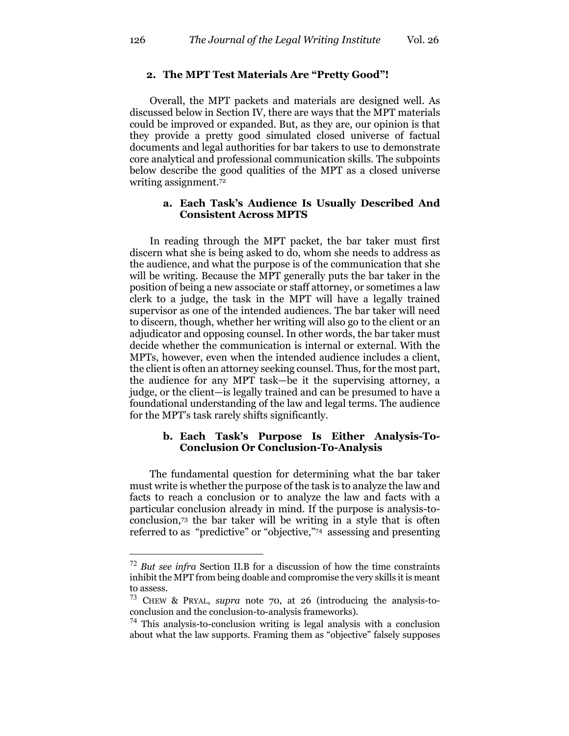### 2. The MPT Test Materials Are "Pretty Good"!

Overall, the MPT packets and materials are designed well. As discussed below in Section IV, there are ways that the MPT materials could be improved or expanded. But, as they are, our opinion is that they provide a pretty good simulated closed universe of factual documents and legal authorities for bar takers to use to demonstrate core analytical and professional communication skills. The subpoints below describe the good qualities of the MPT as a closed universe writing assignment.[72]

#### a. Each Task's Audience Is Usually Described And Consistent Across MPTS

In reading through the MPT packet, the bar taker must first discern what she is being asked to do, whom she needs to address as the audience, and what the purpose is of the communication that she will be writing. Because the MPT generally puts the bar taker in the position of being a new associate or staff attorney, or sometimes a law clerk to a judge, the task in the MPT will have a legally trained supervisor as one of the intended audiences. The bar taker will need to discern, though, whether her writing will also go to the client or an adjudicator and opposing counsel. In other words, the bar taker must decide whether the communication is internal or external. With the MPTs, however, even when the intended audience includes a client, the client is often an attorney seeking counsel. Thus, for the most part, the audience for any MPT task—be it the supervising attorney, a judge, or the client—is legally trained and can be presumed to have a foundational understanding of the law and legal terms. The audience for the MPT's task rarely shifts significantly.

#### b. Each Task's Purpose Is Either Analysis-To-Conclusion Or Conclusion-To-Analysis

The fundamental question for determining what the bar taker must write is whether the purpose of the task is to analyze the law and facts to reach a conclusion or to analyze the law and facts with a particular conclusion already in mind. If the purpose is analysis-to-conclusion,[73] the bar taker will be writing in a style that is often referred to as "predictive" or "objective,"[74] assessing and presenting

---

[72] *But see infra* Section II.B for a discussion of how the time constraints inhibit the MPT from being doable and compromise the very skills it is meant to assess.

[73] CHEW & PRYAL, *supra* note 70, at 26 (introducing the analysis-to-conclusion and the conclusion-to-analysis frameworks).

[74] This analysis-to-conclusion writing is legal analysis with a conclusion about what the law supports. Framing them as "objective" falsely supposes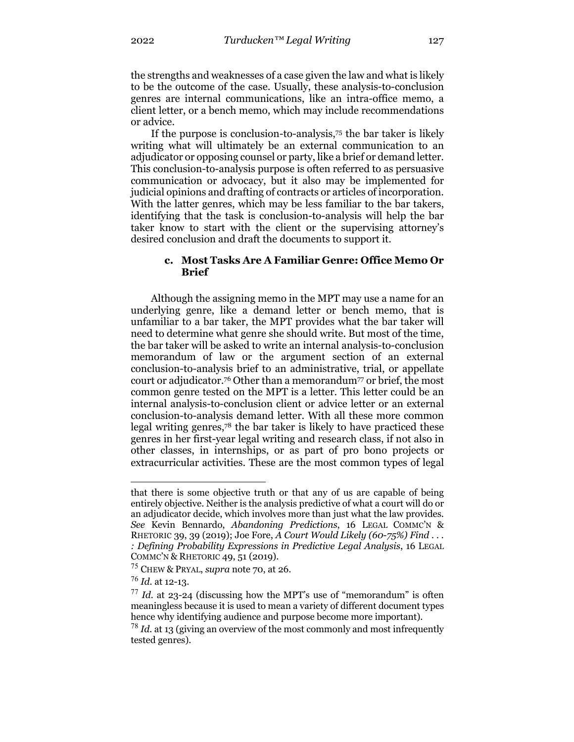the strengths and weaknesses of a case given the law and what is likely to be the outcome of the case. Usually, these analysis-to-conclusion genres are internal communications, like an intra-office memo, a client letter, or a bench memo, which may include recommendations or advice.

If the purpose is conclusion-to-analysis,[75] the bar taker is likely writing what will ultimately be an external communication to an adjudicator or opposing counsel or party, like a brief or demand letter. This conclusion-to-analysis purpose is often referred to as persuasive communication or advocacy, but it also may be implemented for judicial opinions and drafting of contracts or articles of incorporation. With the latter genres, which may be less familiar to the bar takers, identifying that the task is conclusion-to-analysis will help the bar taker know to start with the client or the supervising attorney's desired conclusion and draft the documents to support it.

#### c. Most Tasks Are A Familiar Genre: Office Memo Or Brief

Although the assigning memo in the MPT may use a name for an underlying genre, like a demand letter or bench memo, that is unfamiliar to a bar taker, the MPT provides what the bar taker will need to determine what genre she should write. But most of the time, the bar taker will be asked to write an internal analysis-to-conclusion memorandum of law or the argument section of an external conclusion-to-analysis brief to an administrative, trial, or appellate court or adjudicator.[76] Other than a memorandum[77] or brief, the most common genre tested on the MPT is a letter. This letter could be an internal analysis-to-conclusion client or advice letter or an external conclusion-to-analysis demand letter. With all these more common legal writing genres,[78] the bar taker is likely to have practiced these genres in her first-year legal writing and research class, if not also in other classes, in internships, or as part of pro bono projects or extracurricular activities. These are the most common types of legal

---

that there is some objective truth or that any of us are capable of being entirely objective. Neither is the analysis predictive of what a court will do or an adjudicator decide, which involves more than just what the law provides. *See* Kevin Bennardo, *Abandoning Predictions*, 16 LEGAL COMMC'N & RHETORIC 39, 39 (2019); Joe Fore, *A Court Would Likely (60-75%) Find . . . : Defining Probability Expressions in Predictive Legal Analysis*, 16 LEGAL COMMC'N & RHETORIC 49, 51 (2019).

[75] CHEW & PRYAL, *supra* note 70, at 26.

[76] *Id.* at 12-13.

[77] *Id.* at 23-24 (discussing how the MPT's use of "memorandum" is often meaningless because it is used to mean a variety of different document types hence why identifying audience and purpose become more important).

[78] *Id.* at 13 (giving an overview of the most commonly and most infrequently tested genres).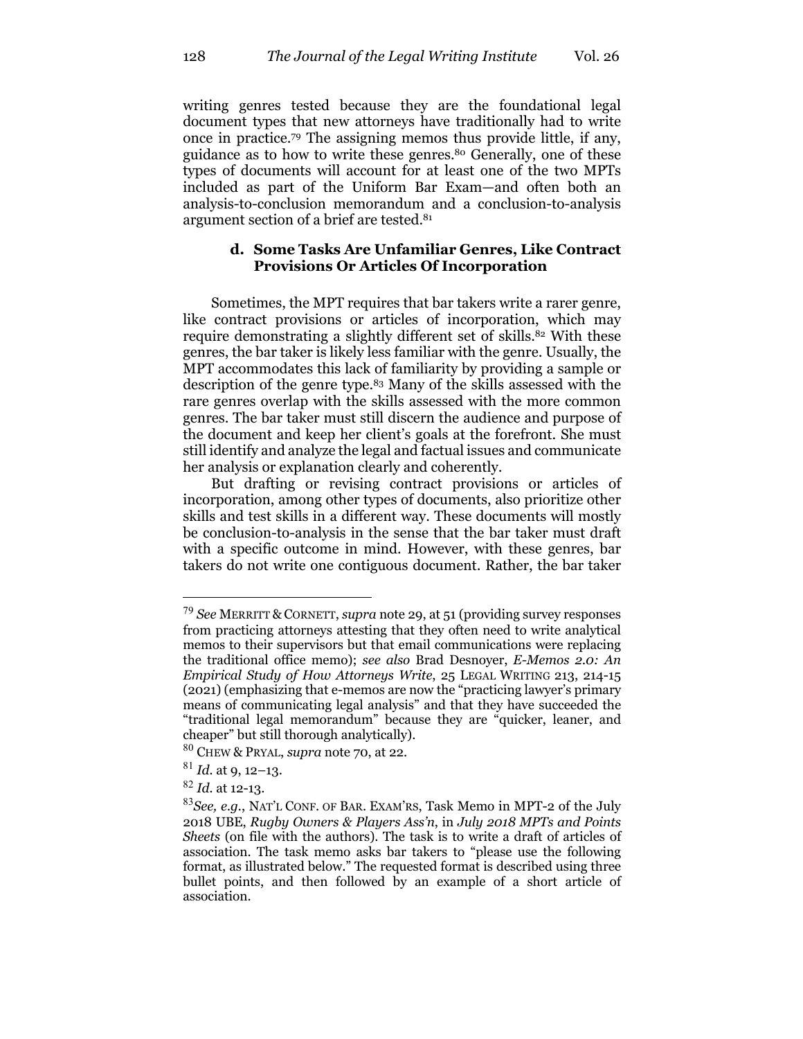writing genres tested because they are the foundational legal document types that new attorneys have traditionally had to write once in practice.[79] The assigning memos thus provide little, if any, guidance as to how to write these genres.[80] Generally, one of these types of documents will account for at least one of the two MPTs included as part of the Uniform Bar Exam—and often both an analysis-to-conclusion memorandum and a conclusion-to-analysis argument section of a brief are tested.[81]

#### d. Some Tasks Are Unfamiliar Genres, Like Contract Provisions Or Articles Of Incorporation

Sometimes, the MPT requires that bar takers write a rarer genre, like contract provisions or articles of incorporation, which may require demonstrating a slightly different set of skills.[82] With these genres, the bar taker is likely less familiar with the genre. Usually, the MPT accommodates this lack of familiarity by providing a sample or description of the genre type.[83] Many of the skills assessed with the rare genres overlap with the skills assessed with the more common genres. The bar taker must still discern the audience and purpose of the document and keep her client's goals at the forefront. She must still identify and analyze the legal and factual issues and communicate her analysis or explanation clearly and coherently.

But drafting or revising contract provisions or articles of incorporation, among other types of documents, also prioritize other skills and test skills in a different way. These documents will mostly be conclusion-to-analysis in the sense that the bar taker must draft with a specific outcome in mind. However, with these genres, bar takers do not write one contiguous document. Rather, the bar taker

---

[79] *See* MERRITT & CORNETT, *supra* note 29, at 51 (providing survey responses from practicing attorneys attesting that they often need to write analytical memos to their supervisors but that email communications were replacing the traditional office memo); *see also* Brad Desnoyer, *E-Memos 2.0: An Empirical Study of How Attorneys Write*, 25 LEGAL WRITING 213, 214-15 (2021) (emphasizing that e-memos are now the "practicing lawyer's primary means of communicating legal analysis" and that they have succeeded the "traditional legal memorandum" because they are "quicker, leaner, and cheaper" but still thorough analytically).

[80] CHEW & PRYAL, *supra* note 70, at 22.

[81] *Id.* at 9, 12–13.

[82] *Id.* at 12-13.

[83] *See, e.g.*, NAT'L CONF. OF BAR. EXAM'RS, Task Memo in MPT-2 of the July 2018 UBE, *Rugby Owners & Players Ass'n*, in *July 2018 MPTs and Points Sheets* (on file with the authors). The task is to write a draft of articles of association. The task memo asks bar takers to "please use the following format, as illustrated below." The requested format is described using three bullet points, and then followed by an example of a short article of association.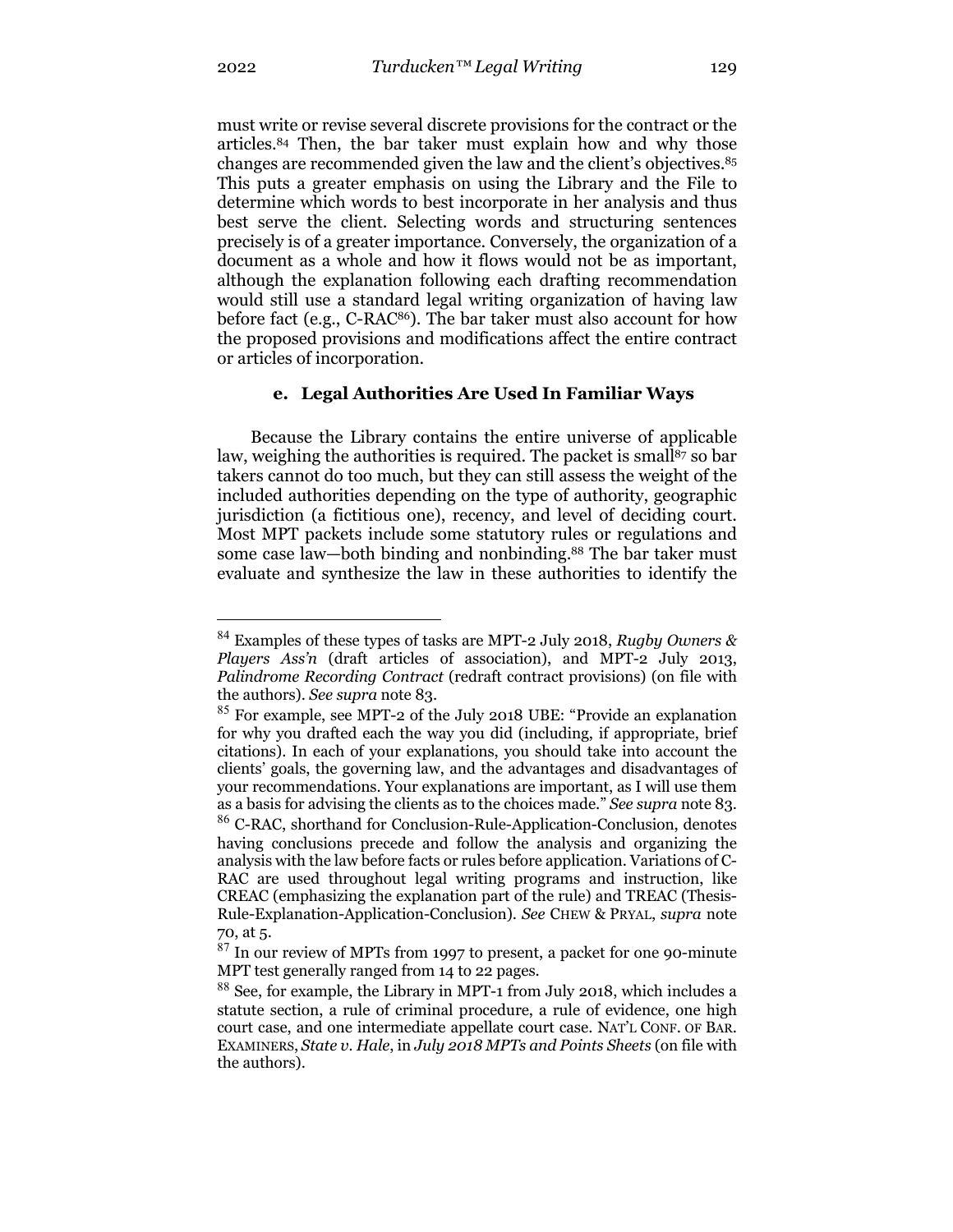must write or revise several discrete provisions for the contract or the articles.[84] Then, the bar taker must explain how and why those changes are recommended given the law and the client's objectives.[85] This puts a greater emphasis on using the Library and the File to determine which words to best incorporate in her analysis and thus best serve the client. Selecting words and structuring sentences precisely is of a greater importance. Conversely, the organization of a document as a whole and how it flows would not be as important, although the explanation following each drafting recommendation would still use a standard legal writing organization of having law before fact (e.g., C-RAC[86]). The bar taker must also account for how the proposed provisions and modifications affect the entire contract or articles of incorporation.

#### e. Legal Authorities Are Used In Familiar Ways

Because the Library contains the entire universe of applicable law, weighing the authorities is required. The packet is small[87] so bar takers cannot do too much, but they can still assess the weight of the included authorities depending on the type of authority, geographic jurisdiction (a fictitious one), recency, and level of deciding court. Most MPT packets include some statutory rules or regulations and some case law—both binding and nonbinding.[88] The bar taker must evaluate and synthesize the law in these authorities to identify the

---

[84] Examples of these types of tasks are MPT-2 July 2018, *Rugby Owners & Players Ass'n* (draft articles of association), and MPT-2 July 2013, *Palindrome Recording Contract* (redraft contract provisions) (on file with the authors). *See supra* note 83.

[85] For example, see MPT-2 of the July 2018 UBE: "Provide an explanation for why you drafted each the way you did (including, if appropriate, brief citations). In each of your explanations, you should take into account the clients' goals, the governing law, and the advantages and disadvantages of your recommendations. Your explanations are important, as I will use them as a basis for advising the clients as to the choices made." *See supra* note 83.

[86] C-RAC, shorthand for Conclusion-Rule-Application-Conclusion, denotes having conclusions precede and follow the analysis and organizing the analysis with the law before facts or rules before application. Variations of C-RAC are used throughout legal writing programs and instruction, like CREAC (emphasizing the explanation part of the rule) and TREAC (Thesis-Rule-Explanation-Application-Conclusion). *See* CHEW & PRYAL, *supra* note 70, at 5.

[87] In our review of MPTs from 1997 to present, a packet for one 90-minute MPT test generally ranged from 14 to 22 pages.

[88] See, for example, the Library in MPT-1 from July 2018, which includes a statute section, a rule of criminal procedure, a rule of evidence, one high court case, and one intermediate appellate court case. NAT'L CONF. OF BAR. EXAMINERS, *State v. Hale*, in *July 2018 MPTs and Points Sheets* (on file with the authors).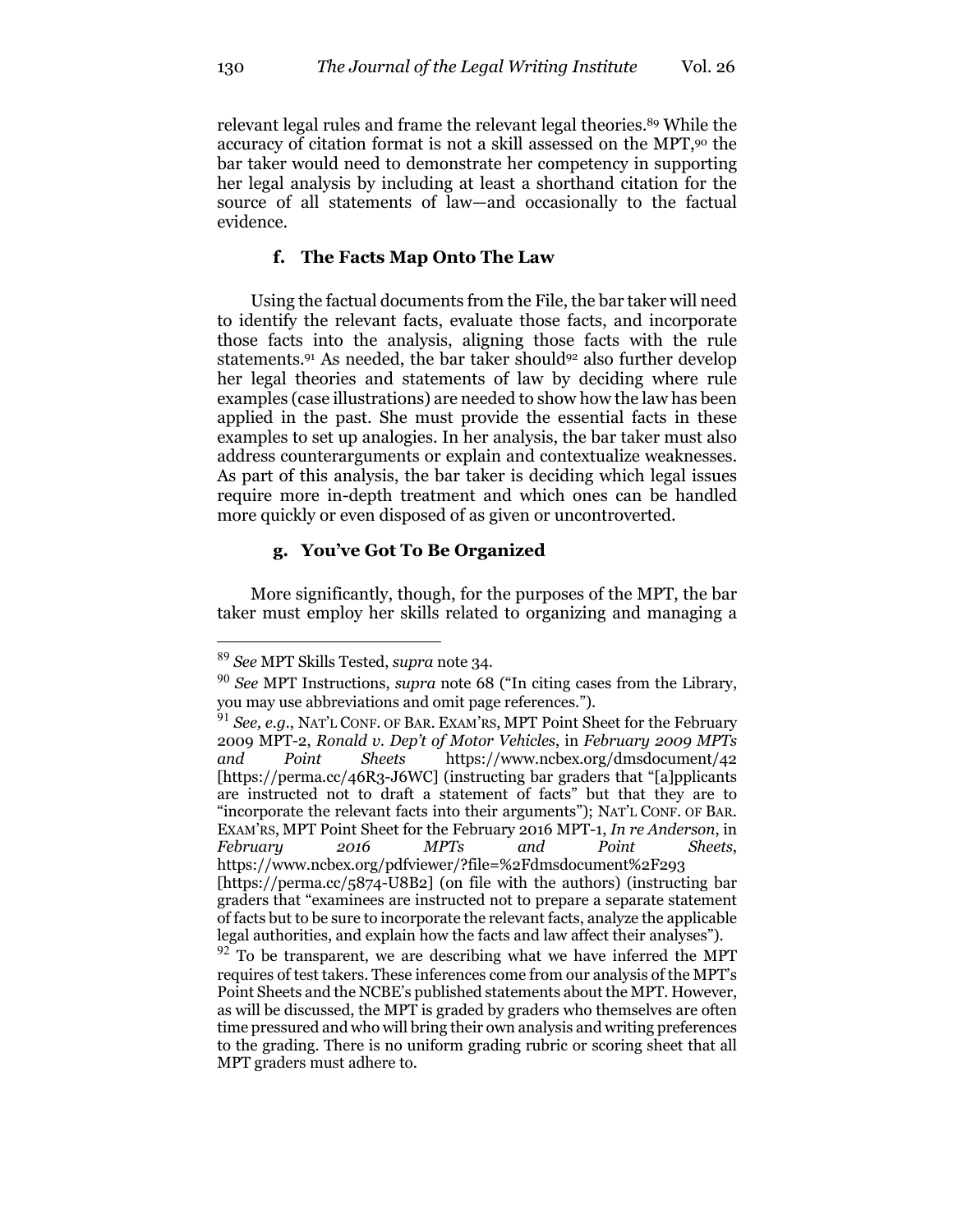relevant legal rules and frame the relevant legal theories.[89] While the accuracy of citation format is not a skill assessed on the MPT,[90] the bar taker would need to demonstrate her competency in supporting her legal analysis by including at least a shorthand citation for the source of all statements of law—and occasionally to the factual evidence.

#### f. The Facts Map Onto The Law

Using the factual documents from the File, the bar taker will need to identify the relevant facts, evaluate those facts, and incorporate those facts into the analysis, aligning those facts with the rule statements.[91] As needed, the bar taker should[92] also further develop her legal theories and statements of law by deciding where rule examples (case illustrations) are needed to show how the law has been applied in the past. She must provide the essential facts in these examples to set up analogies. In her analysis, the bar taker must also address counterarguments or explain and contextualize weaknesses. As part of this analysis, the bar taker is deciding which legal issues require more in-depth treatment and which ones can be handled more quickly or even disposed of as given or uncontroverted.

#### g. You've Got To Be Organized

More significantly, though, for the purposes of the MPT, the bar taker must employ her skills related to organizing and managing a

---

[89] *See* MPT Skills Tested, *supra* note 34.

[90] *See* MPT Instructions, *supra* note 68 ("In citing cases from the Library, you may use abbreviations and omit page references.").

[91] *See, e.g.*, NAT'L CONF. OF BAR. EXAM'RS, MPT Point Sheet for the February 2009 MPT-2, *Ronald v. Dep't of Motor Vehicles*, in *February 2009 MPTs and Point Sheets* https://www.ncbex.org/dmsdocument/42 [https://perma.cc/46R3-J6WC] (instructing bar graders that "[a]pplicants are instructed not to draft a statement of facts" but that they are to "incorporate the relevant facts into their arguments"); NAT'L CONF. OF BAR. EXAM'RS, MPT Point Sheet for the February 2016 MPT-1, *In re Anderson*, in *February 2016 MPTs and Point Sheets*, https://www.ncbex.org/pdfviewer/?file=%2Fdmsdocument%2F293 [https://perma.cc/5874-U8B2] (on file with the authors) (instructing bar graders that "examinees are instructed not to prepare a separate statement of facts but to be sure to incorporate the relevant facts, analyze the applicable legal authorities, and explain how the facts and law affect their analyses").

[92] To be transparent, we are describing what we have inferred the MPT requires of test takers. These inferences come from our analysis of the MPT's Point Sheets and the NCBE's published statements about the MPT. However, as will be discussed, the MPT is graded by graders who themselves are often time pressured and who will bring their own analysis and writing preferences to the grading. There is no uniform grading rubric or scoring sheet that all MPT graders must adhere to.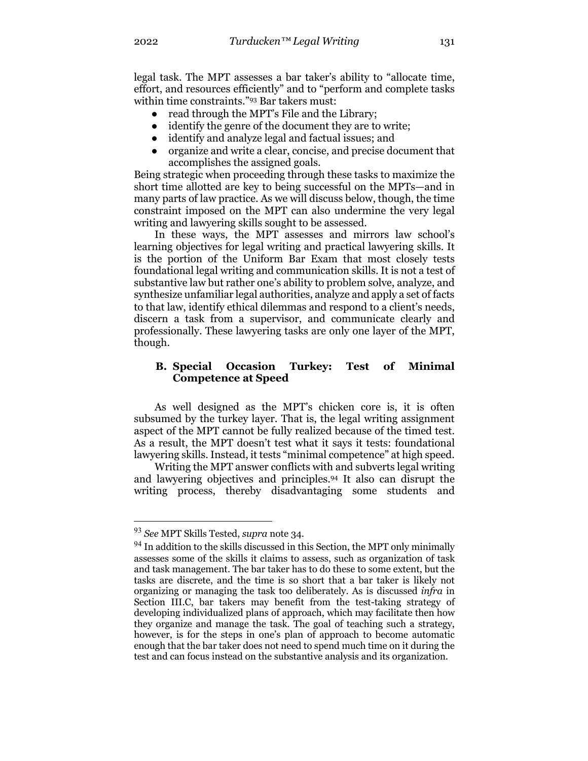legal task. The MPT assesses a bar taker's ability to "allocate time, effort, and resources efficiently" and to "perform and complete tasks within time constraints."[93] Bar takers must:

- read through the MPT's File and the Library;
- identify the genre of the document they are to write;
- identify and analyze legal and factual issues; and
- organize and write a clear, concise, and precise document that accomplishes the assigned goals.

Being strategic when proceeding through these tasks to maximize the short time allotted are key to being successful on the MPTs—and in many parts of law practice. As we will discuss below, though, the time constraint imposed on the MPT can also undermine the very legal writing and lawyering skills sought to be assessed.

In these ways, the MPT assesses and mirrors law school's learning objectives for legal writing and practical lawyering skills. It is the portion of the Uniform Bar Exam that most closely tests foundational legal writing and communication skills. It is not a test of substantive law but rather one's ability to problem solve, analyze, and synthesize unfamiliar legal authorities, analyze and apply a set of facts to that law, identify ethical dilemmas and respond to a client's needs, discern a task from a supervisor, and communicate clearly and professionally. These lawyering tasks are only one layer of the MPT, though.

### B. Special Occasion Turkey: Test of Minimal Competence at Speed

As well designed as the MPT's chicken core is, it is often subsumed by the turkey layer. That is, the legal writing assignment aspect of the MPT cannot be fully realized because of the timed test. As a result, the MPT doesn't test what it says it tests: foundational lawyering skills. Instead, it tests "minimal competence" at high speed.

Writing the MPT answer conflicts with and subverts legal writing and lawyering objectives and principles.[94] It also can disrupt the writing process, thereby disadvantaging some students and

---

[93] *See* MPT Skills Tested, *supra* note 34.

[94] In addition to the skills discussed in this Section, the MPT only minimally assesses some of the skills it claims to assess, such as organization of task and task management. The bar taker has to do these to some extent, but the tasks are discrete, and the time is so short that a bar taker is likely not organizing or managing the task too deliberately. As is discussed *infra* in Section III.C, bar takers may benefit from the test-taking strategy of developing individualized plans of approach, which may facilitate then how they organize and manage the task. The goal of teaching such a strategy, however, is for the steps in one's plan of approach to become automatic enough that the bar taker does not need to spend much time on it during the test and can focus instead on the substantive analysis and its organization.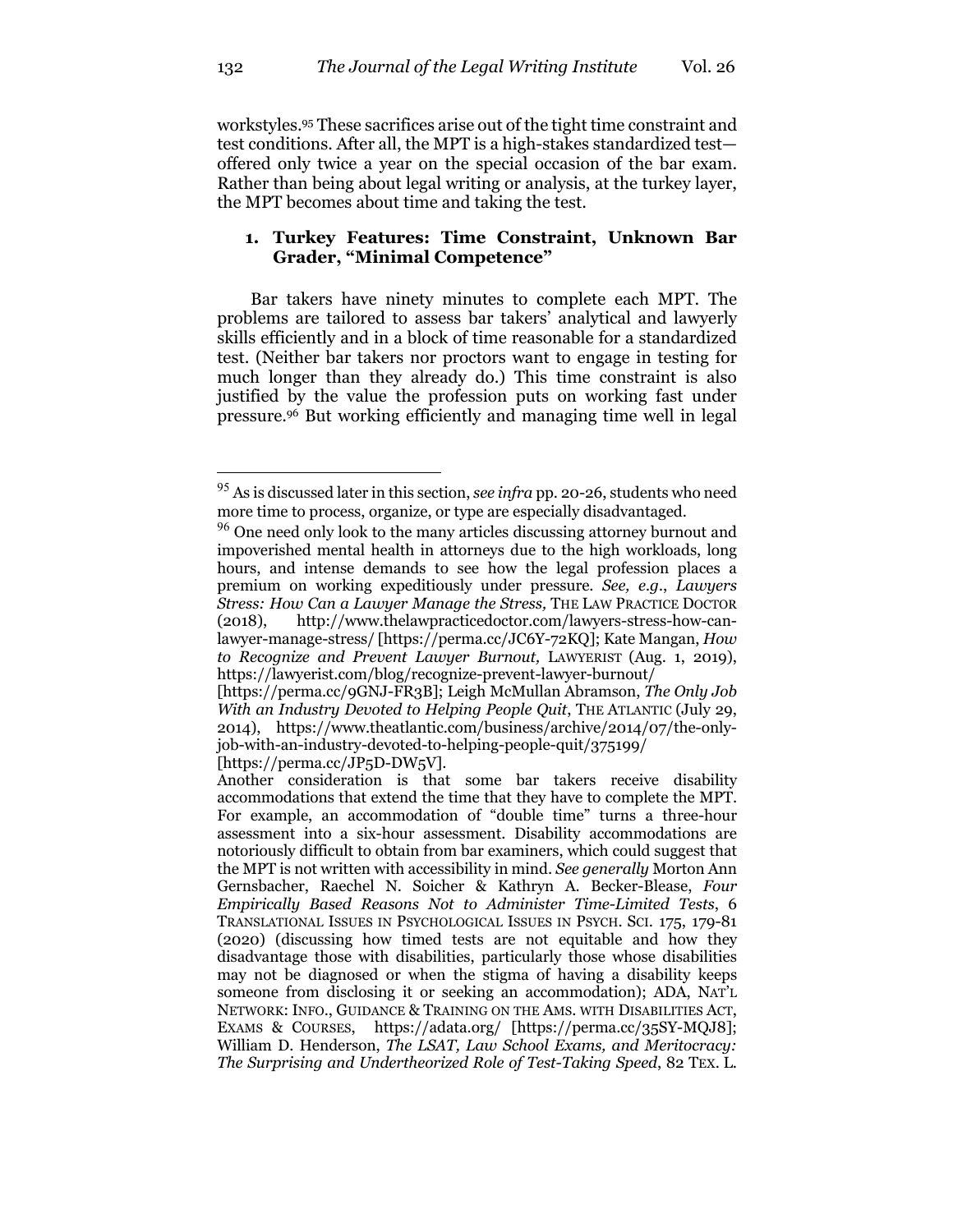workstyles.[95] These sacrifices arise out of the tight time constraint and test conditions. After all, the MPT is a high-stakes standardized test—offered only twice a year on the special occasion of the bar exam. Rather than being about legal writing or analysis, at the turkey layer, the MPT becomes about time and taking the test.

### 1. Turkey Features: Time Constraint, Unknown Bar Grader, "Minimal Competence"

Bar takers have ninety minutes to complete each MPT. The problems are tailored to assess bar takers' analytical and lawyerly skills efficiently and in a block of time reasonable for a standardized test. (Neither bar takers nor proctors want to engage in testing for much longer than they already do.) This time constraint is also justified by the value the profession puts on working fast under pressure.[96] But working efficiently and managing time well in legal

---

[95] As is discussed later in this section, *see infra* pp. 20-26, students who need more time to process, organize, or type are especially disadvantaged.

[96] One need only look to the many articles discussing attorney burnout and impoverished mental health in attorneys due to the high workloads, long hours, and intense demands to see how the legal profession places a premium on working expeditiously under pressure. *See, e.g.*, *Lawyers Stress: How Can a Lawyer Manage the Stress,* THE LAW PRACTICE DOCTOR (2018), http://www.thelawpracticedoctor.com/lawyers-stress-how-can-lawyer-manage-stress/ [https://perma.cc/JC6Y-72KQ]; Kate Mangan, *How to Recognize and Prevent Lawyer Burnout,* LAWYERIST (Aug. 1, 2019), https://lawyerist.com/blog/recognize-prevent-lawyer-burnout/ [https://perma.cc/9GNJ-FR3B]; Leigh McMullan Abramson, *The Only Job With an Industry Devoted to Helping People Quit*, THE ATLANTIC (July 29, 2014), https://www.theatlantic.com/business/archive/2014/07/the-only-job-with-an-industry-devoted-to-helping-people-quit/375199/ [https://perma.cc/JP5D-DW5V].
Another consideration is that some bar takers receive disability accommodations that extend the time that they have to complete the MPT. For example, an accommodation of "double time" turns a three-hour assessment into a six-hour assessment. Disability accommodations are notoriously difficult to obtain from bar examiners, which could suggest that the MPT is not written with accessibility in mind. *See generally* Morton Ann Gernsbacher, Raechel N. Soicher & Kathryn A. Becker-Blease, *Four Empirically Based Reasons Not to Administer Time-Limited Tests*, 6 TRANSLATIONAL ISSUES IN PSYCHOLOGICAL ISSUES IN PSYCH. SCI. 175, 179-81 (2020) (discussing how timed tests are not equitable and how they disadvantage those with disabilities, particularly those whose disabilities may not be diagnosed or when the stigma of having a disability keeps someone from disclosing it or seeking an accommodation); ADA, NAT'L NETWORK: INFO., GUIDANCE & TRAINING ON THE AMS. WITH DISABILITIES ACT, EXAMS & COURSES, https://adata.org/ [https://perma.cc/35SY-MQJ8]; William D. Henderson, *The LSAT, Law School Exams, and Meritocracy: The Surprising and Undertheorized Role of Test-Taking Speed*, 82 TEX. L.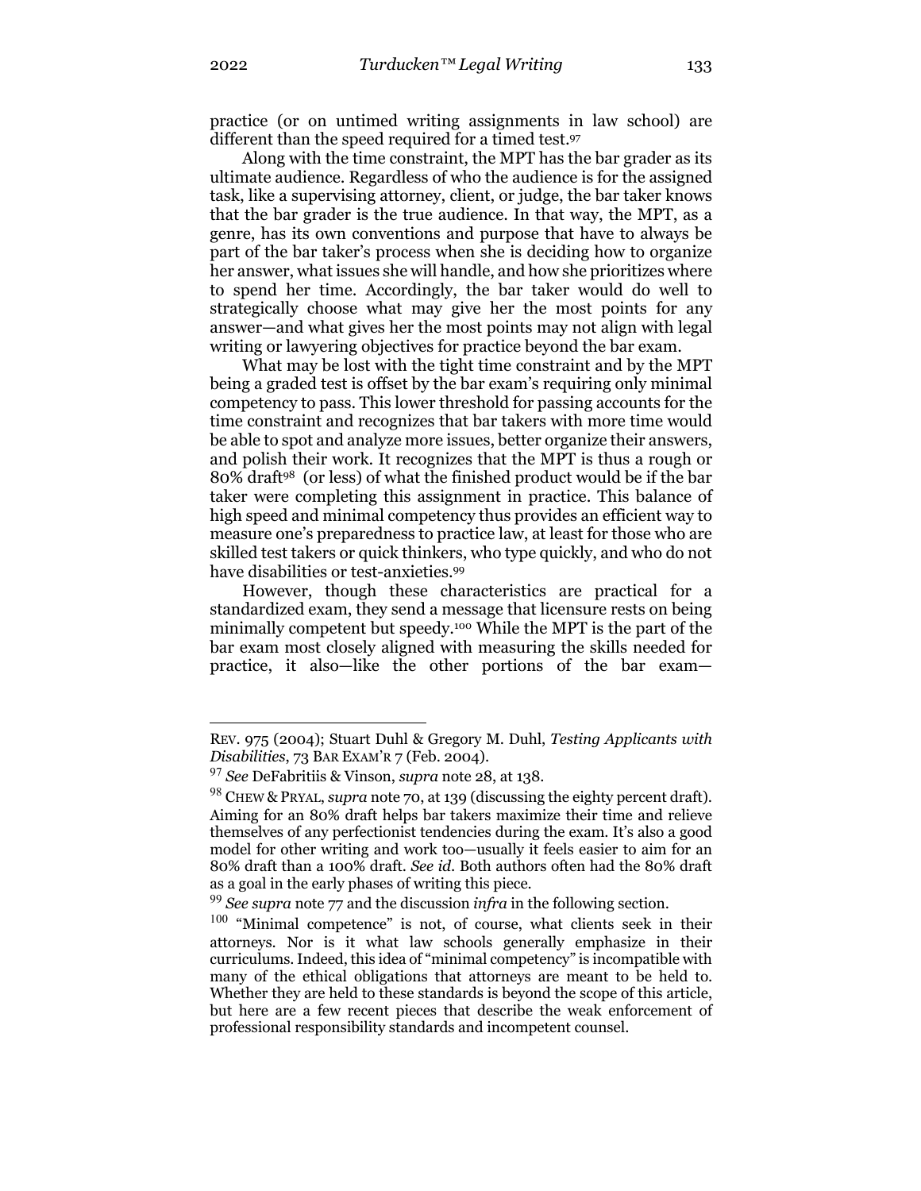practice (or on untimed writing assignments in law school) are different than the speed required for a timed test.[97]

Along with the time constraint, the MPT has the bar grader as its ultimate audience. Regardless of who the audience is for the assigned task, like a supervising attorney, client, or judge, the bar taker knows that the bar grader is the true audience. In that way, the MPT, as a genre, has its own conventions and purpose that have to always be part of the bar taker's process when she is deciding how to organize her answer, what issues she will handle, and how she prioritizes where to spend her time. Accordingly, the bar taker would do well to strategically choose what may give her the most points for any answer—and what gives her the most points may not align with legal writing or lawyering objectives for practice beyond the bar exam.

What may be lost with the tight time constraint and by the MPT being a graded test is offset by the bar exam's requiring only minimal competency to pass. This lower threshold for passing accounts for the time constraint and recognizes that bar takers with more time would be able to spot and analyze more issues, better organize their answers, and polish their work. It recognizes that the MPT is thus a rough or 80% draft[98] (or less) of what the finished product would be if the bar taker were completing this assignment in practice. This balance of high speed and minimal competency thus provides an efficient way to measure one's preparedness to practice law, at least for those who are skilled test takers or quick thinkers, who type quickly, and who do not have disabilities or test-anxieties.[99]

However, though these characteristics are practical for a standardized exam, they send a message that licensure rests on being minimally competent but speedy.[100] While the MPT is the part of the bar exam most closely aligned with measuring the skills needed for practice, it also—like the other portions of the bar exam—

---

REV. 975 (2004); Stuart Duhl & Gregory M. Duhl, *Testing Applicants with Disabilities*, 73 BAR EXAM'R 7 (Feb. 2004).

[97] *See* DeFabritiis & Vinson, *supra* note 28, at 138.

[98] CHEW & PRYAL, *supra* note 70, at 139 (discussing the eighty percent draft). Aiming for an 80% draft helps bar takers maximize their time and relieve themselves of any perfectionist tendencies during the exam. It's also a good model for other writing and work too—usually it feels easier to aim for an 80% draft than a 100% draft. *See id.* Both authors often had the 80% draft as a goal in the early phases of writing this piece.

[99] *See supra* note 77 and the discussion *infra* in the following section.

[100] "Minimal competence" is not, of course, what clients seek in their attorneys. Nor is it what law schools generally emphasize in their curriculums. Indeed, this idea of "minimal competency" is incompatible with many of the ethical obligations that attorneys are meant to be held to. Whether they are held to these standards is beyond the scope of this article, but here are a few recent pieces that describe the weak enforcement of professional responsibility standards and incompetent counsel.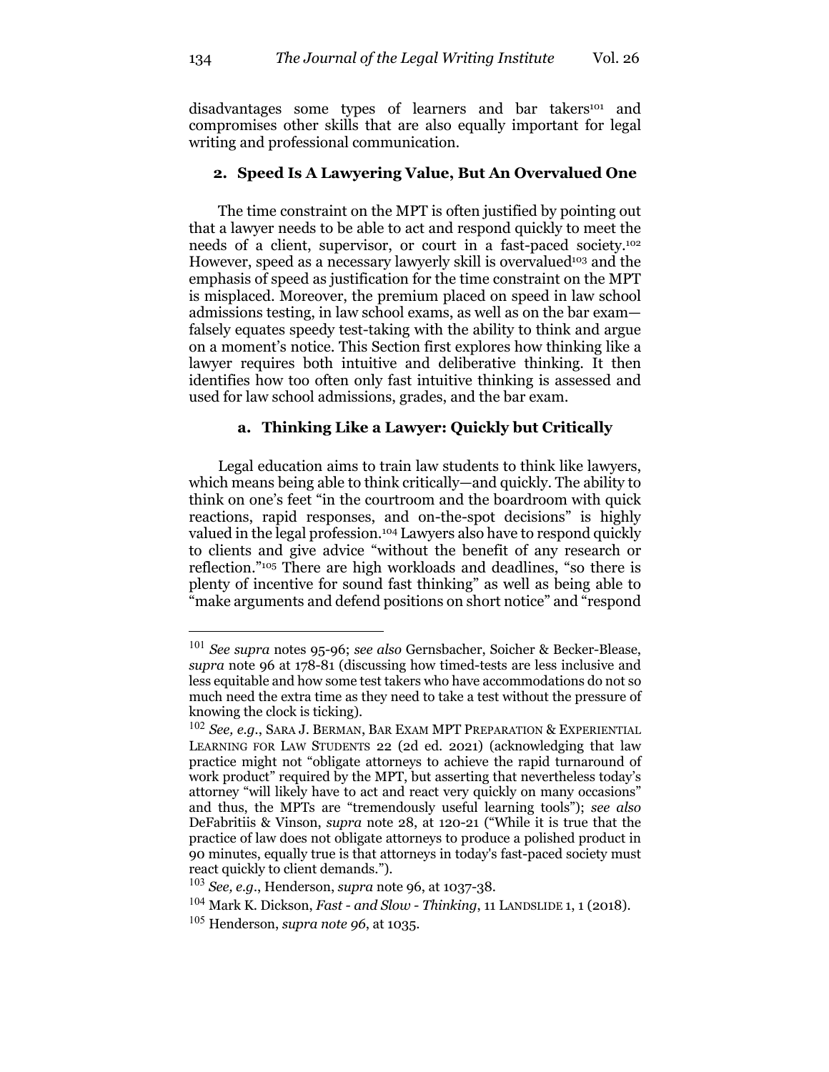disadvantages some types of learners and bar takers[101] and compromises other skills that are also equally important for legal writing and professional communication.

### 2. Speed Is A Lawyering Value, But An Overvalued One

The time constraint on the MPT is often justified by pointing out that a lawyer needs to be able to act and respond quickly to meet the needs of a client, supervisor, or court in a fast-paced society.[102] However, speed as a necessary lawyerly skill is overvalued[103] and the emphasis of speed as justification for the time constraint on the MPT is misplaced. Moreover, the premium placed on speed in law school admissions testing, in law school exams, as well as on the bar exam—falsely equates speedy test-taking with the ability to think and argue on a moment's notice. This Section first explores how thinking like a lawyer requires both intuitive and deliberative thinking. It then identifies how too often only fast intuitive thinking is assessed and used for law school admissions, grades, and the bar exam.

#### a. Thinking Like a Lawyer: Quickly but Critically

Legal education aims to train law students to think like lawyers, which means being able to think critically—and quickly. The ability to think on one's feet "in the courtroom and the boardroom with quick reactions, rapid responses, and on-the-spot decisions" is highly valued in the legal profession.[104] Lawyers also have to respond quickly to clients and give advice "without the benefit of any research or reflection."[105] There are high workloads and deadlines, "so there is plenty of incentive for sound fast thinking" as well as being able to "make arguments and defend positions on short notice" and "respond

---

[101] *See supra* notes 95-96; *see also* Gernsbacher, Soicher & Becker-Blease, *supra* note 96 at 178-81 (discussing how timed-tests are less inclusive and less equitable and how some test takers who have accommodations do not so much need the extra time as they need to take a test without the pressure of knowing the clock is ticking).

[102] *See, e.g.*, SARA J. BERMAN, BAR EXAM MPT PREPARATION & EXPERIENTIAL LEARNING FOR LAW STUDENTS 22 (2d ed. 2021) (acknowledging that law practice might not "obligate attorneys to achieve the rapid turnaround of work product" required by the MPT, but asserting that nevertheless today's attorney "will likely have to act and react very quickly on many occasions" and thus, the MPTs are "tremendously useful learning tools"); *see also* DeFabritiis & Vinson, *supra* note 28, at 120-21 ("While it is true that the practice of law does not obligate attorneys to produce a polished product in 90 minutes, equally true is that attorneys in today's fast-paced society must react quickly to client demands.").

[103] *See, e.g.*, Henderson, *supra* note 96, at 1037-38.

[104] Mark K. Dickson, *Fast - and Slow - Thinking*, 11 LANDSLIDE 1, 1 (2018).

[105] Henderson, *supra note 96*, at 1035.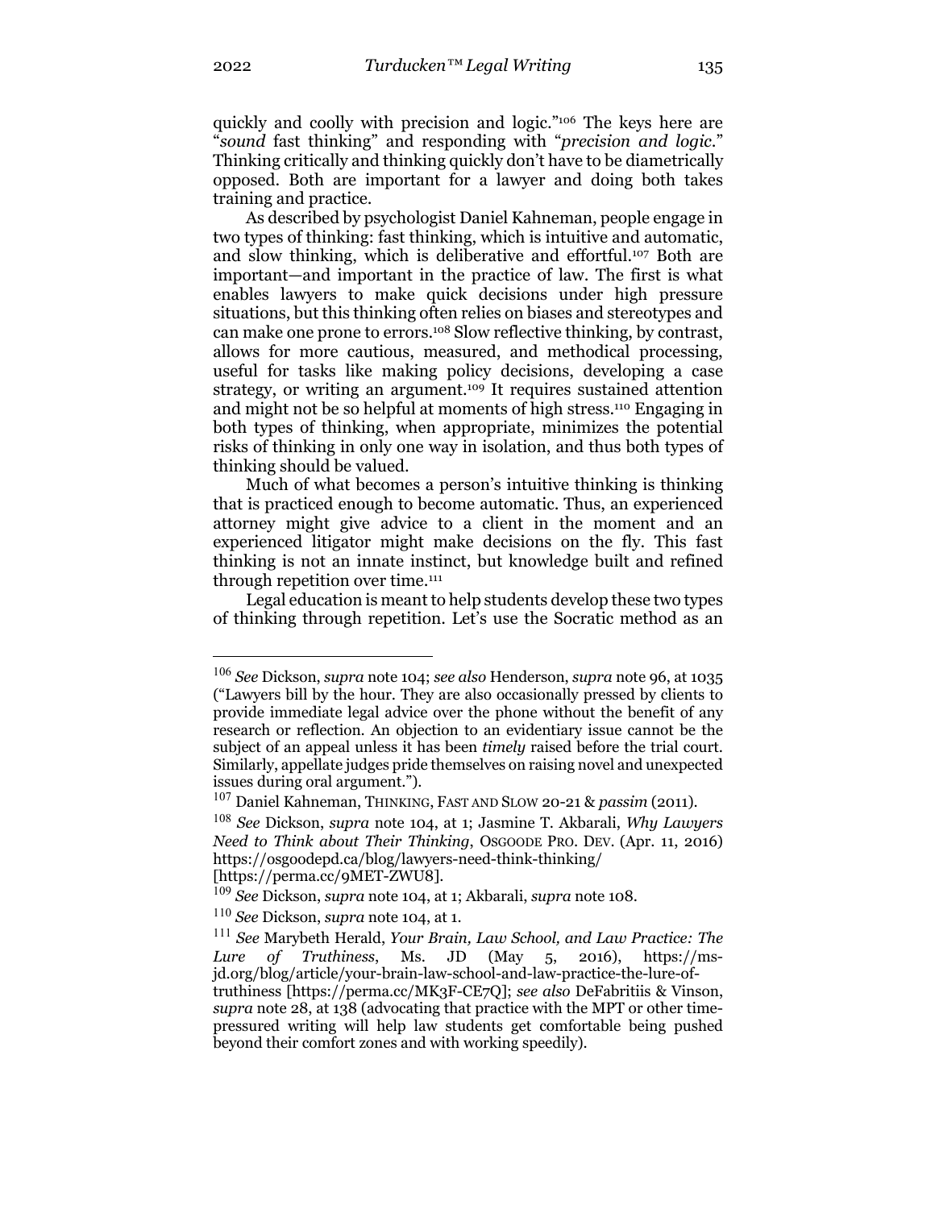quickly and coolly with precision and logic."[106] The keys here are "*sound* fast thinking" and responding with "*precision and logic*." Thinking critically and thinking quickly don't have to be diametrically opposed. Both are important for a lawyer and doing both takes training and practice.

As described by psychologist Daniel Kahneman, people engage in two types of thinking: fast thinking, which is intuitive and automatic, and slow thinking, which is deliberative and effortful.[107] Both are important—and important in the practice of law. The first is what enables lawyers to make quick decisions under high pressure situations, but this thinking often relies on biases and stereotypes and can make one prone to errors.[108] Slow reflective thinking, by contrast, allows for more cautious, measured, and methodical processing, useful for tasks like making policy decisions, developing a case strategy, or writing an argument.[109] It requires sustained attention and might not be so helpful at moments of high stress.[110] Engaging in both types of thinking, when appropriate, minimizes the potential risks of thinking in only one way in isolation, and thus both types of thinking should be valued.

Much of what becomes a person's intuitive thinking is thinking that is practiced enough to become automatic. Thus, an experienced attorney might give advice to a client in the moment and an experienced litigator might make decisions on the fly. This fast thinking is not an innate instinct, but knowledge built and refined through repetition over time.[111]

Legal education is meant to help students develop these two types of thinking through repetition. Let's use the Socratic method as an

---

[106] *See* Dickson, *supra* note 104; *see also* Henderson, *supra* note 96, at 1035 ("Lawyers bill by the hour. They are also occasionally pressed by clients to provide immediate legal advice over the phone without the benefit of any research or reflection. An objection to an evidentiary issue cannot be the subject of an appeal unless it has been *timely* raised before the trial court. Similarly, appellate judges pride themselves on raising novel and unexpected issues during oral argument.").

[107] Daniel Kahneman, THINKING, FAST AND SLOW 20-21 & *passim* (2011).

[108] *See* Dickson, *supra* note 104, at 1; Jasmine T. Akbarali, *Why Lawyers Need to Think about Their Thinking*, OSGOODE PRO. DEV. (Apr. 11, 2016) https://osgoodepd.ca/blog/lawyers-need-think-thinking/ [https://perma.cc/9MET-ZWU8].

[109] *See* Dickson, *supra* note 104, at 1; Akbarali, *supra* note 108.

[110] *See* Dickson, *supra* note 104, at 1.

[111] *See* Marybeth Herald, *Your Brain, Law School, and Law Practice: The Lure of Truthiness*, Ms. JD (May 5, 2016), https://ms-jd.org/blog/article/your-brain-law-school-and-law-practice-the-lure-of-truthiness [https://perma.cc/MK3F-CE7Q]; *see also* DeFabritiis & Vinson, *supra* note 28, at 138 (advocating that practice with the MPT or other time-pressured writing will help law students get comfortable being pushed beyond their comfort zones and with working speedily).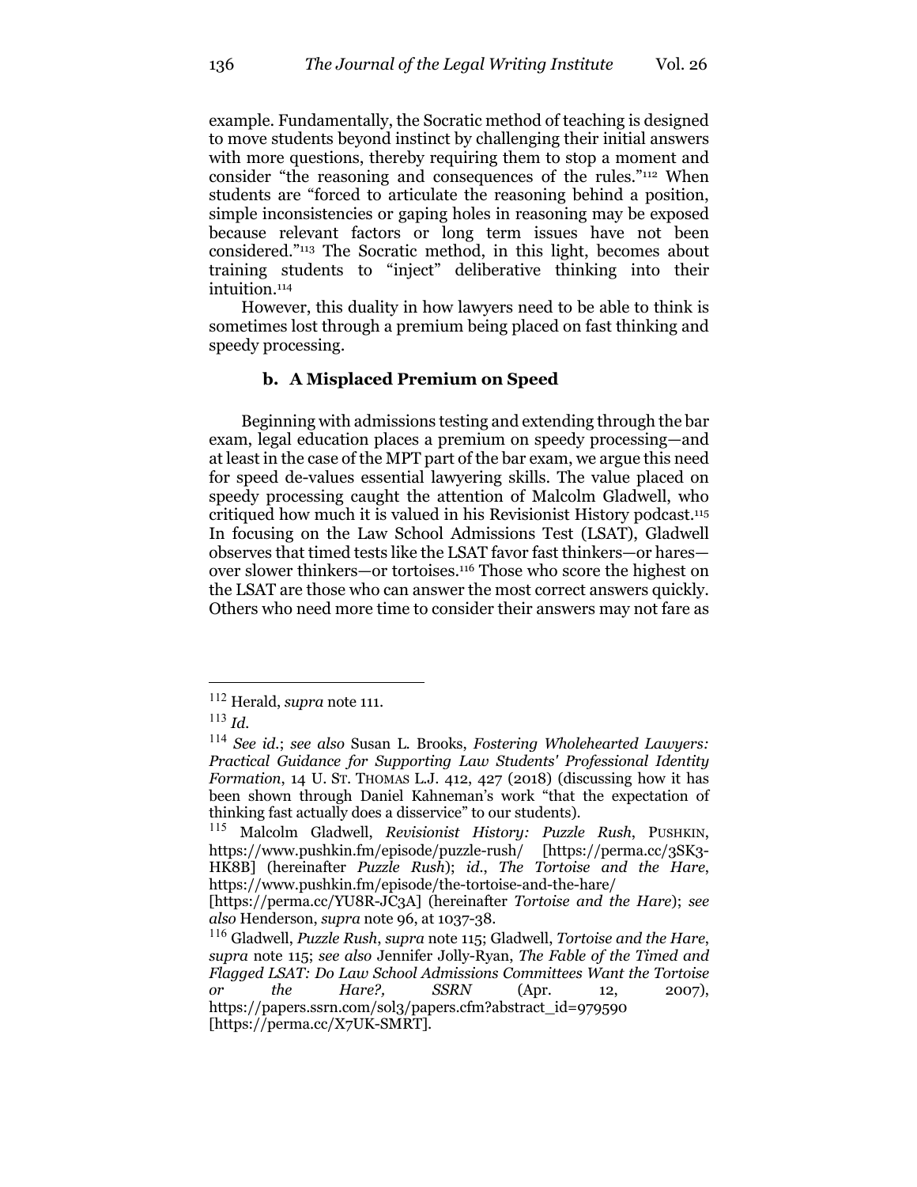example. Fundamentally, the Socratic method of teaching is designed to move students beyond instinct by challenging their initial answers with more questions, thereby requiring them to stop a moment and consider "the reasoning and consequences of the rules."[112] When students are "forced to articulate the reasoning behind a position, simple inconsistencies or gaping holes in reasoning may be exposed because relevant factors or long term issues have not been considered."[113] The Socratic method, in this light, becomes about training students to "inject" deliberative thinking into their intuition.[114]

However, this duality in how lawyers need to be able to think is sometimes lost through a premium being placed on fast thinking and speedy processing.

### b. A Misplaced Premium on Speed

Beginning with admissions testing and extending through the bar exam, legal education places a premium on speedy processing—and at least in the case of the MPT part of the bar exam, we argue this need for speed de-values essential lawyering skills. The value placed on speedy processing caught the attention of Malcolm Gladwell, who critiqued how much it is valued in his Revisionist History podcast.[115] In focusing on the Law School Admissions Test (LSAT), Gladwell observes that timed tests like the LSAT favor fast thinkers—or hares—over slower thinkers—or tortoises.[116] Those who score the highest on the LSAT are those who can answer the most correct answers quickly. Others who need more time to consider their answers may not fare as

---

[112] Herald, *supra* note 111.

[113] *Id.*

[114] *See id.*; *see also* Susan L. Brooks, *Fostering Wholehearted Lawyers: Practical Guidance for Supporting Law Students' Professional Identity Formation*, 14 U. ST. THOMAS L.J. 412, 427 (2018) (discussing how it has been shown through Daniel Kahneman's work "that the expectation of thinking fast actually does a disservice" to our students).

[115] Malcolm Gladwell, *Revisionist History: Puzzle Rush*, PUSHKIN, https://www.pushkin.fm/episode/puzzle-rush/ [https://perma.cc/3SK3-HK8B] (hereinafter *Puzzle Rush*); *id.*, *The Tortoise and the Hare*, https://www.pushkin.fm/episode/the-tortoise-and-the-hare/ [https://perma.cc/YU8R-JC3A] (hereinafter *Tortoise and the Hare*); *see also* Henderson, *supra* note 96, at 1037-38.

[116] Gladwell, *Puzzle Rush*, *supra* note 115; Gladwell, *Tortoise and the Hare*, *supra* note 115; *see also* Jennifer Jolly-Ryan, *The Fable of the Timed and Flagged LSAT: Do Law School Admissions Committees Want the Tortoise or the Hare?*, SSRN (Apr. 12, 2007), https://papers.ssrn.com/sol3/papers.cfm?abstract_id=979590 [https://perma.cc/X7UK-SMRT].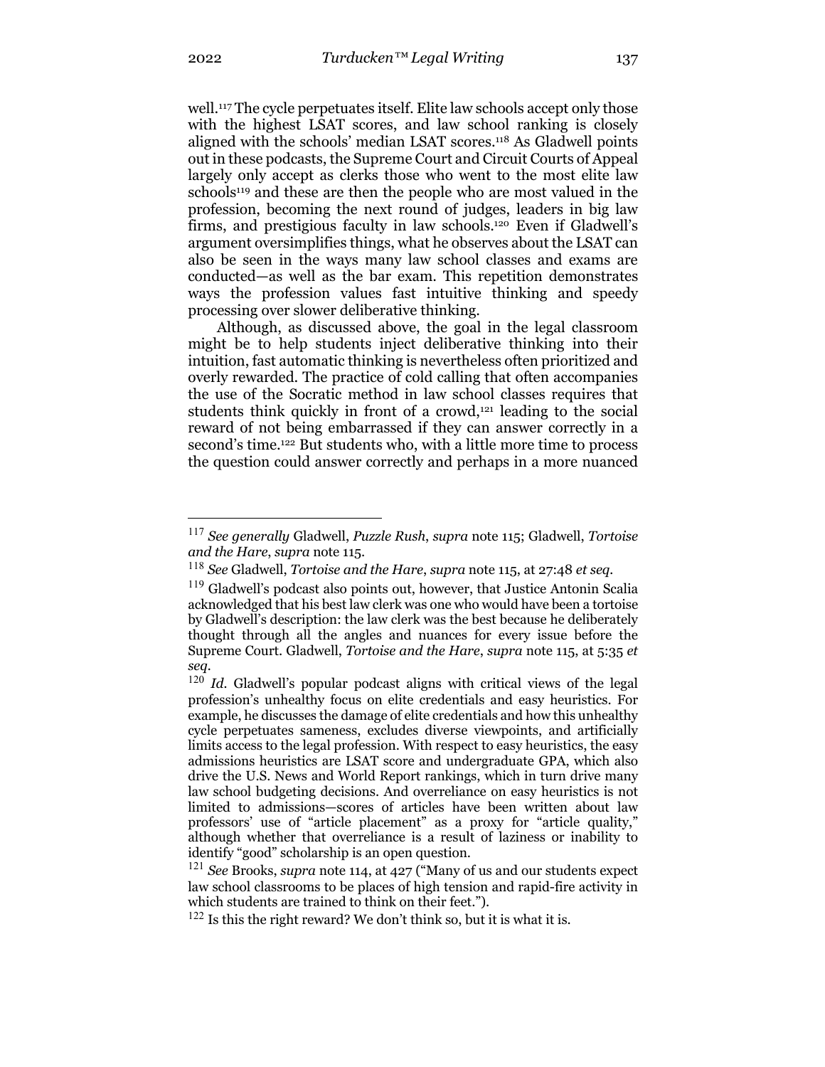well.[117] The cycle perpetuates itself. Elite law schools accept only those with the highest LSAT scores, and law school ranking is closely aligned with the schools' median LSAT scores.[118] As Gladwell points out in these podcasts, the Supreme Court and Circuit Courts of Appeal largely only accept as clerks those who went to the most elite law schools[119] and these are then the people who are most valued in the profession, becoming the next round of judges, leaders in big law firms, and prestigious faculty in law schools.[120] Even if Gladwell's argument oversimplifies things, what he observes about the LSAT can also be seen in the ways many law school classes and exams are conducted—as well as the bar exam. This repetition demonstrates ways the profession values fast intuitive thinking and speedy processing over slower deliberative thinking.

Although, as discussed above, the goal in the legal classroom might be to help students inject deliberative thinking into their intuition, fast automatic thinking is nevertheless often prioritized and overly rewarded. The practice of cold calling that often accompanies the use of the Socratic method in law school classes requires that students think quickly in front of a crowd,[121] leading to the social reward of not being embarrassed if they can answer correctly in a second's time.[122] But students who, with a little more time to process the question could answer correctly and perhaps in a more nuanced

---

[117] *See generally* Gladwell, *Puzzle Rush*, *supra* note 115; Gladwell, *Tortoise and the Hare*, *supra* note 115.

[118] *See* Gladwell, *Tortoise and the Hare*, *supra* note 115, at 27:48 *et seq.*

[119] Gladwell's podcast also points out, however, that Justice Antonin Scalia acknowledged that his best law clerk was one who would have been a tortoise by Gladwell's description: the law clerk was the best because he deliberately thought through all the angles and nuances for every issue before the Supreme Court. Gladwell, *Tortoise and the Hare*, *supra* note 115, at 5:35 *et seq.*

[120] *Id.* Gladwell's popular podcast aligns with critical views of the legal profession's unhealthy focus on elite credentials and easy heuristics. For example, he discusses the damage of elite credentials and how this unhealthy cycle perpetuates sameness, excludes diverse viewpoints, and artificially limits access to the legal profession. With respect to easy heuristics, the easy admissions heuristics are LSAT score and undergraduate GPA, which also drive the U.S. News and World Report rankings, which in turn drive many law school budgeting decisions. And overreliance on easy heuristics is not limited to admissions—scores of articles have been written about law professors' use of "article placement" as a proxy for "article quality," although whether that overreliance is a result of laziness or inability to identify "good" scholarship is an open question.

[121] *See* Brooks, *supra* note 114, at 427 ("Many of us and our students expect law school classrooms to be places of high tension and rapid-fire activity in which students are trained to think on their feet.").

[122] Is this the right reward? We don't think so, but it is what it is.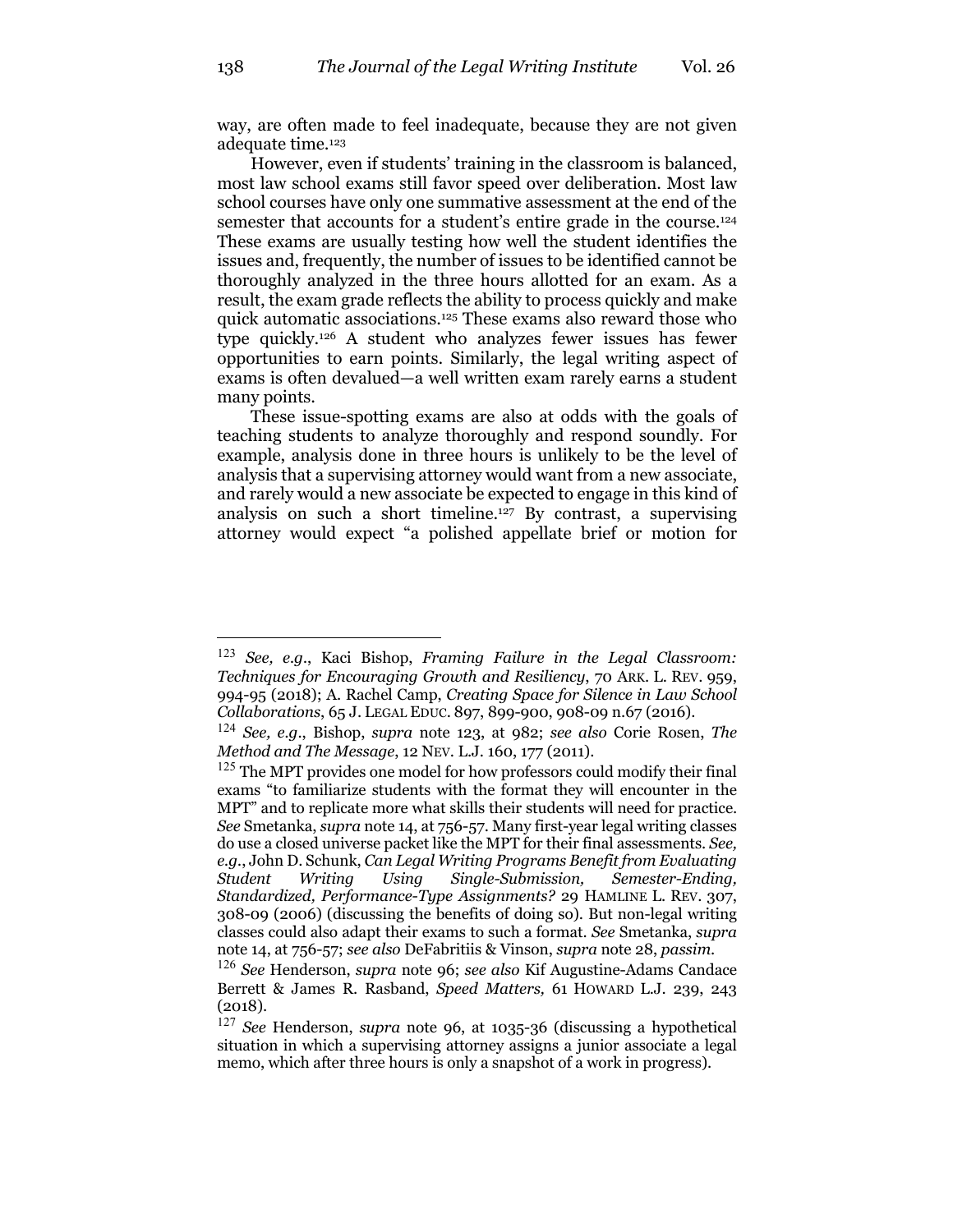way, are often made to feel inadequate, because they are not given adequate time.[123]

However, even if students' training in the classroom is balanced, most law school exams still favor speed over deliberation. Most law school courses have only one summative assessment at the end of the semester that accounts for a student's entire grade in the course.[124] These exams are usually testing how well the student identifies the issues and, frequently, the number of issues to be identified cannot be thoroughly analyzed in the three hours allotted for an exam. As a result, the exam grade reflects the ability to process quickly and make quick automatic associations.[125] These exams also reward those who type quickly.[126] A student who analyzes fewer issues has fewer opportunities to earn points. Similarly, the legal writing aspect of exams is often devalued—a well written exam rarely earns a student many points.

These issue-spotting exams are also at odds with the goals of teaching students to analyze thoroughly and respond soundly. For example, analysis done in three hours is unlikely to be the level of analysis that a supervising attorney would want from a new associate, and rarely would a new associate be expected to engage in this kind of analysis on such a short timeline.[127] By contrast, a supervising attorney would expect "a polished appellate brief or motion for

---

[123] *See, e.g.*, Kaci Bishop, *Framing Failure in the Legal Classroom: Techniques for Encouraging Growth and Resiliency*, 70 ARK. L. REV. 959, 994-95 (2018); A. Rachel Camp, *Creating Space for Silence in Law School Collaborations*, 65 J. LEGAL EDUC. 897, 899-900, 908-09 n.67 (2016).

[124] *See, e.g.*, Bishop, *supra* note 123, at 982; *see also* Corie Rosen, *The Method and The Message*, 12 NEV. L.J. 160, 177 (2011).

[125] The MPT provides one model for how professors could modify their final exams "to familiarize students with the format they will encounter in the MPT" and to replicate more what skills their students will need for practice. *See* Smetanka, *supra* note 14, at 756-57. Many first-year legal writing classes do use a closed universe packet like the MPT for their final assessments. *See, e.g.*, John D. Schunk, *Can Legal Writing Programs Benefit from Evaluating Student Writing Using Single-Submission, Semester-Ending, Standardized, Performance-Type Assignments?* 29 HAMLINE L. REV. 307, 308-09 (2006) (discussing the benefits of doing so). But non-legal writing classes could also adapt their exams to such a format. *See* Smetanka, *supra* note 14, at 756-57; *see also* DeFabritiis & Vinson, *supra* note 28, *passim*.

[126] *See* Henderson, *supra* note 96; *see also* Kif Augustine-Adams Candace Berrett & James R. Rasband, *Speed Matters,* 61 HOWARD L.J. 239, 243 (2018).

[127] *See* Henderson, *supra* note 96, at 1035-36 (discussing a hypothetical situation in which a supervising attorney assigns a junior associate a legal memo, which after three hours is only a snapshot of a work in progress).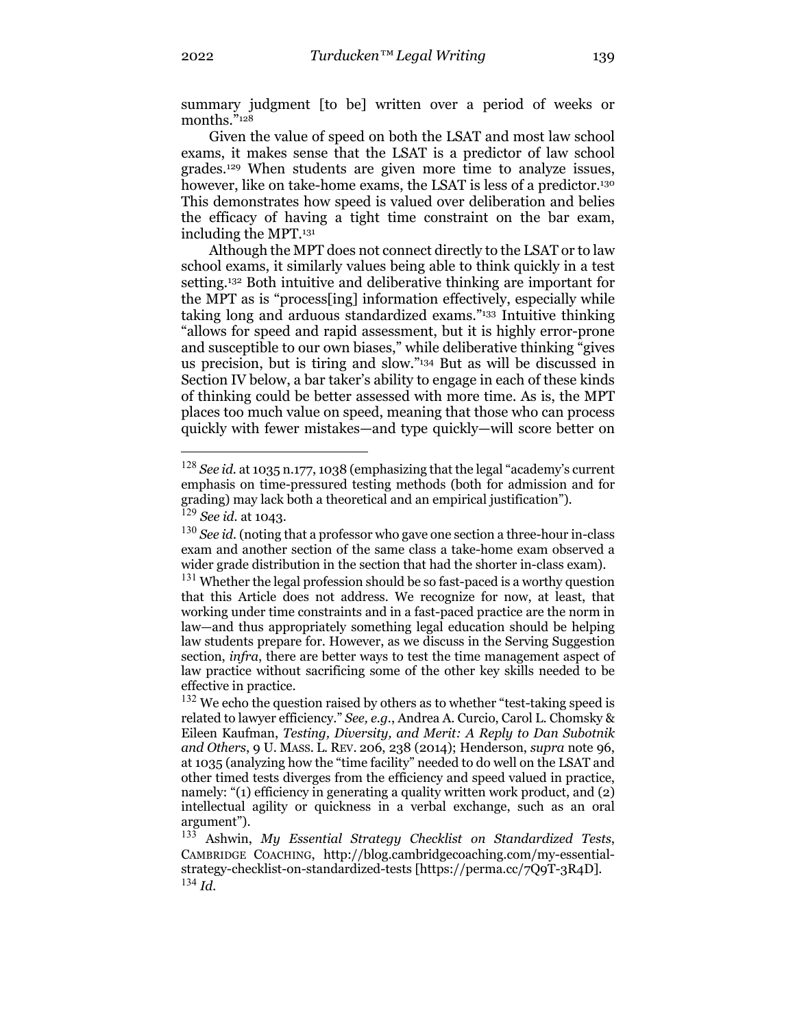summary judgment [to be] written over a period of weeks or months."[128]

Given the value of speed on both the LSAT and most law school exams, it makes sense that the LSAT is a predictor of law school grades.[129] When students are given more time to analyze issues, however, like on take-home exams, the LSAT is less of a predictor.[130] This demonstrates how speed is valued over deliberation and belies the efficacy of having a tight time constraint on the bar exam, including the MPT.[131]

Although the MPT does not connect directly to the LSAT or to law school exams, it similarly values being able to think quickly in a test setting.[132] Both intuitive and deliberative thinking are important for the MPT as is "process[ing] information effectively, especially while taking long and arduous standardized exams."[133] Intuitive thinking "allows for speed and rapid assessment, but it is highly error-prone and susceptible to our own biases," while deliberative thinking "gives us precision, but is tiring and slow."[134] But as will be discussed in Section IV below, a bar taker's ability to engage in each of these kinds of thinking could be better assessed with more time. As is, the MPT places too much value on speed, meaning that those who can process quickly with fewer mistakes—and type quickly—will score better on

---

[128] *See id.* at 1035 n.177, 1038 (emphasizing that the legal "academy's current emphasis on time-pressured testing methods (both for admission and for grading) may lack both a theoretical and an empirical justification").

[129] *See id.* at 1043.

[130] *See id.* (noting that a professor who gave one section a three-hour in-class exam and another section of the same class a take-home exam observed a wider grade distribution in the section that had the shorter in-class exam).

[131] Whether the legal profession should be so fast-paced is a worthy question that this Article does not address. We recognize for now, at least, that working under time constraints and in a fast-paced practice are the norm in law—and thus appropriately something legal education should be helping law students prepare for. However, as we discuss in the Serving Suggestion section, *infra*, there are better ways to test the time management aspect of law practice without sacrificing some of the other key skills needed to be effective in practice.

[132] We echo the question raised by others as to whether "test-taking speed is related to lawyer efficiency." *See, e.g.*, Andrea A. Curcio, Carol L. Chomsky & Eileen Kaufman, *Testing, Diversity, and Merit: A Reply to Dan Subotnik and Others*, 9 U. MASS. L. REV. 206, 238 (2014); Henderson, *supra* note 96, at 1035 (analyzing how the "time facility" needed to do well on the LSAT and other timed tests diverges from the efficiency and speed valued in practice, namely: "(1) efficiency in generating a quality written work product, and (2) intellectual agility or quickness in a verbal exchange, such as an oral argument").

[133] Ashwin, *My Essential Strategy Checklist on Standardized Tests*, CAMBRIDGE COACHING, http://blog.cambridgecoaching.com/my-essential-strategy-checklist-on-standardized-tests [https://perma.cc/7Q9T-3R4D].

[134] *Id.*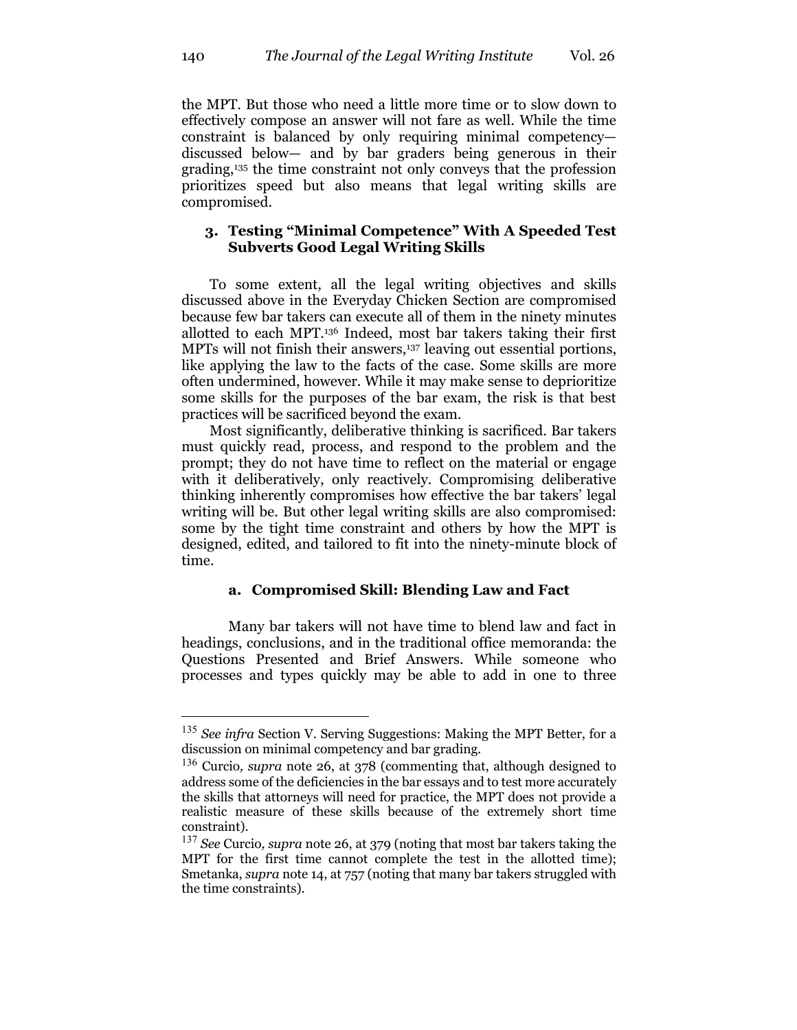the MPT. But those who need a little more time or to slow down to effectively compose an answer will not fare as well. While the time constraint is balanced by only requiring minimal competency—discussed below— and by bar graders being generous in their grading,[135] the time constraint not only conveys that the profession prioritizes speed but also means that legal writing skills are compromised.

### 3. Testing "Minimal Competence" With A Speeded Test Subverts Good Legal Writing Skills

To some extent, all the legal writing objectives and skills discussed above in the Everyday Chicken Section are compromised because few bar takers can execute all of them in the ninety minutes allotted to each MPT.[136] Indeed, most bar takers taking their first MPTs will not finish their answers,[137] leaving out essential portions, like applying the law to the facts of the case. Some skills are more often undermined, however. While it may make sense to deprioritize some skills for the purposes of the bar exam, the risk is that best practices will be sacrificed beyond the exam.

Most significantly, deliberative thinking is sacrificed. Bar takers must quickly read, process, and respond to the problem and the prompt; they do not have time to reflect on the material or engage with it deliberatively, only reactively. Compromising deliberative thinking inherently compromises how effective the bar takers' legal writing will be. But other legal writing skills are also compromised: some by the tight time constraint and others by how the MPT is designed, edited, and tailored to fit into the ninety-minute block of time.

#### a. Compromised Skill: Blending Law and Fact

Many bar takers will not have time to blend law and fact in headings, conclusions, and in the traditional office memoranda: the Questions Presented and Brief Answers. While someone who processes and types quickly may be able to add in one to three

---

[135] *See infra* Section V. Serving Suggestions: Making the MPT Better, for a discussion on minimal competency and bar grading.

[136] Curcio, *supra* note 26, at 378 (commenting that, although designed to address some of the deficiencies in the bar essays and to test more accurately the skills that attorneys will need for practice, the MPT does not provide a realistic measure of these skills because of the extremely short time constraint).

[137] *See* Curcio, *supra* note 26, at 379 (noting that most bar takers taking the MPT for the first time cannot complete the test in the allotted time); Smetanka, *supra* note 14, at 757 (noting that many bar takers struggled with the time constraints).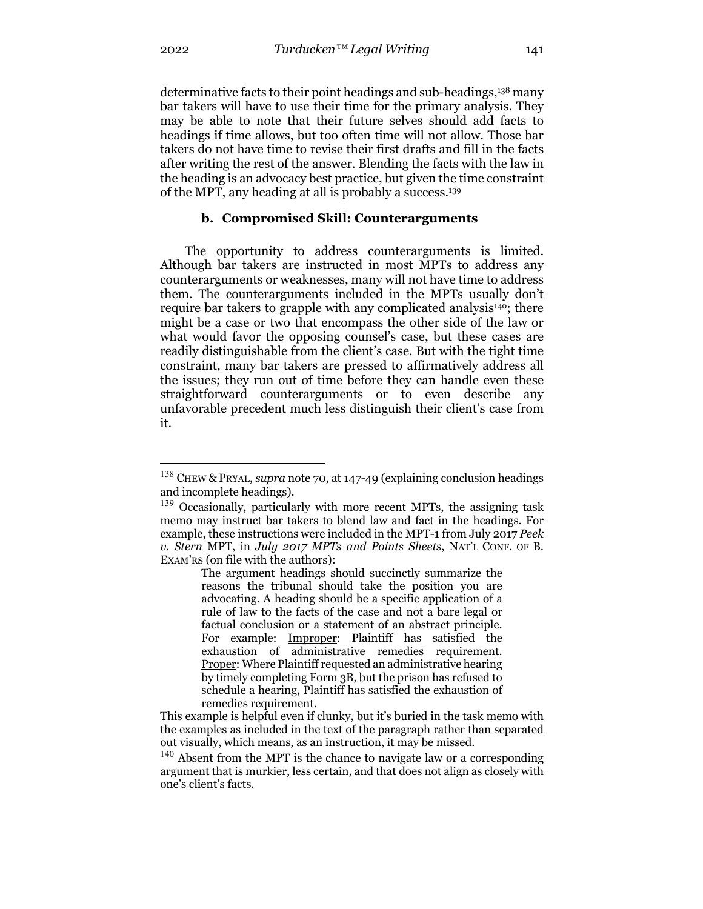determinative facts to their point headings and sub-headings,[138] many bar takers will have to use their time for the primary analysis. They may be able to note that their future selves should add facts to headings if time allows, but too often time will not allow. Those bar takers do not have time to revise their first drafts and fill in the facts after writing the rest of the answer. Blending the facts with the law in the heading is an advocacy best practice, but given the time constraint of the MPT, any heading at all is probably a success.[139]

### b. Compromised Skill: Counterarguments

The opportunity to address counterarguments is limited. Although bar takers are instructed in most MPTs to address any counterarguments or weaknesses, many will not have time to address them. The counterarguments included in the MPTs usually don't require bar takers to grapple with any complicated analysis[140]; there might be a case or two that encompass the other side of the law or what would favor the opposing counsel's case, but these cases are readily distinguishable from the client's case. But with the tight time constraint, many bar takers are pressed to affirmatively address all the issues; they run out of time before they can handle even these straightforward counterarguments or to even describe any unfavorable precedent much less distinguish their client's case from it.

---

[138] CHEW & PRYAL, *supra* note 70, at 147-49 (explaining conclusion headings and incomplete headings).

[139] Occasionally, particularly with more recent MPTs, the assigning task memo may instruct bar takers to blend law and fact in the headings. For example, these instructions were included in the MPT-1 from July 2017 *Peek v. Stern* MPT, in *July 2017 MPTs and Points Sheets*, NAT'L CONF. OF B. EXAM'RS (on file with the authors):

> The argument headings should succinctly summarize the reasons the tribunal should take the position you are advocating. A heading should be a specific application of a rule of law to the facts of the case and not a bare legal or factual conclusion or a statement of an abstract principle. For example: Improper: Plaintiff has satisfied the exhaustion of administrative remedies requirement. Proper: Where Plaintiff requested an administrative hearing by timely completing Form 3B, but the prison has refused to schedule a hearing, Plaintiff has satisfied the exhaustion of remedies requirement.

This example is helpful even if clunky, but it's buried in the task memo with the examples as included in the text of the paragraph rather than separated out visually, which means, as an instruction, it may be missed.

[140] Absent from the MPT is the chance to navigate law or a corresponding argument that is murkier, less certain, and that does not align as closely with one's client's facts.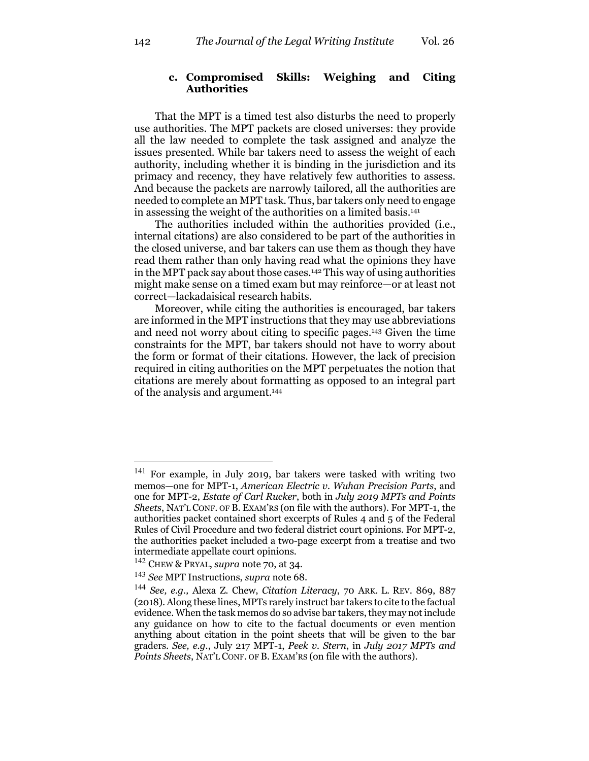#### c. Compromised Skills: Weighing and Citing Authorities

That the MPT is a timed test also disturbs the need to properly use authorities. The MPT packets are closed universes: they provide all the law needed to complete the task assigned and analyze the issues presented. While bar takers need to assess the weight of each authority, including whether it is binding in the jurisdiction and its primacy and recency, they have relatively few authorities to assess. And because the packets are narrowly tailored, all the authorities are needed to complete an MPT task. Thus, bar takers only need to engage in assessing the weight of the authorities on a limited basis.[141]

The authorities included within the authorities provided (i.e., internal citations) are also considered to be part of the authorities in the closed universe, and bar takers can use them as though they have read them rather than only having read what the opinions they have in the MPT pack say about those cases.[142] This way of using authorities might make sense on a timed exam but may reinforce—or at least not correct—lackadaisical research habits.

Moreover, while citing the authorities is encouraged, bar takers are informed in the MPT instructions that they may use abbreviations and need not worry about citing to specific pages.[143] Given the time constraints for the MPT, bar takers should not have to worry about the form or format of their citations. However, the lack of precision required in citing authorities on the MPT perpetuates the notion that citations are merely about formatting as opposed to an integral part of the analysis and argument.[144]

---

[141] For example, in July 2019, bar takers were tasked with writing two memos—one for MPT-1, *American Electric v. Wuhan Precision Parts*, and one for MPT-2, *Estate of Carl Rucker*, both in *July 2019 MPTs and Points Sheets*, NAT'L CONF. OF B. EXAM'RS (on file with the authors). For MPT-1, the authorities packet contained short excerpts of Rules 4 and 5 of the Federal Rules of Civil Procedure and two federal district court opinions. For MPT-2, the authorities packet included a two-page excerpt from a treatise and two intermediate appellate court opinions.

[142] CHEW & PRYAL, *supra* note 70, at 34.

[143] *See* MPT Instructions, *supra* note 68.

[144] *See, e.g.,* Alexa Z. Chew, *Citation Literacy*, 70 ARK. L. REV. 869, 887 (2018). Along these lines, MPTs rarely instruct bar takers to cite to the factual evidence. When the task memos do so advise bar takers, they may not include any guidance on how to cite to the factual documents or even mention anything about citation in the point sheets that will be given to the bar graders. *See, e.g.*, July 217 MPT-1, *Peek v. Stern*, in *July 2017 MPTs and Points Sheets*, NAT'L CONF. OF B. EXAM'RS (on file with the authors).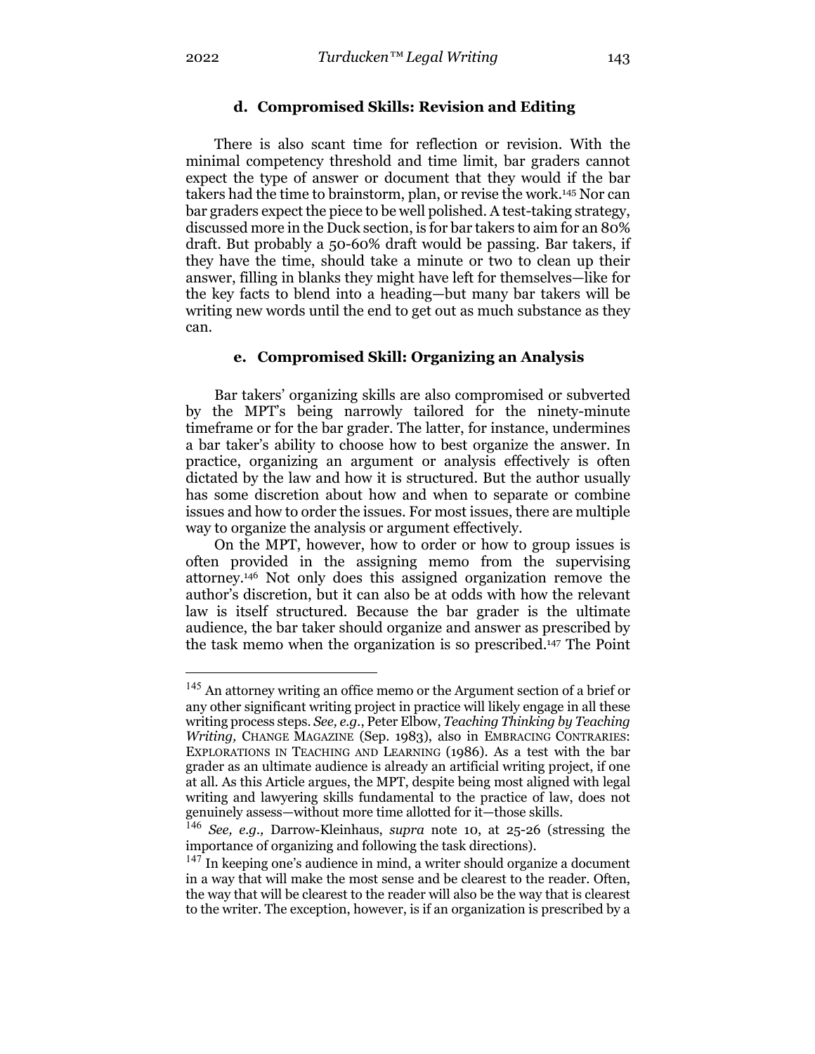#### d. Compromised Skills: Revision and Editing

There is also scant time for reflection or revision. With the minimal competency threshold and time limit, bar graders cannot expect the type of answer or document that they would if the bar takers had the time to brainstorm, plan, or revise the work.[145] Nor can bar graders expect the piece to be well polished. A test-taking strategy, discussed more in the Duck section, is for bar takers to aim for an 80% draft. But probably a 50-60% draft would be passing. Bar takers, if they have the time, should take a minute or two to clean up their answer, filling in blanks they might have left for themselves—like for the key facts to blend into a heading—but many bar takers will be writing new words until the end to get out as much substance as they can.

#### e. Compromised Skill: Organizing an Analysis

Bar takers' organizing skills are also compromised or subverted by the MPT's being narrowly tailored for the ninety-minute timeframe or for the bar grader. The latter, for instance, undermines a bar taker's ability to choose how to best organize the answer. In practice, organizing an argument or analysis effectively is often dictated by the law and how it is structured. But the author usually has some discretion about how and when to separate or combine issues and how to order the issues. For most issues, there are multiple way to organize the analysis or argument effectively.

On the MPT, however, how to order or how to group issues is often provided in the assigning memo from the supervising attorney.[146] Not only does this assigned organization remove the author's discretion, but it can also be at odds with how the relevant law is itself structured. Because the bar grader is the ultimate audience, the bar taker should organize and answer as prescribed by the task memo when the organization is so prescribed.[147] The Point

---

[145] An attorney writing an office memo or the Argument section of a brief or any other significant writing project in practice will likely engage in all these writing process steps. *See, e.g.*, Peter Elbow, *Teaching Thinking by Teaching Writing,* CHANGE MAGAZINE (Sep. 1983), also in EMBRACING CONTRARIES: EXPLORATIONS IN TEACHING AND LEARNING (1986). As a test with the bar grader as an ultimate audience is already an artificial writing project, if one at all. As this Article argues, the MPT, despite being most aligned with legal writing and lawyering skills fundamental to the practice of law, does not genuinely assess—without more time allotted for it—those skills.

[146] *See, e.g.,* Darrow-Kleinhaus, *supra* note 10, at 25-26 (stressing the importance of organizing and following the task directions).

[147] In keeping one's audience in mind, a writer should organize a document in a way that will make the most sense and be clearest to the reader. Often, the way that will be clearest to the reader will also be the way that is clearest to the writer. The exception, however, is if an organization is prescribed by a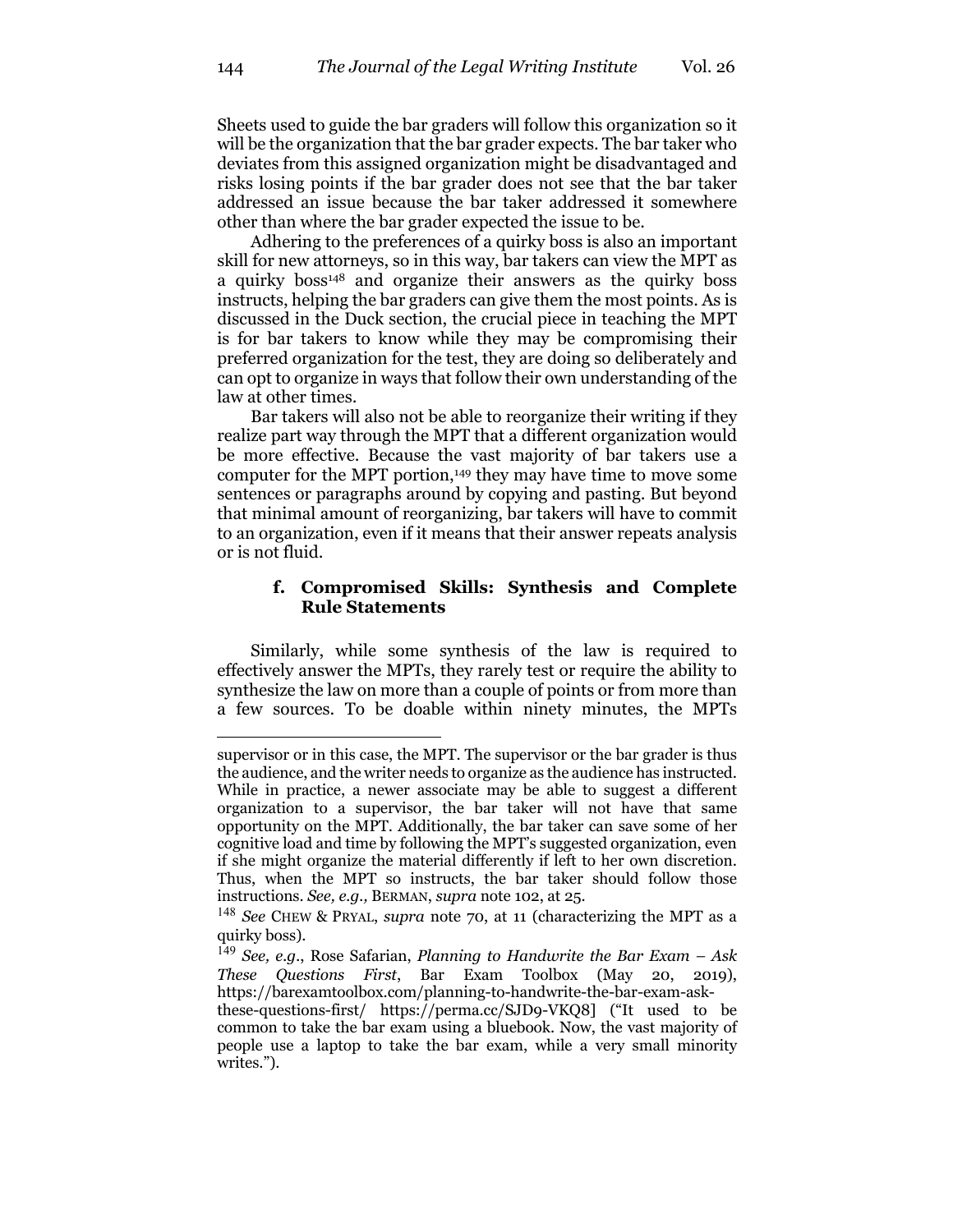Sheets used to guide the bar graders will follow this organization so it will be the organization that the bar grader expects. The bar taker who deviates from this assigned organization might be disadvantaged and risks losing points if the bar grader does not see that the bar taker addressed an issue because the bar taker addressed it somewhere other than where the bar grader expected the issue to be.

Adhering to the preferences of a quirky boss is also an important skill for new attorneys, so in this way, bar takers can view the MPT as a quirky boss[148] and organize their answers as the quirky boss instructs, helping the bar graders can give them the most points. As is discussed in the Duck section, the crucial piece in teaching the MPT is for bar takers to know while they may be compromising their preferred organization for the test, they are doing so deliberately and can opt to organize in ways that follow their own understanding of the law at other times.

Bar takers will also not be able to reorganize their writing if they realize part way through the MPT that a different organization would be more effective. Because the vast majority of bar takers use a computer for the MPT portion,[149] they may have time to move some sentences or paragraphs around by copying and pasting. But beyond that minimal amount of reorganizing, bar takers will have to commit to an organization, even if it means that their answer repeats analysis or is not fluid.

#### f. Compromised Skills: Synthesis and Complete Rule Statements

Similarly, while some synthesis of the law is required to effectively answer the MPTs, they rarely test or require the ability to synthesize the law on more than a couple of points or from more than a few sources. To be doable within ninety minutes, the MPTs

---

supervisor or in this case, the MPT. The supervisor or the bar grader is thus the audience, and the writer needs to organize as the audience has instructed. While in practice, a newer associate may be able to suggest a different organization to a supervisor, the bar taker will not have that same opportunity on the MPT. Additionally, the bar taker can save some of her cognitive load and time by following the MPT's suggested organization, even if she might organize the material differently if left to her own discretion. Thus, when the MPT so instructs, the bar taker should follow those instructions. *See, e.g.,* BERMAN, *supra* note 102, at 25.

[148] *See* CHEW & PRYAL, *supra* note 70, at 11 (characterizing the MPT as a quirky boss).

[149] *See, e.g.*, Rose Safarian, *Planning to Handwrite the Bar Exam – Ask These Questions First*, Bar Exam Toolbox (May 20, 2019), https://barexamtoolbox.com/planning-to-handwrite-the-bar-exam-ask-these-questions-first/ https://perma.cc/SJD9-VKQ8] ("It used to be common to take the bar exam using a bluebook. Now, the vast majority of people use a laptop to take the bar exam, while a very small minority writes.").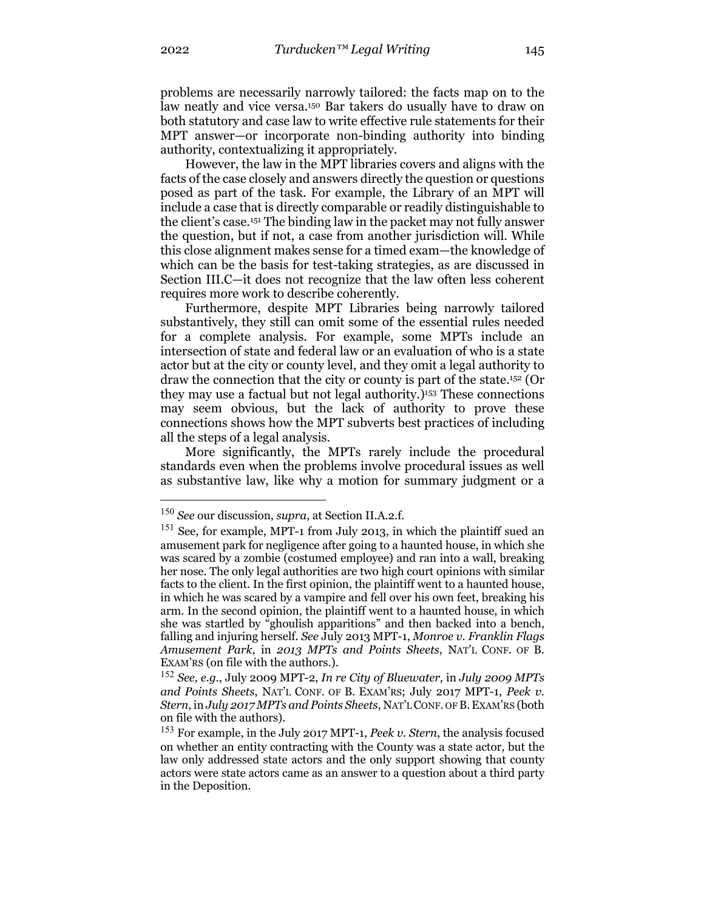problems are necessarily narrowly tailored: the facts map on to the law neatly and vice versa.[150] Bar takers do usually have to draw on both statutory and case law to write effective rule statements for their MPT answer—or incorporate non-binding authority into binding authority, contextualizing it appropriately.

However, the law in the MPT libraries covers and aligns with the facts of the case closely and answers directly the question or questions posed as part of the task. For example, the Library of an MPT will include a case that is directly comparable or readily distinguishable to the client's case.[151] The binding law in the packet may not fully answer the question, but if not, a case from another jurisdiction will. While this close alignment makes sense for a timed exam—the knowledge of which can be the basis for test-taking strategies, as are discussed in Section III.C—it does not recognize that the law often less coherent requires more work to describe coherently.

Furthermore, despite MPT Libraries being narrowly tailored substantively, they still can omit some of the essential rules needed for a complete analysis. For example, some MPTs include an intersection of state and federal law or an evaluation of who is a state actor but at the city or county level, and they omit a legal authority to draw the connection that the city or county is part of the state.[152] (Or they may use a factual but not legal authority.)[153] These connections may seem obvious, but the lack of authority to prove these connections shows how the MPT subverts best practices of including all the steps of a legal analysis.

More significantly, the MPTs rarely include the procedural standards even when the problems involve procedural issues as well as substantive law, like why a motion for summary judgment or a

---

[150] *See* our discussion, *supra*, at Section II.A.2.f.

[151] See, for example, MPT-1 from July 2013, in which the plaintiff sued an amusement park for negligence after going to a haunted house, in which she was scared by a zombie (costumed employee) and ran into a wall, breaking her nose. The only legal authorities are two high court opinions with similar facts to the client. In the first opinion, the plaintiff went to a haunted house, in which he was scared by a vampire and fell over his own feet, breaking his arm. In the second opinion, the plaintiff went to a haunted house, in which she was startled by "ghoulish apparitions" and then backed into a bench, falling and injuring herself. *See* July 2013 MPT-1, *Monroe v. Franklin Flags Amusement Park*, in *2013 MPTs and Points Sheets*, NAT'L CONF. OF B. EXAM'RS (on file with the authors.).

[152] *See, e.g.*, July 2009 MPT-2, *In re City of Bluewater,* in *July 2009 MPTs and Points Sheets*, NAT'L CONF. OF B. EXAM'RS; July 2017 MPT-1, *Peek v. Stern*, in *July 2017 MPTs and Points Sheets*, NAT'L CONF. OF B. EXAM'RS (both on file with the authors).

[153] For example, in the July 2017 MPT-1, *Peek v. Stern*, the analysis focused on whether an entity contracting with the County was a state actor, but the law only addressed state actors and the only support showing that county actors were state actors came as an answer to a question about a third party in the Deposition.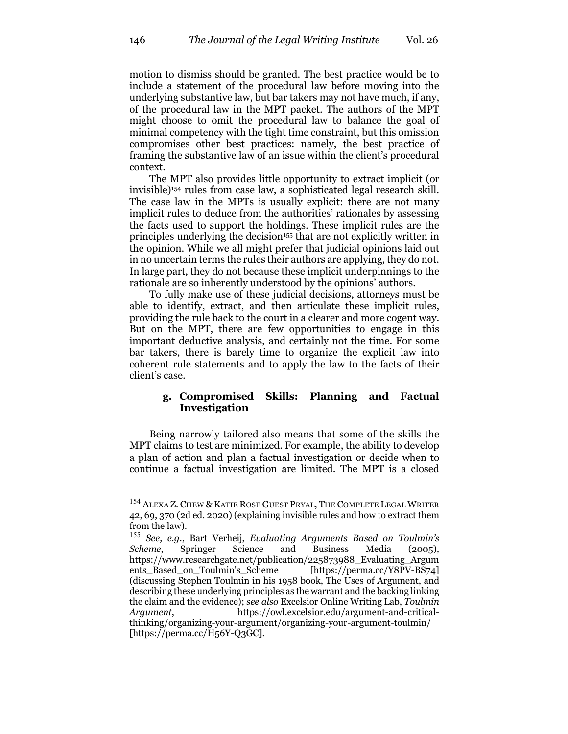motion to dismiss should be granted. The best practice would be to include a statement of the procedural law before moving into the underlying substantive law, but bar takers may not have much, if any, of the procedural law in the MPT packet. The authors of the MPT might choose to omit the procedural law to balance the goal of minimal competency with the tight time constraint, but this omission compromises other best practices: namely, the best practice of framing the substantive law of an issue within the client's procedural context.

The MPT also provides little opportunity to extract implicit (or invisible)[154] rules from case law, a sophisticated legal research skill. The case law in the MPTs is usually explicit: there are not many implicit rules to deduce from the authorities' rationales by assessing the facts used to support the holdings. These implicit rules are the principles underlying the decision[155] that are not explicitly written in the opinion. While we all might prefer that judicial opinions laid out in no uncertain terms the rules their authors are applying, they do not. In large part, they do not because these implicit underpinnings to the rationale are so inherently understood by the opinions' authors.

To fully make use of these judicial decisions, attorneys must be able to identify, extract, and then articulate these implicit rules, providing the rule back to the court in a clearer and more cogent way. But on the MPT, there are few opportunities to engage in this important deductive analysis, and certainly not the time. For some bar takers, there is barely time to organize the explicit law into coherent rule statements and to apply the law to the facts of their client's case.

#### g. Compromised Skills: Planning and Factual Investigation

Being narrowly tailored also means that some of the skills the MPT claims to test are minimized. For example, the ability to develop a plan of action and plan a factual investigation or decide when to continue a factual investigation are limited. The MPT is a closed

---

[154] ALEXA Z. CHEW & KATIE ROSE GUEST PRYAL, THE COMPLETE LEGAL WRITER 42, 69, 370 (2d ed. 2020) (explaining invisible rules and how to extract them from the law).

[155] *See, e.g.*, Bart Verheij, *Evaluating Arguments Based on Toulmin's Scheme*, Springer Science and Business Media (2005), https://www.researchgate.net/publication/225873988_Evaluating_Arguments_Based_on_Toulmin's_Scheme [https://perma.cc/Y8PV-BS74] (discussing Stephen Toulmin in his 1958 book, The Uses of Argument, and describing these underlying principles as the warrant and the backing linking the claim and the evidence); *see also* Excelsior Online Writing Lab, *Toulmin Argument*, https://owl.excelsior.edu/argument-and-critical-thinking/organizing-your-argument/organizing-your-argument-toulmin/ [https://perma.cc/H56Y-Q3GC].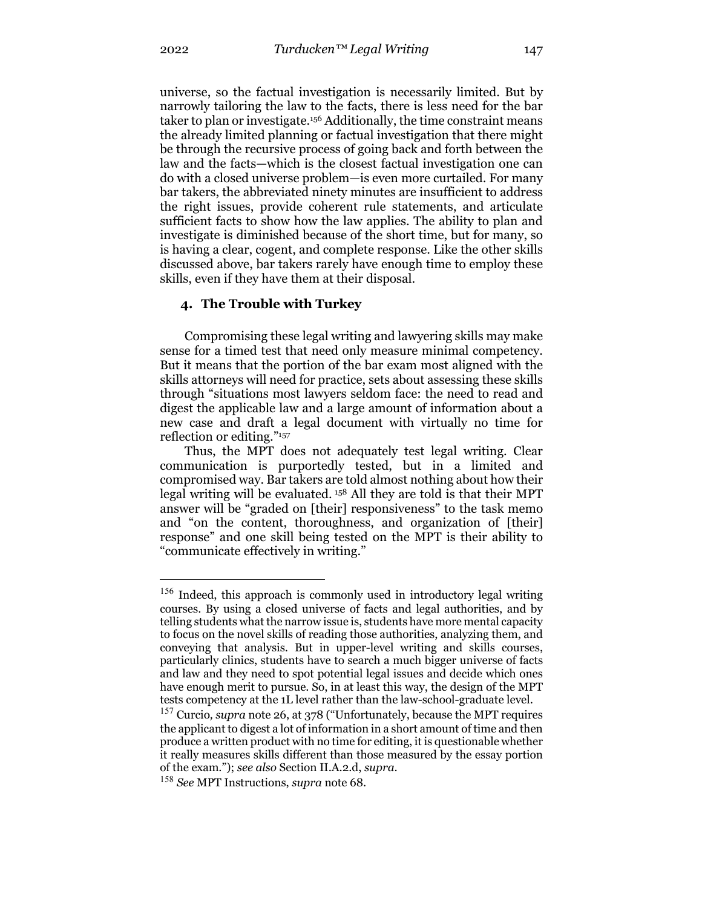universe, so the factual investigation is necessarily limited. But by narrowly tailoring the law to the facts, there is less need for the bar taker to plan or investigate.[156] Additionally, the time constraint means the already limited planning or factual investigation that there might be through the recursive process of going back and forth between the law and the facts—which is the closest factual investigation one can do with a closed universe problem—is even more curtailed. For many bar takers, the abbreviated ninety minutes are insufficient to address the right issues, provide coherent rule statements, and articulate sufficient facts to show how the law applies. The ability to plan and investigate is diminished because of the short time, but for many, so is having a clear, cogent, and complete response. Like the other skills discussed above, bar takers rarely have enough time to employ these skills, even if they have them at their disposal.

### 4. The Trouble with Turkey

Compromising these legal writing and lawyering skills may make sense for a timed test that need only measure minimal competency. But it means that the portion of the bar exam most aligned with the skills attorneys will need for practice, sets about assessing these skills through "situations most lawyers seldom face: the need to read and digest the applicable law and a large amount of information about a new case and draft a legal document with virtually no time for reflection or editing."[157]

Thus, the MPT does not adequately test legal writing. Clear communication is purportedly tested, but in a limited and compromised way. Bar takers are told almost nothing about how their legal writing will be evaluated.[158] All they are told is that their MPT answer will be "graded on [their] responsiveness" to the task memo and "on the content, thoroughness, and organization of [their] response" and one skill being tested on the MPT is their ability to "communicate effectively in writing."

---

[156] Indeed, this approach is commonly used in introductory legal writing courses. By using a closed universe of facts and legal authorities, and by telling students what the narrow issue is, students have more mental capacity to focus on the novel skills of reading those authorities, analyzing them, and conveying that analysis. But in upper-level writing and skills courses, particularly clinics, students have to search a much bigger universe of facts and law and they need to spot potential legal issues and decide which ones have enough merit to pursue. So, in at least this way, the design of the MPT tests competency at the 1L level rather than the law-school-graduate level.

[157] Curcio, *supra* note 26, at 378 ("Unfortunately, because the MPT requires the applicant to digest a lot of information in a short amount of time and then produce a written product with no time for editing, it is questionable whether it really measures skills different than those measured by the essay portion of the exam."); *see also* Section II.A.2.d, *supra*.

[158] *See* MPT Instructions, *supra* note 68.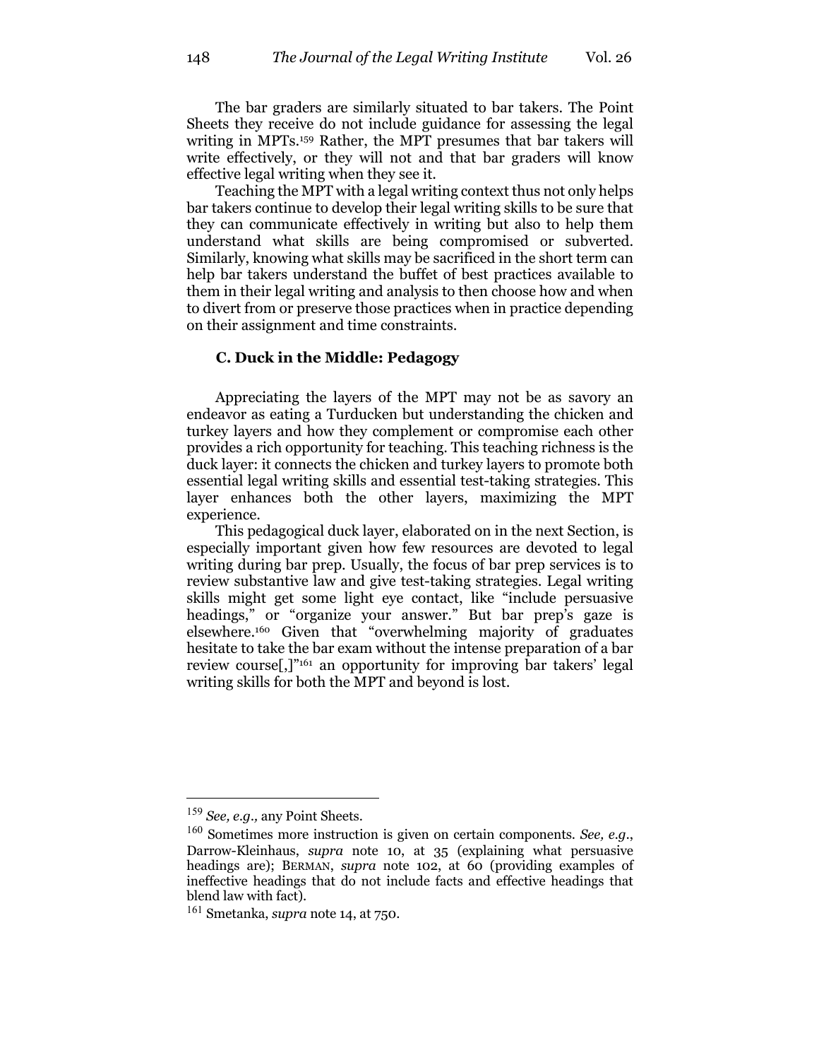The bar graders are similarly situated to bar takers. The Point Sheets they receive do not include guidance for assessing the legal writing in MPTs.[159] Rather, the MPT presumes that bar takers will write effectively, or they will not and that bar graders will know effective legal writing when they see it.

Teaching the MPT with a legal writing context thus not only helps bar takers continue to develop their legal writing skills to be sure that they can communicate effectively in writing but also to help them understand what skills are being compromised or subverted. Similarly, knowing what skills may be sacrificed in the short term can help bar takers understand the buffet of best practices available to them in their legal writing and analysis to then choose how and when to divert from or preserve those practices when in practice depending on their assignment and time constraints.

### C. Duck in the Middle: Pedagogy

Appreciating the layers of the MPT may not be as savory an endeavor as eating a Turducken but understanding the chicken and turkey layers and how they complement or compromise each other provides a rich opportunity for teaching. This teaching richness is the duck layer: it connects the chicken and turkey layers to promote both essential legal writing skills and essential test-taking strategies. This layer enhances both the other layers, maximizing the MPT experience.

This pedagogical duck layer, elaborated on in the next Section, is especially important given how few resources are devoted to legal writing during bar prep. Usually, the focus of bar prep services is to review substantive law and give test-taking strategies. Legal writing skills might get some light eye contact, like "include persuasive headings," or "organize your answer." But bar prep's gaze is elsewhere.[160] Given that "overwhelming majority of graduates hesitate to take the bar exam without the intense preparation of a bar review course[,]"[161] an opportunity for improving bar takers' legal writing skills for both the MPT and beyond is lost.

---

[159] *See, e.g.,* any Point Sheets.

[160] Sometimes more instruction is given on certain components. *See, e.g.*, Darrow-Kleinhaus, *supra* note 10, at 35 (explaining what persuasive headings are); BERMAN, *supra* note 102, at 60 (providing examples of ineffective headings that do not include facts and effective headings that blend law with fact).

[161] Smetanka, *supra* note 14, at 750.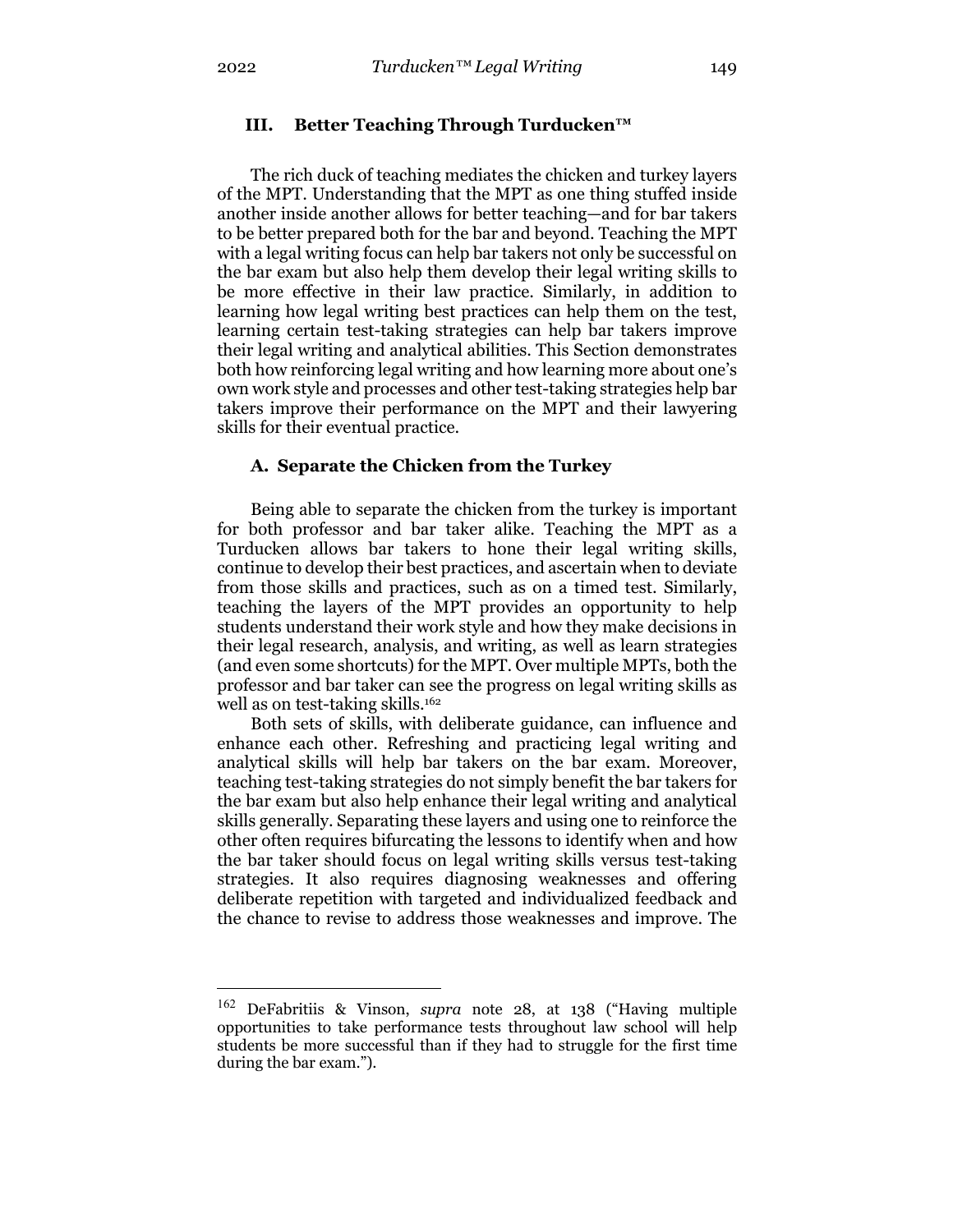## III. Better Teaching Through Turducken™

The rich duck of teaching mediates the chicken and turkey layers of the MPT. Understanding that the MPT as one thing stuffed inside another inside another allows for better teaching—and for bar takers to be better prepared both for the bar and beyond. Teaching the MPT with a legal writing focus can help bar takers not only be successful on the bar exam but also help them develop their legal writing skills to be more effective in their law practice. Similarly, in addition to learning how legal writing best practices can help them on the test, learning certain test-taking strategies can help bar takers improve their legal writing and analytical abilities. This Section demonstrates both how reinforcing legal writing and how learning more about one's own work style and processes and other test-taking strategies help bar takers improve their performance on the MPT and their lawyering skills for their eventual practice.

### A. Separate the Chicken from the Turkey

Being able to separate the chicken from the turkey is important for both professor and bar taker alike. Teaching the MPT as a Turducken allows bar takers to hone their legal writing skills, continue to develop their best practices, and ascertain when to deviate from those skills and practices, such as on a timed test. Similarly, teaching the layers of the MPT provides an opportunity to help students understand their work style and how they make decisions in their legal research, analysis, and writing, as well as learn strategies (and even some shortcuts) for the MPT. Over multiple MPTs, both the professor and bar taker can see the progress on legal writing skills as well as on test-taking skills.[162]

Both sets of skills, with deliberate guidance, can influence and enhance each other. Refreshing and practicing legal writing and analytical skills will help bar takers on the bar exam. Moreover, teaching test-taking strategies do not simply benefit the bar takers for the bar exam but also help enhance their legal writing and analytical skills generally. Separating these layers and using one to reinforce the other often requires bifurcating the lessons to identify when and how the bar taker should focus on legal writing skills versus test-taking strategies. It also requires diagnosing weaknesses and offering deliberate repetition with targeted and individualized feedback and the chance to revise to address those weaknesses and improve. The

---

[162] DeFabritiis & Vinson, *supra* note 28, at 138 ("Having multiple opportunities to take performance tests throughout law school will help students be more successful than if they had to struggle for the first time during the bar exam.").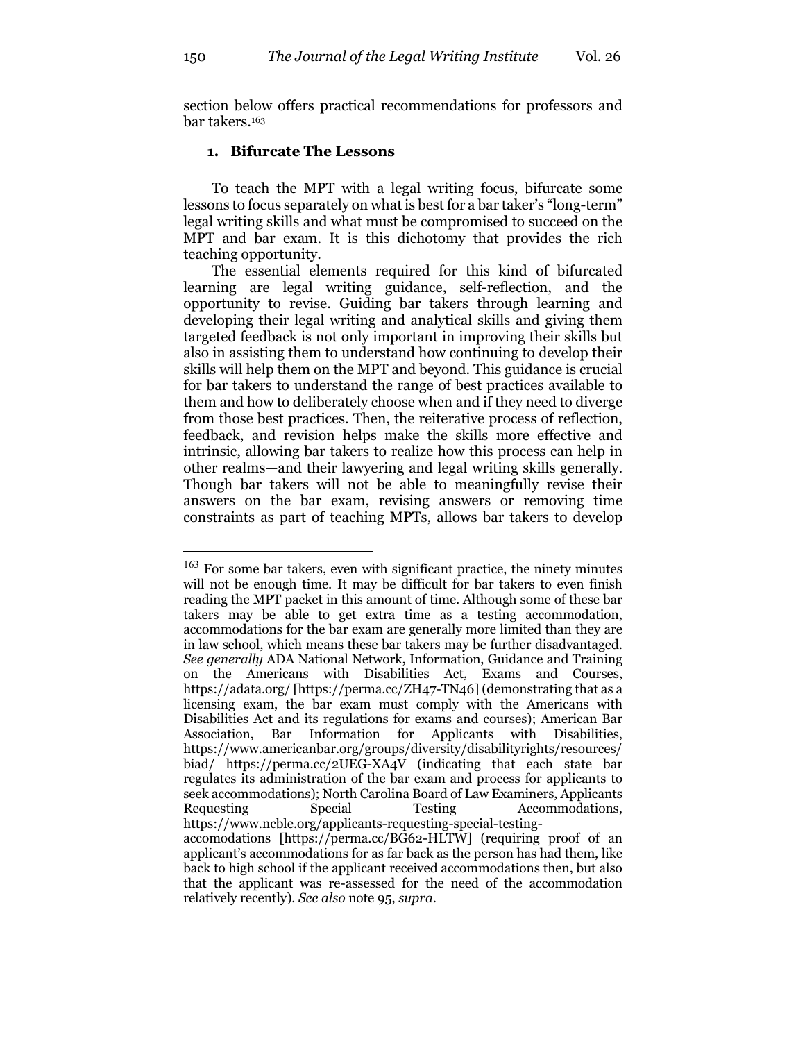section below offers practical recommendations for professors and bar takers.[163]

### 1. Bifurcate The Lessons

To teach the MPT with a legal writing focus, bifurcate some lessons to focus separately on what is best for a bar taker's "long-term" legal writing skills and what must be compromised to succeed on the MPT and bar exam. It is this dichotomy that provides the rich teaching opportunity.

The essential elements required for this kind of bifurcated learning are legal writing guidance, self-reflection, and the opportunity to revise. Guiding bar takers through learning and developing their legal writing and analytical skills and giving them targeted feedback is not only important in improving their skills but also in assisting them to understand how continuing to develop their skills will help them on the MPT and beyond. This guidance is crucial for bar takers to understand the range of best practices available to them and how to deliberately choose when and if they need to diverge from those best practices. Then, the reiterative process of reflection, feedback, and revision helps make the skills more effective and intrinsic, allowing bar takers to realize how this process can help in other realms—and their lawyering and legal writing skills generally. Though bar takers will not be able to meaningfully revise their answers on the bar exam, revising answers or removing time constraints as part of teaching MPTs, allows bar takers to develop

---

[163] For some bar takers, even with significant practice, the ninety minutes will not be enough time. It may be difficult for bar takers to even finish reading the MPT packet in this amount of time. Although some of these bar takers may be able to get extra time as a testing accommodation, accommodations for the bar exam are generally more limited than they are in law school, which means these bar takers may be further disadvantaged. *See generally* ADA National Network, Information, Guidance and Training on the Americans with Disabilities Act, Exams and Courses, https://adata.org/ [https://perma.cc/ZH47-TN46] (demonstrating that as a licensing exam, the bar exam must comply with the Americans with Disabilities Act and its regulations for exams and courses); American Bar Association, Bar Information for Applicants with Disabilities, https://www.americanbar.org/groups/diversity/disabilityrights/resources/biad/ https://perma.cc/2UEG-XA4V (indicating that each state bar regulates its administration of the bar exam and process for applicants to seek accommodations); North Carolina Board of Law Examiners, Applicants Requesting Special Testing Accommodations, https://www.ncble.org/applicants-requesting-special-testing-accomodations [https://perma.cc/BG62-HLTW] (requiring proof of an applicant's accommodations for as far back as the person has had them, like back to high school if the applicant received accommodations then, but also that the applicant was re-assessed for the need of the accommodation relatively recently). *See also* note 95, *supra*.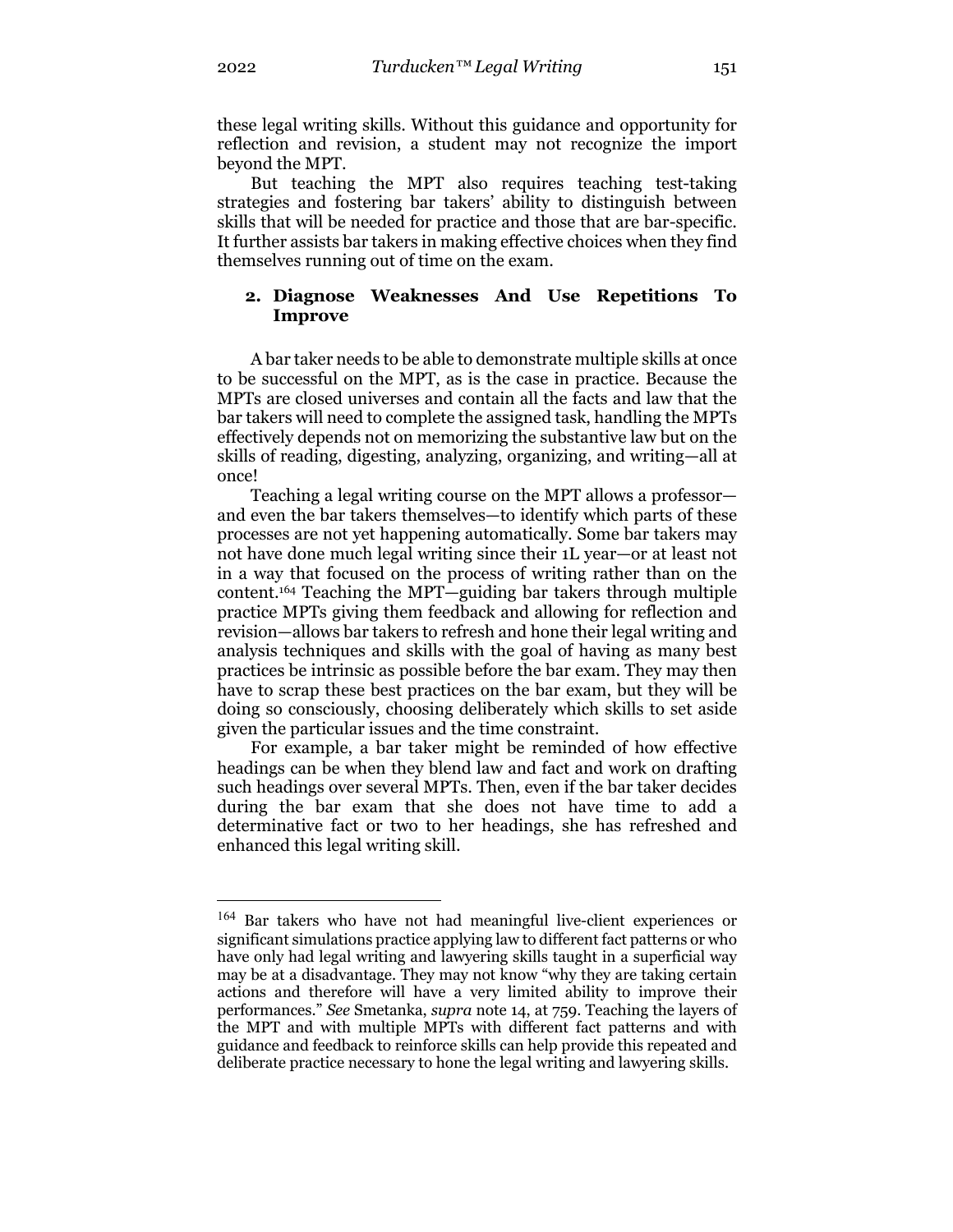these legal writing skills. Without this guidance and opportunity for reflection and revision, a student may not recognize the import beyond the MPT.

But teaching the MPT also requires teaching test-taking strategies and fostering bar takers' ability to distinguish between skills that will be needed for practice and those that are bar-specific. It further assists bar takers in making effective choices when they find themselves running out of time on the exam.

### 2. Diagnose Weaknesses And Use Repetitions To Improve

A bar taker needs to be able to demonstrate multiple skills at once to be successful on the MPT, as is the case in practice. Because the MPTs are closed universes and contain all the facts and law that the bar takers will need to complete the assigned task, handling the MPTs effectively depends not on memorizing the substantive law but on the skills of reading, digesting, analyzing, organizing, and writing—all at once!

Teaching a legal writing course on the MPT allows a professor—and even the bar takers themselves—to identify which parts of these processes are not yet happening automatically. Some bar takers may not have done much legal writing since their 1L year—or at least not in a way that focused on the process of writing rather than on the content.[164] Teaching the MPT—guiding bar takers through multiple practice MPTs giving them feedback and allowing for reflection and revision—allows bar takers to refresh and hone their legal writing and analysis techniques and skills with the goal of having as many best practices be intrinsic as possible before the bar exam. They may then have to scrap these best practices on the bar exam, but they will be doing so consciously, choosing deliberately which skills to set aside given the particular issues and the time constraint.

For example, a bar taker might be reminded of how effective headings can be when they blend law and fact and work on drafting such headings over several MPTs. Then, even if the bar taker decides during the bar exam that she does not have time to add a determinative fact or two to her headings, she has refreshed and enhanced this legal writing skill.

---

[164] Bar takers who have not had meaningful live-client experiences or significant simulations practice applying law to different fact patterns or who have only had legal writing and lawyering skills taught in a superficial way may be at a disadvantage. They may not know "why they are taking certain actions and therefore will have a very limited ability to improve their performances." *See* Smetanka, *supra* note 14, at 759. Teaching the layers of the MPT and with multiple MPTs with different fact patterns and with guidance and feedback to reinforce skills can help provide this repeated and deliberate practice necessary to hone the legal writing and lawyering skills.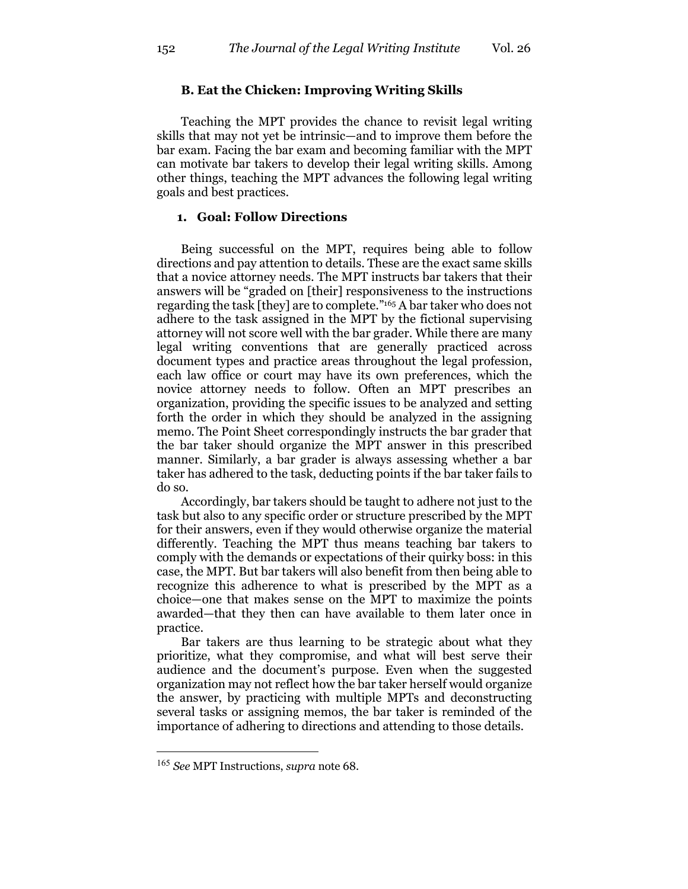### B. Eat the Chicken: Improving Writing Skills

Teaching the MPT provides the chance to revisit legal writing skills that may not yet be intrinsic—and to improve them before the bar exam. Facing the bar exam and becoming familiar with the MPT can motivate bar takers to develop their legal writing skills. Among other things, teaching the MPT advances the following legal writing goals and best practices.

#### 1. Goal: Follow Directions

Being successful on the MPT, requires being able to follow directions and pay attention to details. These are the exact same skills that a novice attorney needs. The MPT instructs bar takers that their answers will be "graded on [their] responsiveness to the instructions regarding the task [they] are to complete."[165] A bar taker who does not adhere to the task assigned in the MPT by the fictional supervising attorney will not score well with the bar grader. While there are many legal writing conventions that are generally practiced across document types and practice areas throughout the legal profession, each law office or court may have its own preferences, which the novice attorney needs to follow. Often an MPT prescribes an organization, providing the specific issues to be analyzed and setting forth the order in which they should be analyzed in the assigning memo. The Point Sheet correspondingly instructs the bar grader that the bar taker should organize the MPT answer in this prescribed manner. Similarly, a bar grader is always assessing whether a bar taker has adhered to the task, deducting points if the bar taker fails to do so.

Accordingly, bar takers should be taught to adhere not just to the task but also to any specific order or structure prescribed by the MPT for their answers, even if they would otherwise organize the material differently. Teaching the MPT thus means teaching bar takers to comply with the demands or expectations of their quirky boss: in this case, the MPT. But bar takers will also benefit from then being able to recognize this adherence to what is prescribed by the MPT as a choice—one that makes sense on the MPT to maximize the points awarded—that they then can have available to them later once in practice.

Bar takers are thus learning to be strategic about what they prioritize, what they compromise, and what will best serve their audience and the document's purpose. Even when the suggested organization may not reflect how the bar taker herself would organize the answer, by practicing with multiple MPTs and deconstructing several tasks or assigning memos, the bar taker is reminded of the importance of adhering to directions and attending to those details.

---

[165] *See* MPT Instructions, *supra* note 68.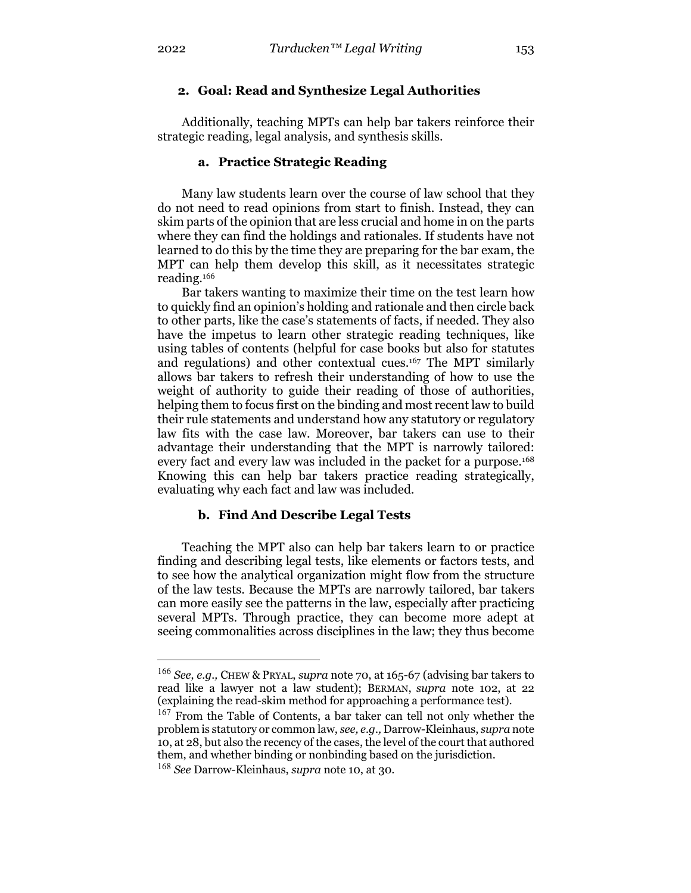### 2. Goal: Read and Synthesize Legal Authorities

Additionally, teaching MPTs can help bar takers reinforce their strategic reading, legal analysis, and synthesis skills.

#### a. Practice Strategic Reading

Many law students learn over the course of law school that they do not need to read opinions from start to finish. Instead, they can skim parts of the opinion that are less crucial and home in on the parts where they can find the holdings and rationales. If students have not learned to do this by the time they are preparing for the bar exam, the MPT can help them develop this skill, as it necessitates strategic reading.[166]

Bar takers wanting to maximize their time on the test learn how to quickly find an opinion's holding and rationale and then circle back to other parts, like the case's statements of facts, if needed. They also have the impetus to learn other strategic reading techniques, like using tables of contents (helpful for case books but also for statutes and regulations) and other contextual cues.[167] The MPT similarly allows bar takers to refresh their understanding of how to use the weight of authority to guide their reading of those of authorities, helping them to focus first on the binding and most recent law to build their rule statements and understand how any statutory or regulatory law fits with the case law. Moreover, bar takers can use to their advantage their understanding that the MPT is narrowly tailored: every fact and every law was included in the packet for a purpose.[168] Knowing this can help bar takers practice reading strategically, evaluating why each fact and law was included.

#### b. Find And Describe Legal Tests

Teaching the MPT also can help bar takers learn to or practice finding and describing legal tests, like elements or factors tests, and to see how the analytical organization might flow from the structure of the law tests. Because the MPTs are narrowly tailored, bar takers can more easily see the patterns in the law, especially after practicing several MPTs. Through practice, they can become more adept at seeing commonalities across disciplines in the law; they thus become

---

[166] *See, e.g.,* CHEW & PRYAL, *supra* note 70, at 165-67 (advising bar takers to read like a lawyer not a law student); BERMAN, *supra* note 102, at 22 (explaining the read-skim method for approaching a performance test).

[167] From the Table of Contents, a bar taker can tell not only whether the problem is statutory or common law, *see, e.g.,* Darrow-Kleinhaus, *supra* note 10, at 28, but also the recency of the cases, the level of the court that authored them, and whether binding or nonbinding based on the jurisdiction.

[168] *See* Darrow-Kleinhaus, *supra* note 10, at 30.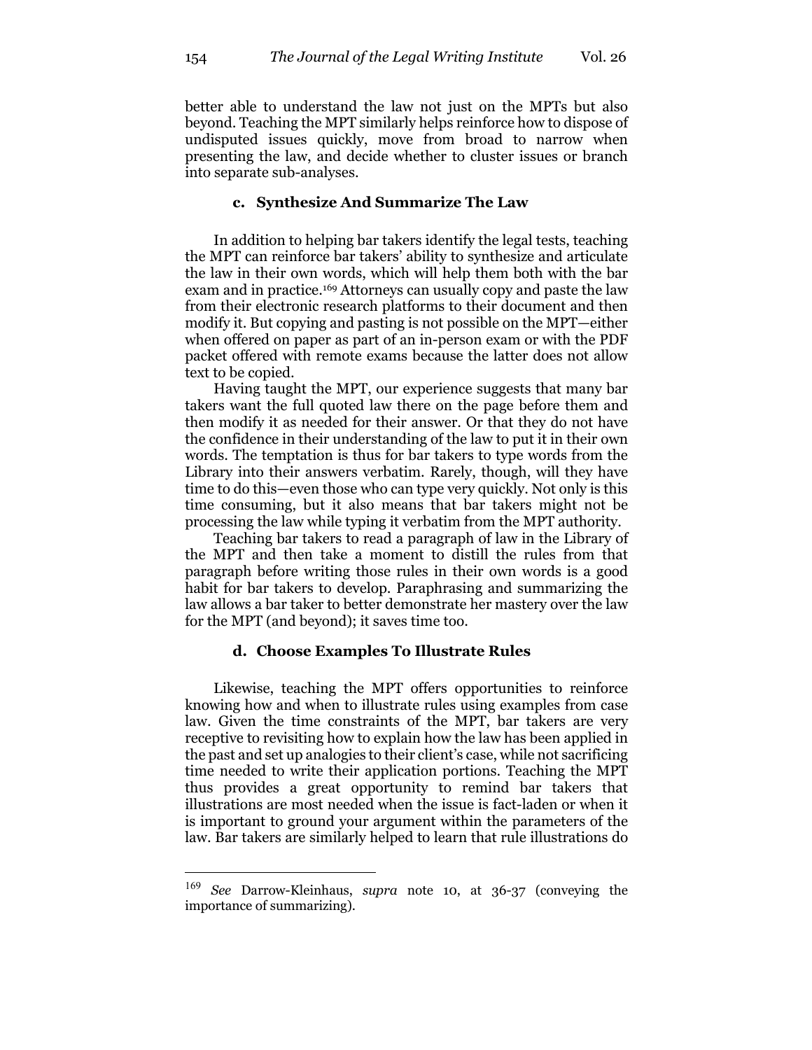better able to understand the law not just on the MPTs but also beyond. Teaching the MPT similarly helps reinforce how to dispose of undisputed issues quickly, move from broad to narrow when presenting the law, and decide whether to cluster issues or branch into separate sub-analyses.

#### c. Synthesize And Summarize The Law

In addition to helping bar takers identify the legal tests, teaching the MPT can reinforce bar takers' ability to synthesize and articulate the law in their own words, which will help them both with the bar exam and in practice.[169] Attorneys can usually copy and paste the law from their electronic research platforms to their document and then modify it. But copying and pasting is not possible on the MPT—either when offered on paper as part of an in-person exam or with the PDF packet offered with remote exams because the latter does not allow text to be copied.

Having taught the MPT, our experience suggests that many bar takers want the full quoted law there on the page before them and then modify it as needed for their answer. Or that they do not have the confidence in their understanding of the law to put it in their own words. The temptation is thus for bar takers to type words from the Library into their answers verbatim. Rarely, though, will they have time to do this—even those who can type very quickly. Not only is this time consuming, but it also means that bar takers might not be processing the law while typing it verbatim from the MPT authority.

Teaching bar takers to read a paragraph of law in the Library of the MPT and then take a moment to distill the rules from that paragraph before writing those rules in their own words is a good habit for bar takers to develop. Paraphrasing and summarizing the law allows a bar taker to better demonstrate her mastery over the law for the MPT (and beyond); it saves time too.

#### d. Choose Examples To Illustrate Rules

Likewise, teaching the MPT offers opportunities to reinforce knowing how and when to illustrate rules using examples from case law. Given the time constraints of the MPT, bar takers are very receptive to revisiting how to explain how the law has been applied in the past and set up analogies to their client's case, while not sacrificing time needed to write their application portions. Teaching the MPT thus provides a great opportunity to remind bar takers that illustrations are most needed when the issue is fact-laden or when it is important to ground your argument within the parameters of the law. Bar takers are similarly helped to learn that rule illustrations do

---

[169] *See* Darrow-Kleinhaus, *supra* note 10, at 36-37 (conveying the importance of summarizing).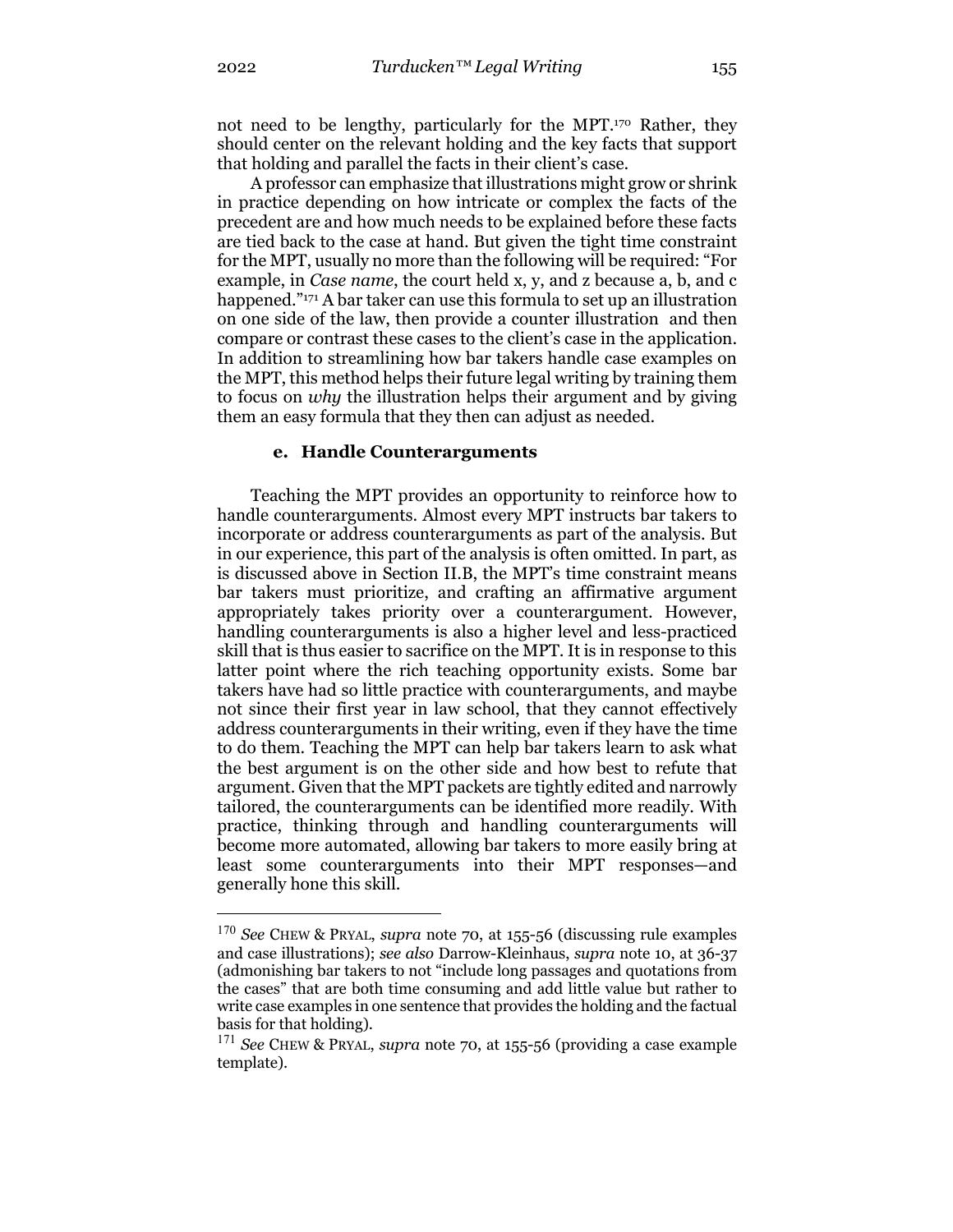not need to be lengthy, particularly for the MPT.[170] Rather, they should center on the relevant holding and the key facts that support that holding and parallel the facts in their client's case.

A professor can emphasize that illustrations might grow or shrink in practice depending on how intricate or complex the facts of the precedent are and how much needs to be explained before these facts are tied back to the case at hand. But given the tight time constraint for the MPT, usually no more than the following will be required: "For example, in *Case name*, the court held x, y, and z because a, b, and c happened."[171] A bar taker can use this formula to set up an illustration on one side of the law, then provide a counter illustration and then compare or contrast these cases to the client's case in the application. In addition to streamlining how bar takers handle case examples on the MPT, this method helps their future legal writing by training them to focus on *why* the illustration helps their argument and by giving them an easy formula that they then can adjust as needed.

#### e. Handle Counterarguments

Teaching the MPT provides an opportunity to reinforce how to handle counterarguments. Almost every MPT instructs bar takers to incorporate or address counterarguments as part of the analysis. But in our experience, this part of the analysis is often omitted. In part, as is discussed above in Section II.B, the MPT's time constraint means bar takers must prioritize, and crafting an affirmative argument appropriately takes priority over a counterargument. However, handling counterarguments is also a higher level and less-practiced skill that is thus easier to sacrifice on the MPT. It is in response to this latter point where the rich teaching opportunity exists. Some bar takers have had so little practice with counterarguments, and maybe not since their first year in law school, that they cannot effectively address counterarguments in their writing, even if they have the time to do them. Teaching the MPT can help bar takers learn to ask what the best argument is on the other side and how best to refute that argument. Given that the MPT packets are tightly edited and narrowly tailored, the counterarguments can be identified more readily. With practice, thinking through and handling counterarguments will become more automated, allowing bar takers to more easily bring at least some counterarguments into their MPT responses—and generally hone this skill.

---

[170] *See* CHEW & PRYAL, *supra* note 70, at 155-56 (discussing rule examples and case illustrations); *see also* Darrow-Kleinhaus, *supra* note 10, at 36-37 (admonishing bar takers to not "include long passages and quotations from the cases" that are both time consuming and add little value but rather to write case examples in one sentence that provides the holding and the factual basis for that holding).

[171] *See* CHEW & PRYAL, *supra* note 70, at 155-56 (providing a case example template).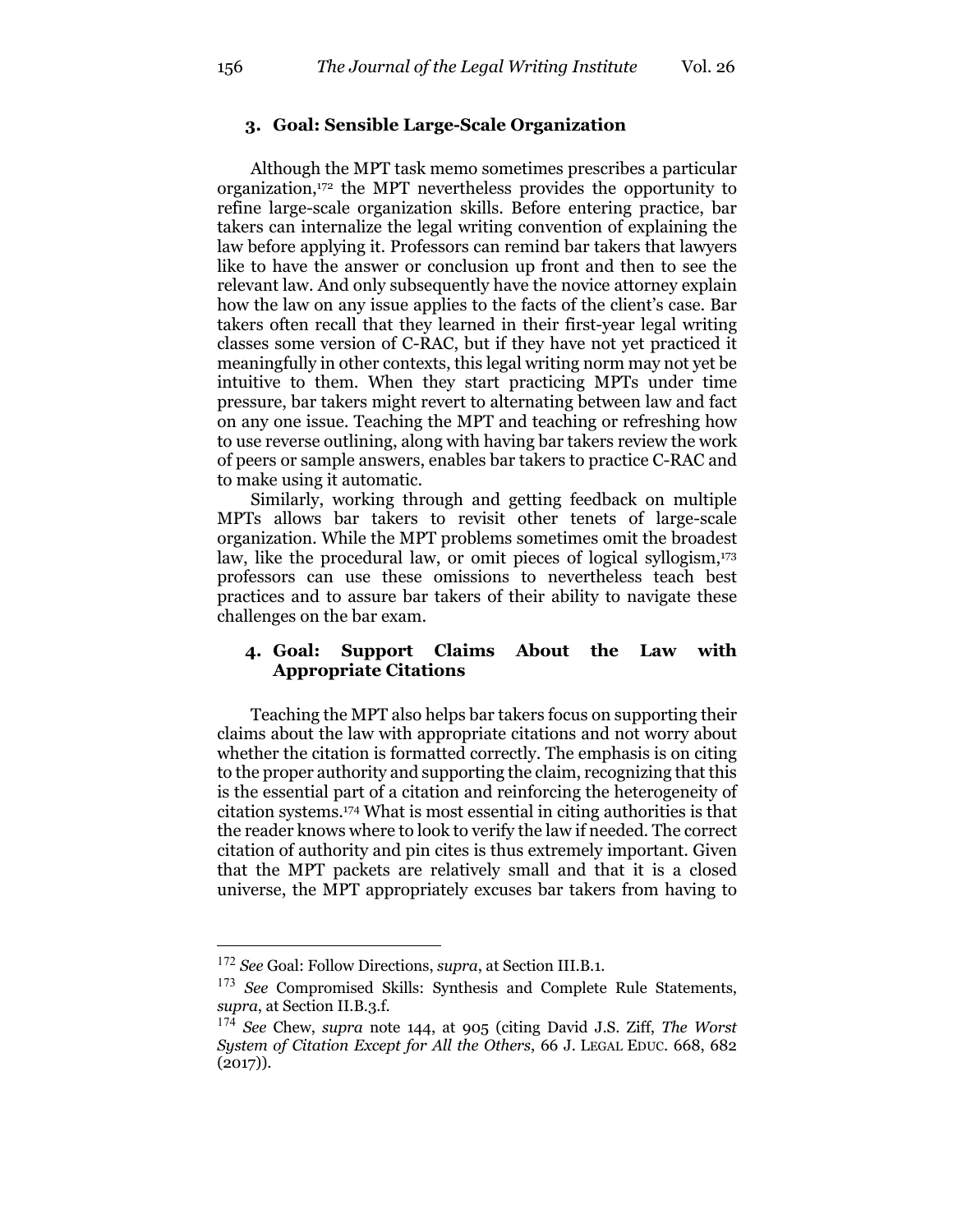### 3. Goal: Sensible Large-Scale Organization

Although the MPT task memo sometimes prescribes a particular organization,[172] the MPT nevertheless provides the opportunity to refine large-scale organization skills. Before entering practice, bar takers can internalize the legal writing convention of explaining the law before applying it. Professors can remind bar takers that lawyers like to have the answer or conclusion up front and then to see the relevant law. And only subsequently have the novice attorney explain how the law on any issue applies to the facts of the client's case. Bar takers often recall that they learned in their first-year legal writing classes some version of C-RAC, but if they have not yet practiced it meaningfully in other contexts, this legal writing norm may not yet be intuitive to them. When they start practicing MPTs under time pressure, bar takers might revert to alternating between law and fact on any one issue. Teaching the MPT and teaching or refreshing how to use reverse outlining, along with having bar takers review the work of peers or sample answers, enables bar takers to practice C-RAC and to make using it automatic.

Similarly, working through and getting feedback on multiple MPTs allows bar takers to revisit other tenets of large-scale organization. While the MPT problems sometimes omit the broadest law, like the procedural law, or omit pieces of logical syllogism,[173] professors can use these omissions to nevertheless teach best practices and to assure bar takers of their ability to navigate these challenges on the bar exam.

### 4. Goal: Support Claims About the Law with Appropriate Citations

Teaching the MPT also helps bar takers focus on supporting their claims about the law with appropriate citations and not worry about whether the citation is formatted correctly. The emphasis is on citing to the proper authority and supporting the claim, recognizing that this is the essential part of a citation and reinforcing the heterogeneity of citation systems.[174] What is most essential in citing authorities is that the reader knows where to look to verify the law if needed. The correct citation of authority and pin cites is thus extremely important. Given that the MPT packets are relatively small and that it is a closed universe, the MPT appropriately excuses bar takers from having to

---

[172] *See* Goal: Follow Directions, *supra*, at Section III.B.1.

[173] *See* Compromised Skills: Synthesis and Complete Rule Statements, *supra*, at Section II.B.3.f.

[174] *See* Chew, *supra* note 144, at 905 (citing David J.S. Ziff, *The Worst System of Citation Except for All the Others*, 66 J. LEGAL EDUC. 668, 682 (2017)).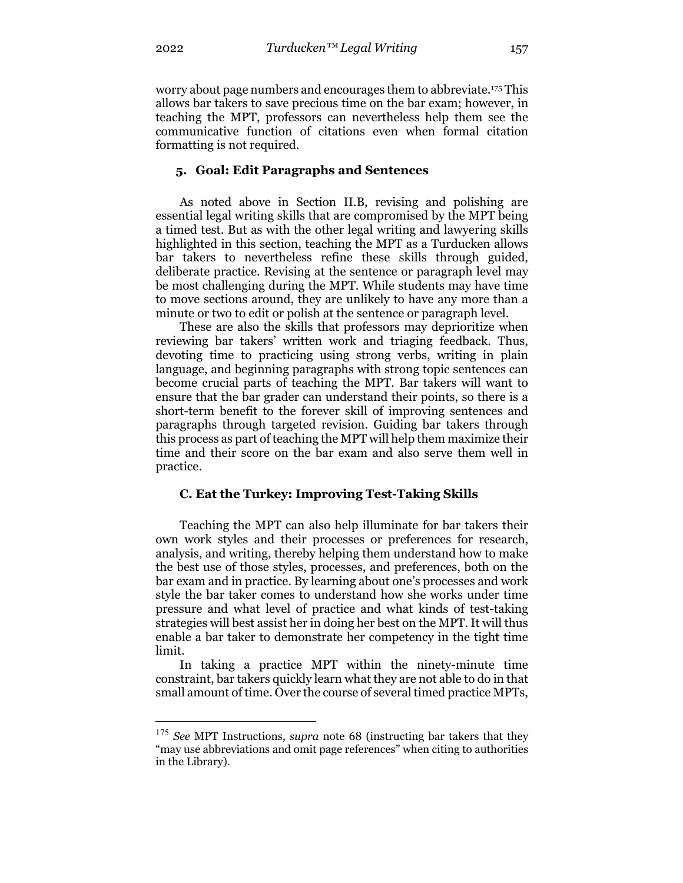worry about page numbers and encourages them to abbreviate.[175] This allows bar takers to save precious time on the bar exam; however, in teaching the MPT, professors can nevertheless help them see the communicative function of citations even when formal citation formatting is not required.

### 5. Goal: Edit Paragraphs and Sentences

As noted above in Section II.B, revising and polishing are essential legal writing skills that are compromised by the MPT being a timed test. But as with the other legal writing and lawyering skills highlighted in this section, teaching the MPT as a Turducken allows bar takers to nevertheless refine these skills through guided, deliberate practice. Revising at the sentence or paragraph level may be most challenging during the MPT. While students may have time to move sections around, they are unlikely to have any more than a minute or two to edit or polish at the sentence or paragraph level.

These are also the skills that professors may deprioritize when reviewing bar takers' written work and triaging feedback. Thus, devoting time to practicing using strong verbs, writing in plain language, and beginning paragraphs with strong topic sentences can become crucial parts of teaching the MPT. Bar takers will want to ensure that the bar grader can understand their points, so there is a short-term benefit to the forever skill of improving sentences and paragraphs through targeted revision. Guiding bar takers through this process as part of teaching the MPT will help them maximize their time and their score on the bar exam and also serve them well in practice.

## C. Eat the Turkey: Improving Test-Taking Skills

Teaching the MPT can also help illuminate for bar takers their own work styles and their processes or preferences for research, analysis, and writing, thereby helping them understand how to make the best use of those styles, processes, and preferences, both on the bar exam and in practice. By learning about one's processes and work style the bar taker comes to understand how she works under time pressure and what level of practice and what kinds of test-taking strategies will best assist her in doing her best on the MPT. It will thus enable a bar taker to demonstrate her competency in the tight time limit.

In taking a practice MPT within the ninety-minute time constraint, bar takers quickly learn what they are not able to do in that small amount of time. Over the course of several timed practice MPTs,

---

[175] *See* MPT Instructions, *supra* note 68 (instructing bar takers that they "may use abbreviations and omit page references" when citing to authorities in the Library).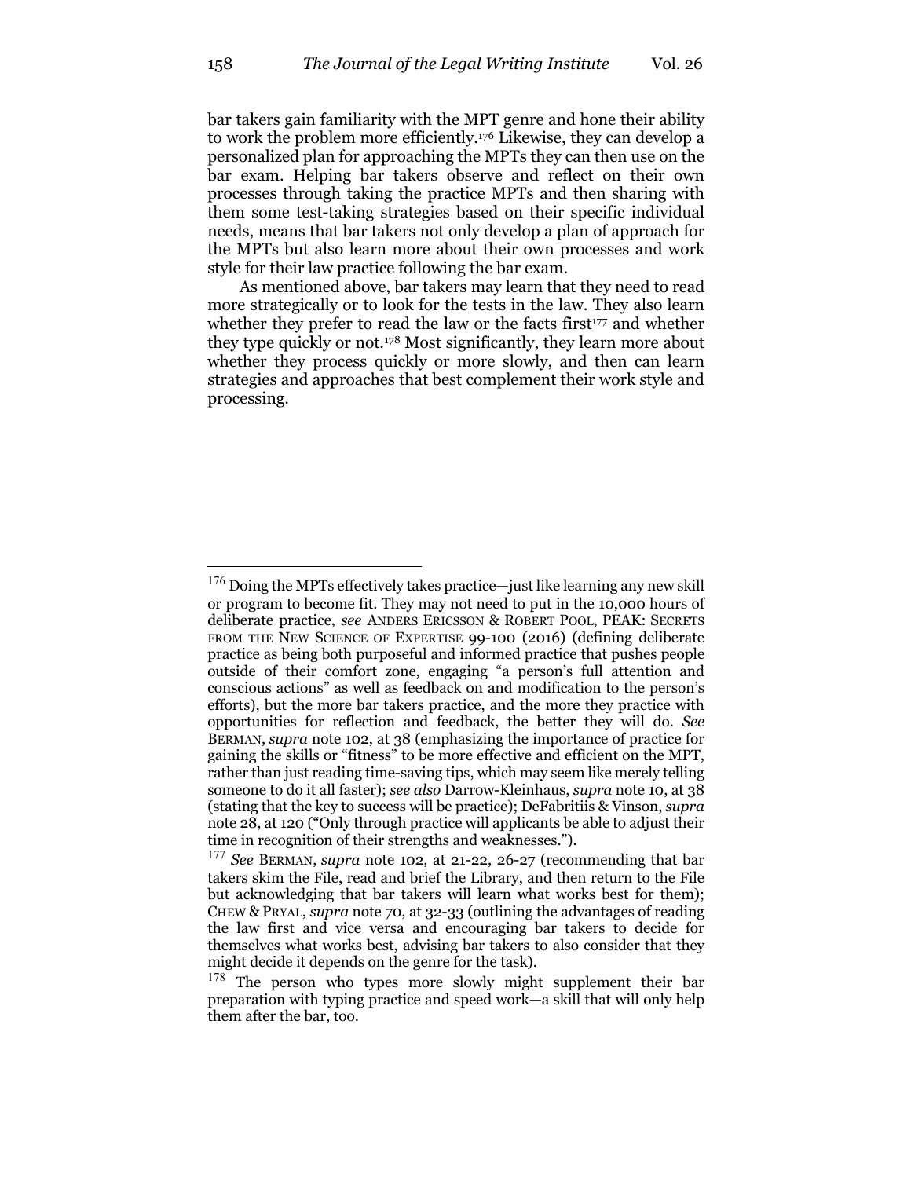bar takers gain familiarity with the MPT genre and hone their ability to work the problem more efficiently.[176] Likewise, they can develop a personalized plan for approaching the MPTs they can then use on the bar exam. Helping bar takers observe and reflect on their own processes through taking the practice MPTs and then sharing with them some test-taking strategies based on their specific individual needs, means that bar takers not only develop a plan of approach for the MPTs but also learn more about their own processes and work style for their law practice following the bar exam.

As mentioned above, bar takers may learn that they need to read more strategically or to look for the tests in the law. They also learn whether they prefer to read the law or the facts first[177] and whether they type quickly or not.[178] Most significantly, they learn more about whether they process quickly or more slowly, and then can learn strategies and approaches that best complement their work style and processing.

---

[176] Doing the MPTs effectively takes practice—just like learning any new skill or program to become fit. They may not need to put in the 10,000 hours of deliberate practice, *see* ANDERS ERICSSON & ROBERT POOL, PEAK: SECRETS FROM THE NEW SCIENCE OF EXPERTISE 99-100 (2016) (defining deliberate practice as being both purposeful and informed practice that pushes people outside of their comfort zone, engaging "a person's full attention and conscious actions" as well as feedback on and modification to the person's efforts), but the more bar takers practice, and the more they practice with opportunities for reflection and feedback, the better they will do. *See* BERMAN, *supra* note 102, at 38 (emphasizing the importance of practice for gaining the skills or "fitness" to be more effective and efficient on the MPT, rather than just reading time-saving tips, which may seem like merely telling someone to do it all faster); *see also* Darrow-Kleinhaus, *supra* note 10, at 38 (stating that the key to success will be practice); DeFabritiis & Vinson, *supra* note 28, at 120 ("Only through practice will applicants be able to adjust their time in recognition of their strengths and weaknesses.").

[177] *See* BERMAN, *supra* note 102, at 21-22, 26-27 (recommending that bar takers skim the File, read and brief the Library, and then return to the File but acknowledging that bar takers will learn what works best for them); CHEW & PRYAL, *supra* note 70, at 32-33 (outlining the advantages of reading the law first and vice versa and encouraging bar takers to decide for themselves what works best, advising bar takers to also consider that they might decide it depends on the genre for the task).

[178] The person who types more slowly might supplement their bar preparation with typing practice and speed work—a skill that will only help them after the bar, too.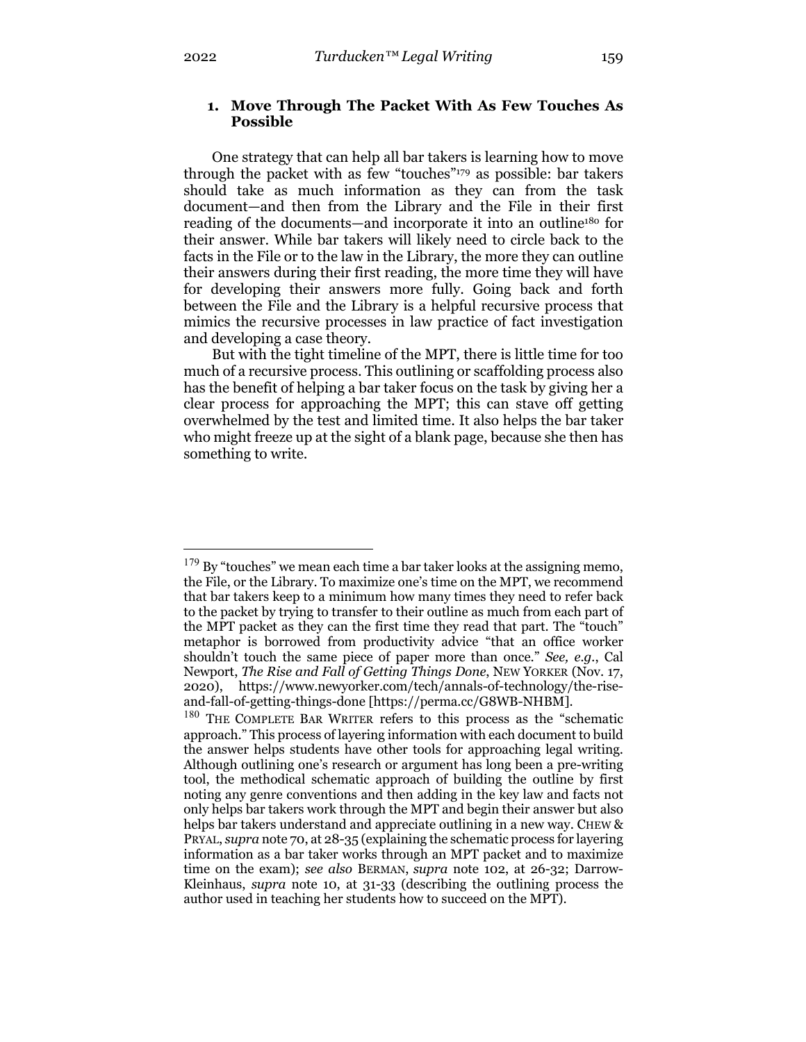### 1. Move Through The Packet With As Few Touches As Possible

One strategy that can help all bar takers is learning how to move through the packet with as few "touches"[179] as possible: bar takers should take as much information as they can from the task document—and then from the Library and the File in their first reading of the documents—and incorporate it into an outline[180] for their answer. While bar takers will likely need to circle back to the facts in the File or to the law in the Library, the more they can outline their answers during their first reading, the more time they will have for developing their answers more fully. Going back and forth between the File and the Library is a helpful recursive process that mimics the recursive processes in law practice of fact investigation and developing a case theory.

But with the tight timeline of the MPT, there is little time for too much of a recursive process. This outlining or scaffolding process also has the benefit of helping a bar taker focus on the task by giving her a clear process for approaching the MPT; this can stave off getting overwhelmed by the test and limited time. It also helps the bar taker who might freeze up at the sight of a blank page, because she then has something to write.

---

[179] By "touches" we mean each time a bar taker looks at the assigning memo, the File, or the Library. To maximize one's time on the MPT, we recommend that bar takers keep to a minimum how many times they need to refer back to the packet by trying to transfer to their outline as much from each part of the MPT packet as they can the first time they read that part. The "touch" metaphor is borrowed from productivity advice "that an office worker shouldn't touch the same piece of paper more than once." *See, e.g.*, Cal Newport, *The Rise and Fall of Getting Things Done*, NEW YORKER (Nov. 17, 2020), https://www.newyorker.com/tech/annals-of-technology/the-rise-and-fall-of-getting-things-done [https://perma.cc/G8WB-NHBM].

[180] THE COMPLETE BAR WRITER refers to this process as the "schematic approach." This process of layering information with each document to build the answer helps students have other tools for approaching legal writing. Although outlining one's research or argument has long been a pre-writing tool, the methodical schematic approach of building the outline by first noting any genre conventions and then adding in the key law and facts not only helps bar takers work through the MPT and begin their answer but also helps bar takers understand and appreciate outlining in a new way. CHEW & PRYAL, *supra* note 70, at 28-35 (explaining the schematic process for layering information as a bar taker works through an MPT packet and to maximize time on the exam); *see also* BERMAN, *supra* note 102, at 26-32; Darrow-Kleinhaus, *supra* note 10, at 31-33 (describing the outlining process the author used in teaching her students how to succeed on the MPT).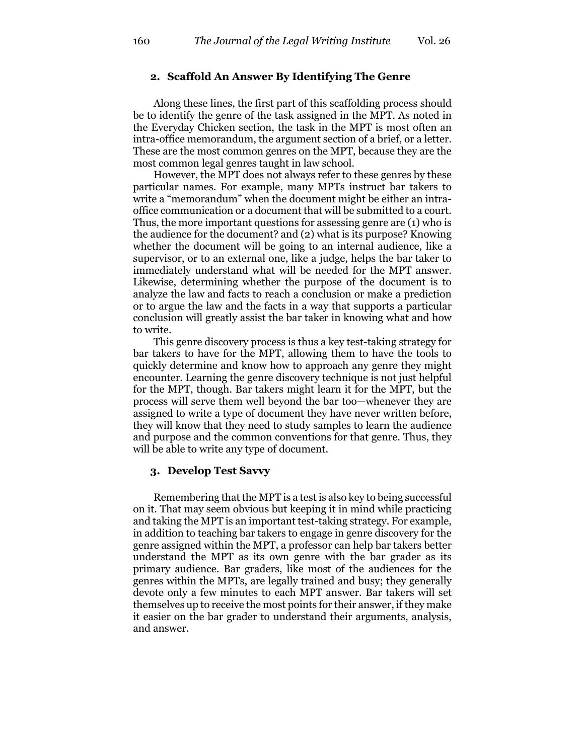### 2. Scaffold An Answer By Identifying The Genre

Along these lines, the first part of this scaffolding process should be to identify the genre of the task assigned in the MPT. As noted in the Everyday Chicken section, the task in the MPT is most often an intra-office memorandum, the argument section of a brief, or a letter. These are the most common genres on the MPT, because they are the most common legal genres taught in law school.

However, the MPT does not always refer to these genres by these particular names. For example, many MPTs instruct bar takers to write a "memorandum" when the document might be either an intra-office communication or a document that will be submitted to a court. Thus, the more important questions for assessing genre are (1) who is the audience for the document? and (2) what is its purpose? Knowing whether the document will be going to an internal audience, like a supervisor, or to an external one, like a judge, helps the bar taker to immediately understand what will be needed for the MPT answer. Likewise, determining whether the purpose of the document is to analyze the law and facts to reach a conclusion or make a prediction or to argue the law and the facts in a way that supports a particular conclusion will greatly assist the bar taker in knowing what and how to write.

This genre discovery process is thus a key test-taking strategy for bar takers to have for the MPT, allowing them to have the tools to quickly determine and know how to approach any genre they might encounter. Learning the genre discovery technique is not just helpful for the MPT, though. Bar takers might learn it for the MPT, but the process will serve them well beyond the bar too—whenever they are assigned to write a type of document they have never written before, they will know that they need to study samples to learn the audience and purpose and the common conventions for that genre. Thus, they will be able to write any type of document.

### 3. Develop Test Savvy

Remembering that the MPT is a test is also key to being successful on it. That may seem obvious but keeping it in mind while practicing and taking the MPT is an important test-taking strategy. For example, in addition to teaching bar takers to engage in genre discovery for the genre assigned within the MPT, a professor can help bar takers better understand the MPT as its own genre with the bar grader as its primary audience. Bar graders, like most of the audiences for the genres within the MPTs, are legally trained and busy; they generally devote only a few minutes to each MPT answer. Bar takers will set themselves up to receive the most points for their answer, if they make it easier on the bar grader to understand their arguments, analysis, and answer.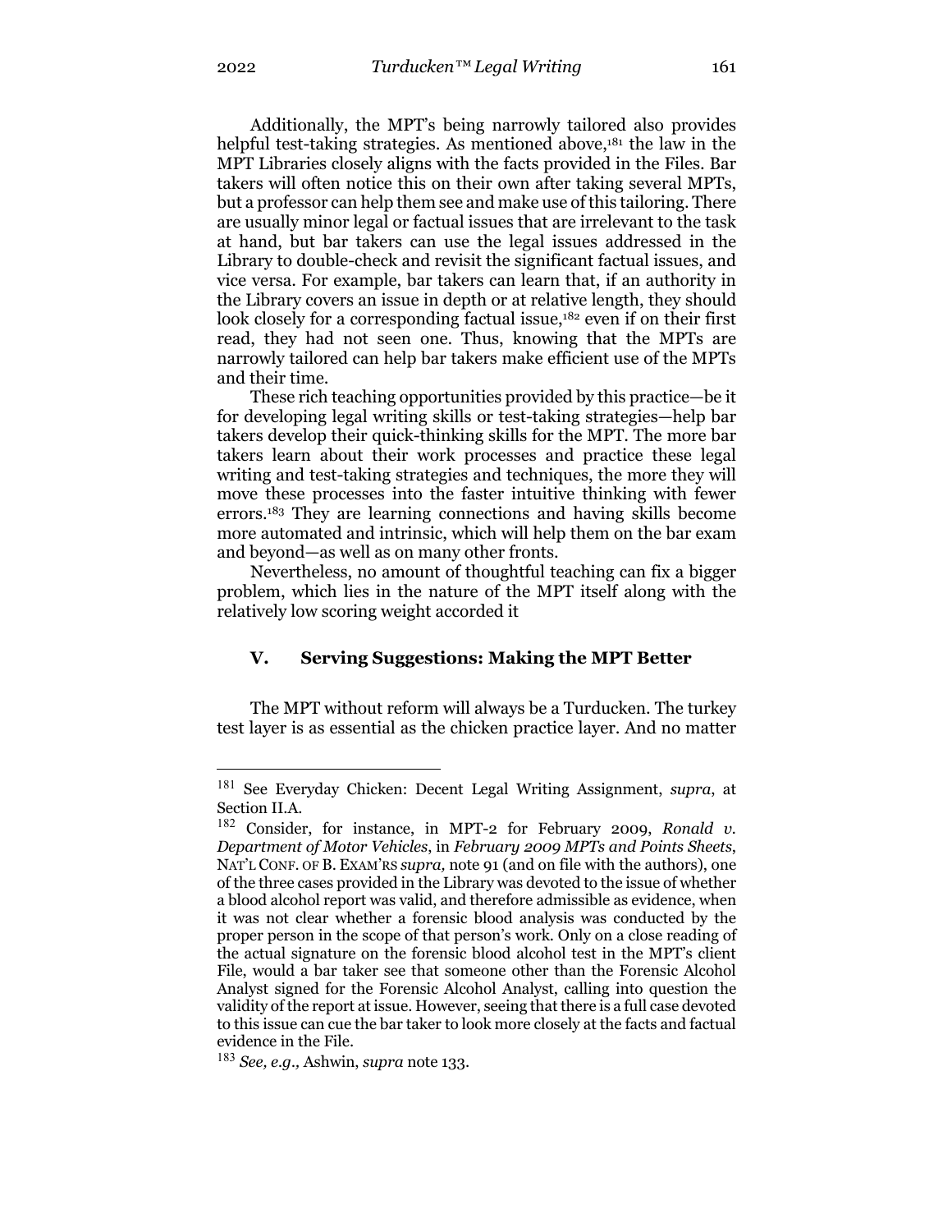Additionally, the MPT's being narrowly tailored also provides helpful test-taking strategies. As mentioned above,[181] the law in the MPT Libraries closely aligns with the facts provided in the Files. Bar takers will often notice this on their own after taking several MPTs, but a professor can help them see and make use of this tailoring. There are usually minor legal or factual issues that are irrelevant to the task at hand, but bar takers can use the legal issues addressed in the Library to double-check and revisit the significant factual issues, and vice versa. For example, bar takers can learn that, if an authority in the Library covers an issue in depth or at relative length, they should look closely for a corresponding factual issue,[182] even if on their first read, they had not seen one. Thus, knowing that the MPTs are narrowly tailored can help bar takers make efficient use of the MPTs and their time.

These rich teaching opportunities provided by this practice—be it for developing legal writing skills or test-taking strategies—help bar takers develop their quick-thinking skills for the MPT. The more bar takers learn about their work processes and practice these legal writing and test-taking strategies and techniques, the more they will move these processes into the faster intuitive thinking with fewer errors.[183] They are learning connections and having skills become more automated and intrinsic, which will help them on the bar exam and beyond—as well as on many other fronts.

Nevertheless, no amount of thoughtful teaching can fix a bigger problem, which lies in the nature of the MPT itself along with the relatively low scoring weight accorded it

## V. Serving Suggestions: Making the MPT Better

The MPT without reform will always be a Turducken. The turkey test layer is as essential as the chicken practice layer. And no matter

---

[181] See Everyday Chicken: Decent Legal Writing Assignment, *supra*, at Section II.A.

[182] Consider, for instance, in MPT-2 for February 2009, *Ronald v. Department of Motor Vehicles*, in *February 2009 MPTs and Points Sheets*, NAT'L CONF. OF B. EXAM'RS *supra*, note 91 (and on file with the authors), one of the three cases provided in the Library was devoted to the issue of whether a blood alcohol report was valid, and therefore admissible as evidence, when it was not clear whether a forensic blood analysis was conducted by the proper person in the scope of that person's work. Only on a close reading of the actual signature on the forensic blood alcohol test in the MPT's client File, would a bar taker see that someone other than the Forensic Alcohol Analyst signed for the Forensic Alcohol Analyst, calling into question the validity of the report at issue. However, seeing that there is a full case devoted to this issue can cue the bar taker to look more closely at the facts and factual evidence in the File.

[183] *See, e.g.*, Ashwin, *supra* note 133.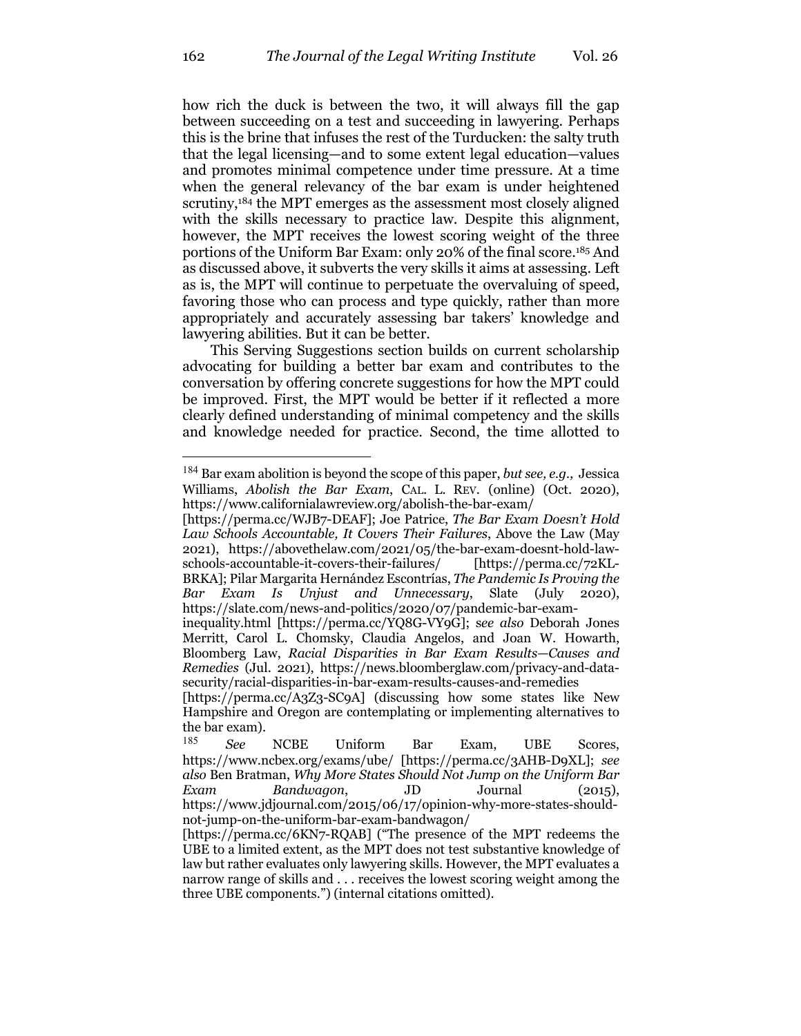how rich the duck is between the two, it will always fill the gap between succeeding on a test and succeeding in lawyering. Perhaps this is the brine that infuses the rest of the Turducken: the salty truth that the legal licensing—and to some extent legal education—values and promotes minimal competence under time pressure. At a time when the general relevancy of the bar exam is under heightened scrutiny,[184] the MPT emerges as the assessment most closely aligned with the skills necessary to practice law. Despite this alignment, however, the MPT receives the lowest scoring weight of the three portions of the Uniform Bar Exam: only 20% of the final score.[185] And as discussed above, it subverts the very skills it aims at assessing. Left as is, the MPT will continue to perpetuate the overvaluing of speed, favoring those who can process and type quickly, rather than more appropriately and accurately assessing bar takers' knowledge and lawyering abilities. But it can be better.

This Serving Suggestions section builds on current scholarship advocating for building a better bar exam and contributes to the conversation by offering concrete suggestions for how the MPT could be improved. First, the MPT would be better if it reflected a more clearly defined understanding of minimal competency and the skills and knowledge needed for practice. Second, the time allotted to

---

[184] Bar exam abolition is beyond the scope of this paper, *but see, e.g.,* Jessica Williams, *Abolish the Bar Exam*, CAL. L. REV. (online) (Oct. 2020), https://www.californialawreview.org/abolish-the-bar-exam/ [https://perma.cc/WJB7-DEAF]; Joe Patrice, *The Bar Exam Doesn't Hold Law Schools Accountable, It Covers Their Failures*, Above the Law (May 2021), https://abovethelaw.com/2021/05/the-bar-exam-doesnt-hold-law-schools-accountable-it-covers-their-failures/ [https://perma.cc/72KL-BRKA]; Pilar Margarita Hernández Escontrías, *The Pandemic Is Proving the Bar Exam Is Unjust and Unnecessary*, Slate (July 2020), https://slate.com/news-and-politics/2020/07/pandemic-bar-exam-inequality.html [https://perma.cc/YQ8G-VY9G]; *see also* Deborah Jones Merritt, Carol L. Chomsky, Claudia Angelos, and Joan W. Howarth, Bloomberg Law, *Racial Disparities in Bar Exam Results—Causes and Remedies* (Jul. 2021), https://news.bloomberglaw.com/privacy-and-data-security/racial-disparities-in-bar-exam-results-causes-and-remedies [https://perma.cc/A3Z3-SC9A] (discussing how some states like New Hampshire and Oregon are contemplating or implementing alternatives to the bar exam).

[185] *See* NCBE Uniform Bar Exam, UBE Scores, https://www.ncbex.org/exams/ube/ [https://perma.cc/3AHB-D9XL]; *see also* Ben Bratman, *Why More States Should Not Jump on the Uniform Bar Exam Bandwagon*, JD Journal (2015), https://www.jdjournal.com/2015/06/17/opinion-why-more-states-should-not-jump-on-the-uniform-bar-exam-bandwagon/ [https://perma.cc/6KN7-RQAB] ("The presence of the MPT redeems the UBE to a limited extent, as the MPT does not test substantive knowledge of law but rather evaluates only lawyering skills. However, the MPT evaluates a narrow range of skills and . . . receives the lowest scoring weight among the three UBE components.") (internal citations omitted).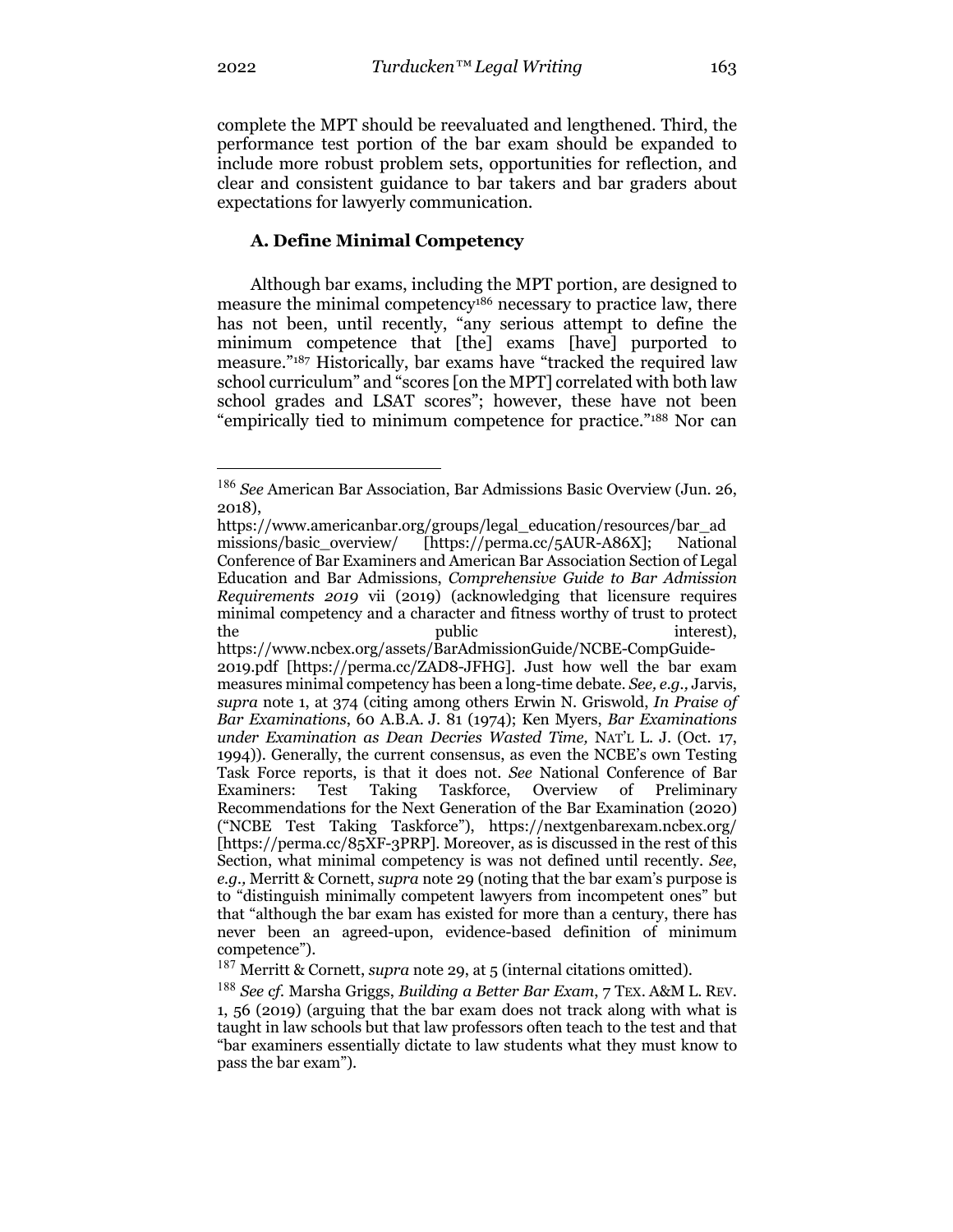complete the MPT should be reevaluated and lengthened. Third, the performance test portion of the bar exam should be expanded to include more robust problem sets, opportunities for reflection, and clear and consistent guidance to bar takers and bar graders about expectations for lawyerly communication.

### A. Define Minimal Competency

Although bar exams, including the MPT portion, are designed to measure the minimal competency[186] necessary to practice law, there has not been, until recently, "any serious attempt to define the minimum competence that [the] exams [have] purported to measure."[187] Historically, bar exams have "tracked the required law school curriculum" and "scores [on the MPT] correlated with both law school grades and LSAT scores"; however, these have not been "empirically tied to minimum competence for practice."[188] Nor can

---

[186] *See* American Bar Association, Bar Admissions Basic Overview (Jun. 26, 2018), https://www.americanbar.org/groups/legal_education/resources/bar_admissions/basic_overview/ [https://perma.cc/5AUR-A86X]; National Conference of Bar Examiners and American Bar Association Section of Legal Education and Bar Admissions, *Comprehensive Guide to Bar Admission Requirements 2019* vii (2019) (acknowledging that licensure requires minimal competency and a character and fitness worthy of trust to protect the public interest), https://www.ncbex.org/assets/BarAdmissionGuide/NCBE-CompGuide-2019.pdf [https://perma.cc/ZAD8-JFHG]. Just how well the bar exam measures minimal competency has been a long-time debate. *See, e.g.,* Jarvis, *supra* note 1, at 374 (citing among others Erwin N. Griswold, *In Praise of Bar Examinations*, 60 A.B.A. J. 81 (1974); Ken Myers, *Bar Examinations under Examination as Dean Decries Wasted Time,* NAT'L L. J. (Oct. 17, 1994)). Generally, the current consensus, as even the NCBE's own Testing Task Force reports, is that it does not. *See* National Conference of Bar Examiners: Test Taking Taskforce, Overview of Preliminary Recommendations for the Next Generation of the Bar Examination (2020) ("NCBE Test Taking Taskforce"), https://nextgenbarexam.ncbex.org/ [https://perma.cc/85XF-3PRP]. Moreover, as is discussed in the rest of this Section, what minimal competency is was not defined until recently. *See*, *e.g.,* Merritt & Cornett, *supra* note 29 (noting that the bar exam's purpose is to "distinguish minimally competent lawyers from incompetent ones" but that "although the bar exam has existed for more than a century, there has never been an agreed-upon, evidence-based definition of minimum competence").

[187] Merritt & Cornett, *supra* note 29, at 5 (internal citations omitted).

[188] *See cf.* Marsha Griggs, *Building a Better Bar Exam*, 7 TEX. A&M L. REV. 1, 56 (2019) (arguing that the bar exam does not track along with what is taught in law schools but that law professors often teach to the test and that "bar examiners essentially dictate to law students what they must know to pass the bar exam").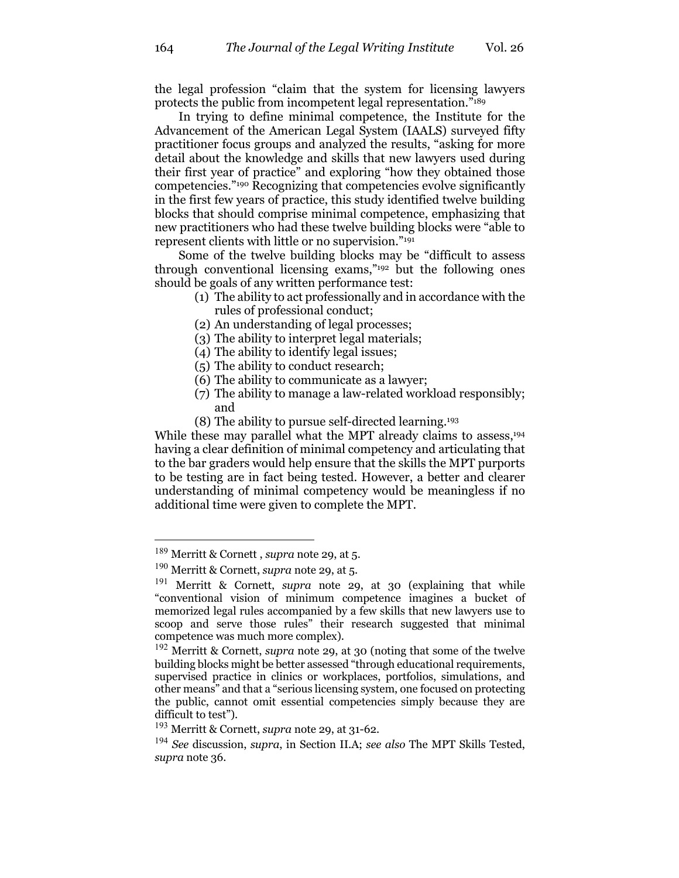the legal profession "claim that the system for licensing lawyers protects the public from incompetent legal representation."[189]

In trying to define minimal competence, the Institute for the Advancement of the American Legal System (IAALS) surveyed fifty practitioner focus groups and analyzed the results, "asking for more detail about the knowledge and skills that new lawyers used during their first year of practice" and exploring "how they obtained those competencies."[190] Recognizing that competencies evolve significantly in the first few years of practice, this study identified twelve building blocks that should comprise minimal competence, emphasizing that new practitioners who had these twelve building blocks were "able to represent clients with little or no supervision."[191]

Some of the twelve building blocks may be "difficult to assess through conventional licensing exams,"[192] but the following ones should be goals of any written performance test:

(1) The ability to act professionally and in accordance with the rules of professional conduct;
(2) An understanding of legal processes;
(3) The ability to interpret legal materials;
(4) The ability to identify legal issues;
(5) The ability to conduct research;
(6) The ability to communicate as a lawyer;
(7) The ability to manage a law-related workload responsibly; and
(8) The ability to pursue self-directed learning.[193]

While these may parallel what the MPT already claims to assess,[194] having a clear definition of minimal competency and articulating that to the bar graders would help ensure that the skills the MPT purports to be testing are in fact being tested. However, a better and clearer understanding of minimal competency would be meaningless if no additional time were given to complete the MPT.

---

[189] Merritt & Cornett , *supra* note 29, at 5.

[190] Merritt & Cornett, *supra* note 29, at 5.

[191] Merritt & Cornett, *supra* note 29, at 30 (explaining that while "conventional vision of minimum competence imagines a bucket of memorized legal rules accompanied by a few skills that new lawyers use to scoop and serve those rules" their research suggested that minimal competence was much more complex).

[192] Merritt & Cornett, *supra* note 29, at 30 (noting that some of the twelve building blocks might be better assessed "through educational requirements, supervised practice in clinics or workplaces, portfolios, simulations, and other means" and that a "serious licensing system, one focused on protecting the public, cannot omit essential competencies simply because they are difficult to test").

[193] Merritt & Cornett, *supra* note 29, at 31-62.

[194] *See* discussion, *supra*, in Section II.A; *see also* The MPT Skills Tested, *supra* note 36.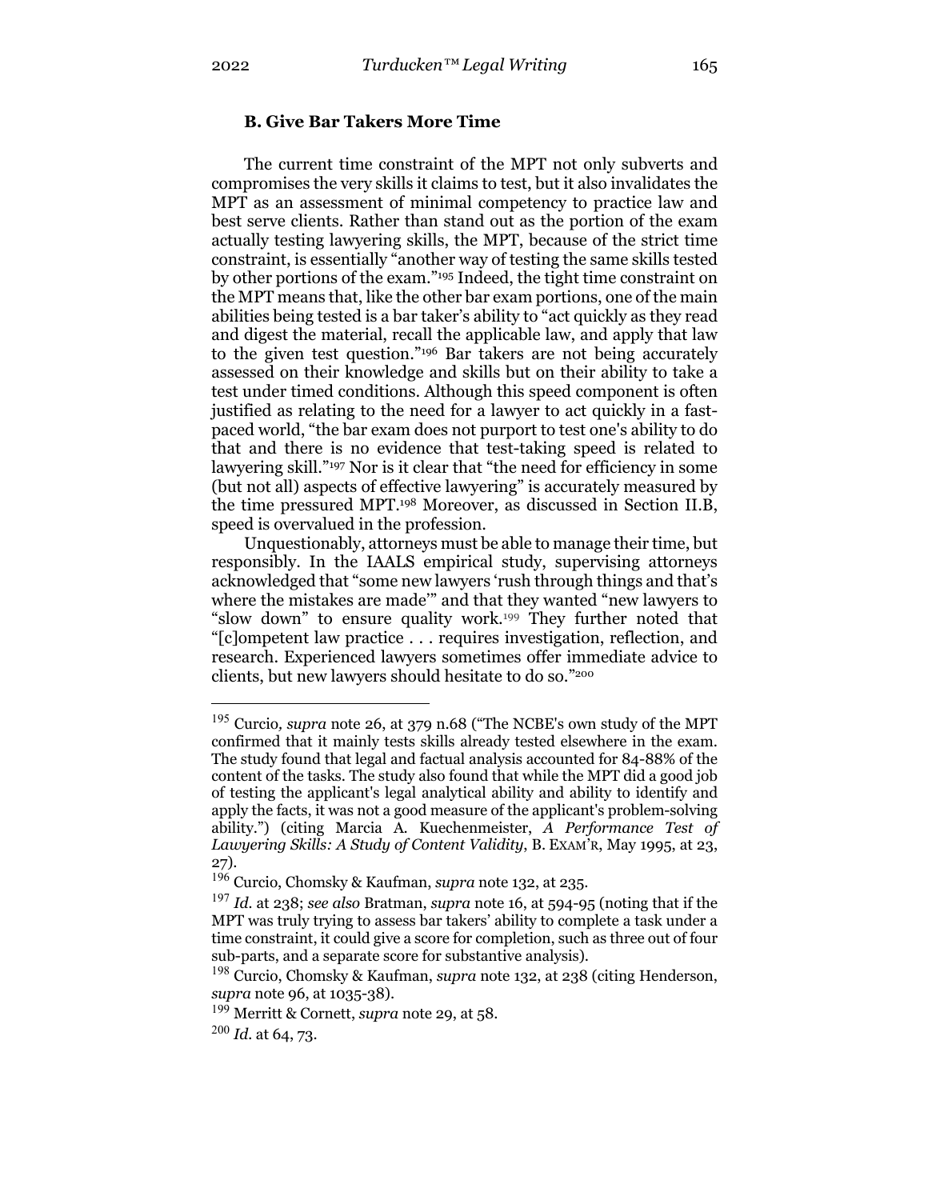### B. Give Bar Takers More Time

The current time constraint of the MPT not only subverts and compromises the very skills it claims to test, but it also invalidates the MPT as an assessment of minimal competency to practice law and best serve clients. Rather than stand out as the portion of the exam actually testing lawyering skills, the MPT, because of the strict time constraint, is essentially "another way of testing the same skills tested by other portions of the exam."[195] Indeed, the tight time constraint on the MPT means that, like the other bar exam portions, one of the main abilities being tested is a bar taker's ability to "act quickly as they read and digest the material, recall the applicable law, and apply that law to the given test question."[196] Bar takers are not being accurately assessed on their knowledge and skills but on their ability to take a test under timed conditions. Although this speed component is often justified as relating to the need for a lawyer to act quickly in a fast-paced world, "the bar exam does not purport to test one's ability to do that and there is no evidence that test-taking speed is related to lawyering skill."[197] Nor is it clear that "the need for efficiency in some (but not all) aspects of effective lawyering" is accurately measured by the time pressured MPT.[198] Moreover, as discussed in Section II.B, speed is overvalued in the profession.

Unquestionably, attorneys must be able to manage their time, but responsibly. In the IAALS empirical study, supervising attorneys acknowledged that "some new lawyers 'rush through things and that's where the mistakes are made'" and that they wanted "new lawyers to "slow down" to ensure quality work.[199] They further noted that "[c]ompetent law practice . . . requires investigation, reflection, and research. Experienced lawyers sometimes offer immediate advice to clients, but new lawyers should hesitate to do so."[200]

---

[195] Curcio, *supra* note 26, at 379 n.68 ("The NCBE's own study of the MPT confirmed that it mainly tests skills already tested elsewhere in the exam. The study found that legal and factual analysis accounted for 84-88% of the content of the tasks. The study also found that while the MPT did a good job of testing the applicant's legal analytical ability and ability to identify and apply the facts, it was not a good measure of the applicant's problem-solving ability.") (citing Marcia A. Kuechenmeister, *A Performance Test of Lawyering Skills: A Study of Content Validity*, B. EXAM'R, May 1995, at 23, 27).

[196] Curcio, Chomsky & Kaufman, *supra* note 132, at 235.

[197] *Id.* at 238; *see also* Bratman, *supra* note 16, at 594-95 (noting that if the MPT was truly trying to assess bar takers' ability to complete a task under a time constraint, it could give a score for completion, such as three out of four sub-parts, and a separate score for substantive analysis).

[198] Curcio, Chomsky & Kaufman, *supra* note 132, at 238 (citing Henderson, *supra* note 96, at 1035-38).

[199] Merritt & Cornett, *supra* note 29, at 58.

[200] *Id.* at 64, 73.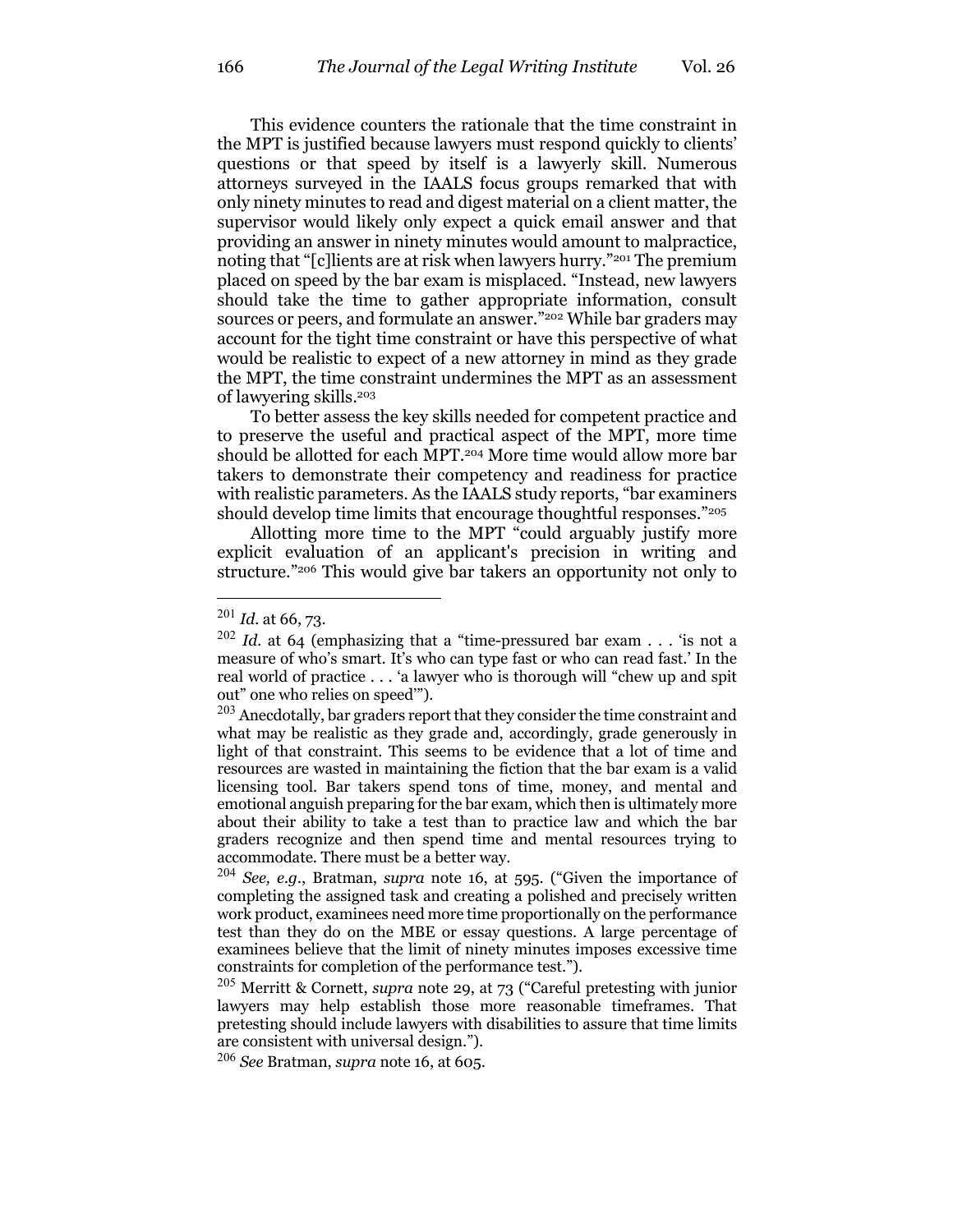This evidence counters the rationale that the time constraint in the MPT is justified because lawyers must respond quickly to clients' questions or that speed by itself is a lawyerly skill. Numerous attorneys surveyed in the IAALS focus groups remarked that with only ninety minutes to read and digest material on a client matter, the supervisor would likely only expect a quick email answer and that providing an answer in ninety minutes would amount to malpractice, noting that "[c]lients are at risk when lawyers hurry."[201] The premium placed on speed by the bar exam is misplaced. "Instead, new lawyers should take the time to gather appropriate information, consult sources or peers, and formulate an answer."[202] While bar graders may account for the tight time constraint or have this perspective of what would be realistic to expect of a new attorney in mind as they grade the MPT, the time constraint undermines the MPT as an assessment of lawyering skills.[203]

To better assess the key skills needed for competent practice and to preserve the useful and practical aspect of the MPT, more time should be allotted for each MPT.[204] More time would allow more bar takers to demonstrate their competency and readiness for practice with realistic parameters. As the IAALS study reports, "bar examiners should develop time limits that encourage thoughtful responses."[205]

Allotting more time to the MPT "could arguably justify more explicit evaluation of an applicant's precision in writing and structure."[206] This would give bar takers an opportunity not only to

---

[201] *Id.* at 66, 73.

[202] *Id.* at 64 (emphasizing that a "time-pressured bar exam . . . 'is not a measure of who's smart. It's who can type fast or who can read fast.' In the real world of practice . . . 'a lawyer who is thorough will "chew up and spit out" one who relies on speed'").

[203] Anecdotally, bar graders report that they consider the time constraint and what may be realistic as they grade and, accordingly, grade generously in light of that constraint. This seems to be evidence that a lot of time and resources are wasted in maintaining the fiction that the bar exam is a valid licensing tool. Bar takers spend tons of time, money, and mental and emotional anguish preparing for the bar exam, which then is ultimately more about their ability to take a test than to practice law and which the bar graders recognize and then spend time and mental resources trying to accommodate. There must be a better way.

[204] *See, e.g.*, Bratman, *supra* note 16, at 595. ("Given the importance of completing the assigned task and creating a polished and precisely written work product, examinees need more time proportionally on the performance test than they do on the MBE or essay questions. A large percentage of examinees believe that the limit of ninety minutes imposes excessive time constraints for completion of the performance test.").

[205] Merritt & Cornett, *supra* note 29, at 73 ("Careful pretesting with junior lawyers may help establish those more reasonable timeframes. That pretesting should include lawyers with disabilities to assure that time limits are consistent with universal design.").

[206] *See* Bratman, *supra* note 16, at 605.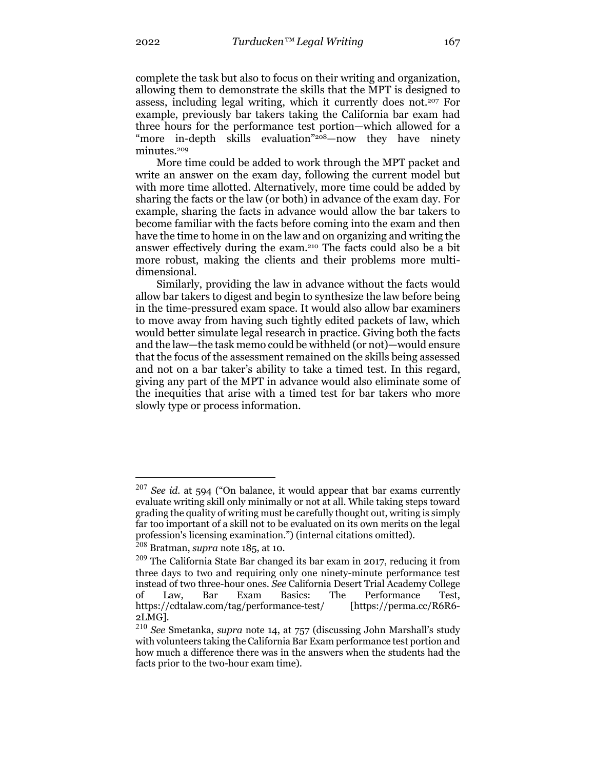complete the task but also to focus on their writing and organization, allowing them to demonstrate the skills that the MPT is designed to assess, including legal writing, which it currently does not.[207] For example, previously bar takers taking the California bar exam had three hours for the performance test portion—which allowed for a "more in-depth skills evaluation"[208]—now they have ninety minutes.[209]

More time could be added to work through the MPT packet and write an answer on the exam day, following the current model but with more time allotted. Alternatively, more time could be added by sharing the facts or the law (or both) in advance of the exam day. For example, sharing the facts in advance would allow the bar takers to become familiar with the facts before coming into the exam and then have the time to home in on the law and on organizing and writing the answer effectively during the exam.[210] The facts could also be a bit more robust, making the clients and their problems more multi-dimensional.

Similarly, providing the law in advance without the facts would allow bar takers to digest and begin to synthesize the law before being in the time-pressured exam space. It would also allow bar examiners to move away from having such tightly edited packets of law, which would better simulate legal research in practice. Giving both the facts and the law—the task memo could be withheld (or not)—would ensure that the focus of the assessment remained on the skills being assessed and not on a bar taker's ability to take a timed test. In this regard, giving any part of the MPT in advance would also eliminate some of the inequities that arise with a timed test for bar takers who more slowly type or process information.

---

[207] *See id.* at 594 ("On balance, it would appear that bar exams currently evaluate writing skill only minimally or not at all. While taking steps toward grading the quality of writing must be carefully thought out, writing is simply far too important of a skill not to be evaluated on its own merits on the legal profession's licensing examination.") (internal citations omitted).

[208] Bratman, *supra* note 185, at 10.

[209] The California State Bar changed its bar exam in 2017, reducing it from three days to two and requiring only one ninety-minute performance test instead of two three-hour ones. *See* California Desert Trial Academy College of Law, Bar Exam Basics: The Performance Test, https://cdtalaw.com/tag/performance-test/ [https://perma.cc/R6R6-2LMG].

[210] *See* Smetanka, *supra* note 14, at 757 (discussing John Marshall's study with volunteers taking the California Bar Exam performance test portion and how much a difference there was in the answers when the students had the facts prior to the two-hour exam time).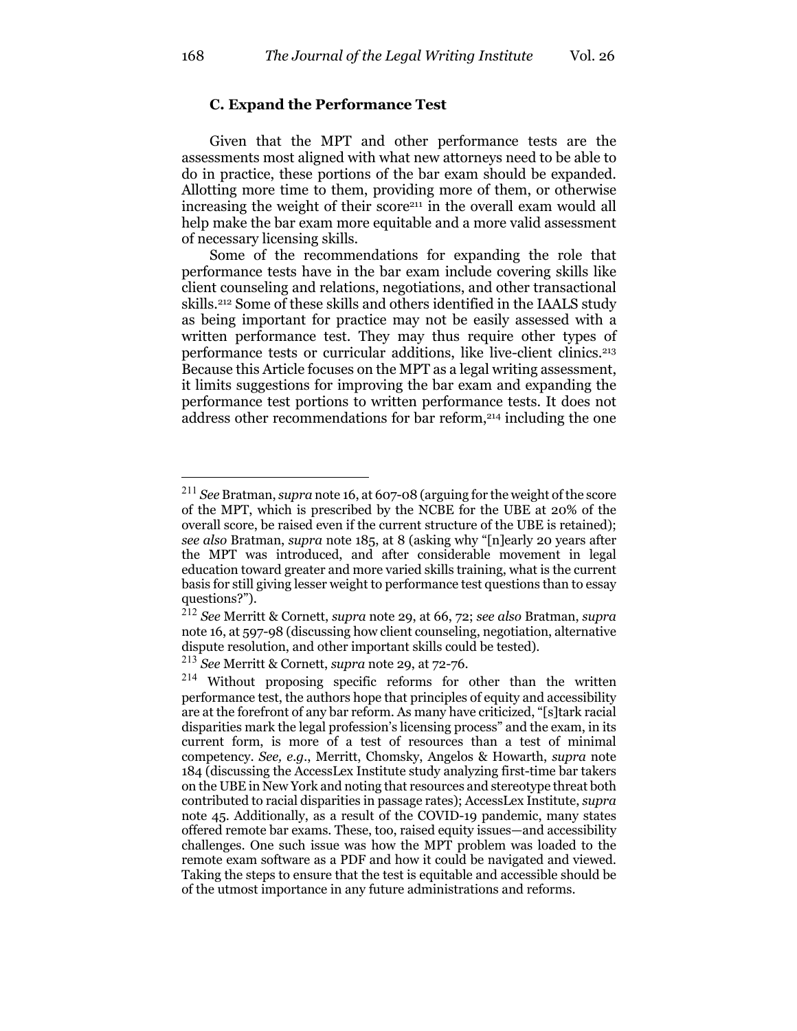### C. Expand the Performance Test

Given that the MPT and other performance tests are the assessments most aligned with what new attorneys need to be able to do in practice, these portions of the bar exam should be expanded. Allotting more time to them, providing more of them, or otherwise increasing the weight of their score[211] in the overall exam would all help make the bar exam more equitable and a more valid assessment of necessary licensing skills.

Some of the recommendations for expanding the role that performance tests have in the bar exam include covering skills like client counseling and relations, negotiations, and other transactional skills.[212] Some of these skills and others identified in the IAALS study as being important for practice may not be easily assessed with a written performance test. They may thus require other types of performance tests or curricular additions, like live-client clinics.[213] Because this Article focuses on the MPT as a legal writing assessment, it limits suggestions for improving the bar exam and expanding the performance test portions to written performance tests. It does not address other recommendations for bar reform,[214] including the one

---

[211] *See* Bratman, *supra* note 16, at 607-08 (arguing for the weight of the score of the MPT, which is prescribed by the NCBE for the UBE at 20% of the overall score, be raised even if the current structure of the UBE is retained); *see also* Bratman, *supra* note 185, at 8 (asking why "[n]early 20 years after the MPT was introduced, and after considerable movement in legal education toward greater and more varied skills training, what is the current basis for still giving lesser weight to performance test questions than to essay questions?").

[212] *See* Merritt & Cornett, *supra* note 29, at 66, 72; *see also* Bratman, *supra* note 16, at 597-98 (discussing how client counseling, negotiation, alternative dispute resolution, and other important skills could be tested).

[213] *See* Merritt & Cornett, *supra* note 29, at 72-76.

[214] Without proposing specific reforms for other than the written performance test, the authors hope that principles of equity and accessibility are at the forefront of any bar reform. As many have criticized, "[s]tark racial disparities mark the legal profession's licensing process" and the exam, in its current form, is more of a test of resources than a test of minimal competency. *See, e.g.*, Merritt, Chomsky, Angelos & Howarth, *supra* note 184 (discussing the AccessLex Institute study analyzing first-time bar takers on the UBE in New York and noting that resources and stereotype threat both contributed to racial disparities in passage rates); AccessLex Institute, *supra* note 45. Additionally, as a result of the COVID-19 pandemic, many states offered remote bar exams. These, too, raised equity issues—and accessibility challenges. One such issue was how the MPT problem was loaded to the remote exam software as a PDF and how it could be navigated and viewed. Taking the steps to ensure that the test is equitable and accessible should be of the utmost importance in any future administrations and reforms.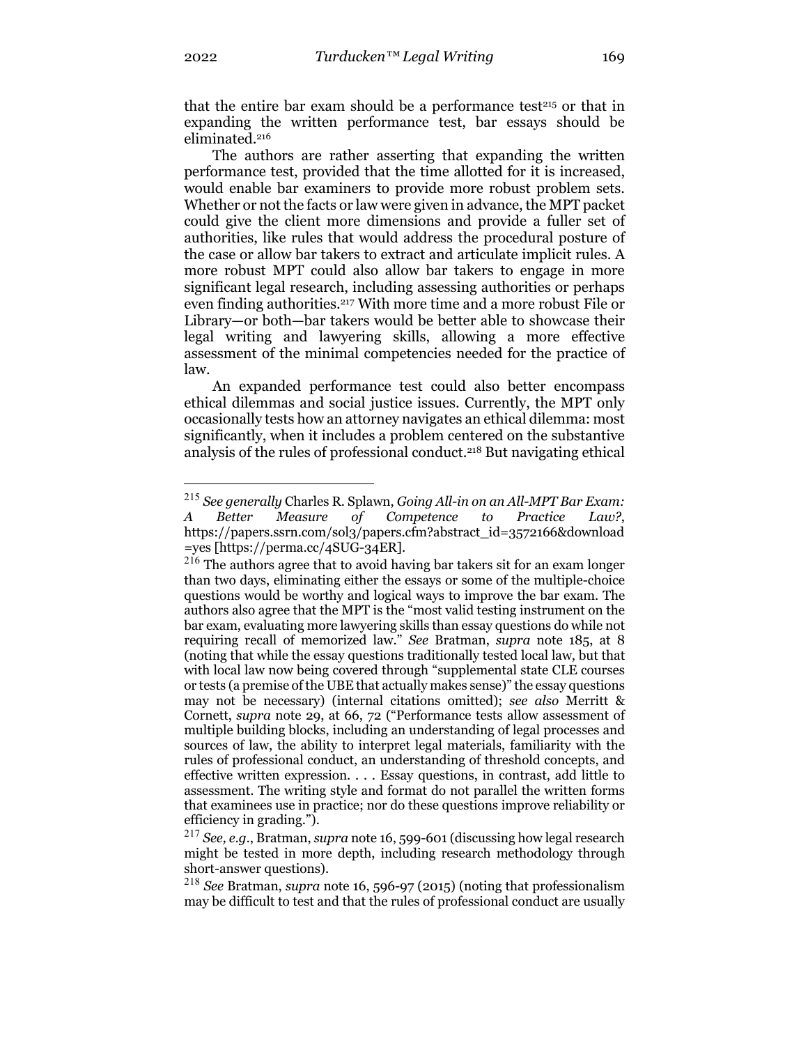that the entire bar exam should be a performance test[215] or that in expanding the written performance test, bar essays should be eliminated.[216]

The authors are rather asserting that expanding the written performance test, provided that the time allotted for it is increased, would enable bar examiners to provide more robust problem sets. Whether or not the facts or law were given in advance, the MPT packet could give the client more dimensions and provide a fuller set of authorities, like rules that would address the procedural posture of the case or allow bar takers to extract and articulate implicit rules. A more robust MPT could also allow bar takers to engage in more significant legal research, including assessing authorities or perhaps even finding authorities.[217] With more time and a more robust File or Library—or both—bar takers would be better able to showcase their legal writing and lawyering skills, allowing a more effective assessment of the minimal competencies needed for the practice of law.

An expanded performance test could also better encompass ethical dilemmas and social justice issues. Currently, the MPT only occasionally tests how an attorney navigates an ethical dilemma: most significantly, when it includes a problem centered on the substantive analysis of the rules of professional conduct.[218] But navigating ethical

---

[215] *See generally* Charles R. Splawn, *Going All-in on an All-MPT Bar Exam: A Better Measure of Competence to Practice Law?*, https://papers.ssrn.com/sol3/papers.cfm?abstract_id=3572166&download=yes [https://perma.cc/4SUG-34ER].

[216] The authors agree that to avoid having bar takers sit for an exam longer than two days, eliminating either the essays or some of the multiple-choice questions would be worthy and logical ways to improve the bar exam. The authors also agree that the MPT is the "most valid testing instrument on the bar exam, evaluating more lawyering skills than essay questions do while not requiring recall of memorized law." *See* Bratman, *supra* note 185, at 8 (noting that while the essay questions traditionally tested local law, but that with local law now being covered through "supplemental state CLE courses or tests (a premise of the UBE that actually makes sense)" the essay questions may not be necessary) (internal citations omitted); *see also* Merritt & Cornett, *supra* note 29, at 66, 72 ("Performance tests allow assessment of multiple building blocks, including an understanding of legal processes and sources of law, the ability to interpret legal materials, familiarity with the rules of professional conduct, an understanding of threshold concepts, and effective written expression. . . . Essay questions, in contrast, add little to assessment. The writing style and format do not parallel the written forms that examinees use in practice; nor do these questions improve reliability or efficiency in grading.").

[217] *See, e.g.*, Bratman, *supra* note 16, 599-601 (discussing how legal research might be tested in more depth, including research methodology through short-answer questions).

[218] *See* Bratman, *supra* note 16, 596-97 (2015) (noting that professionalism may be difficult to test and that the rules of professional conduct are usually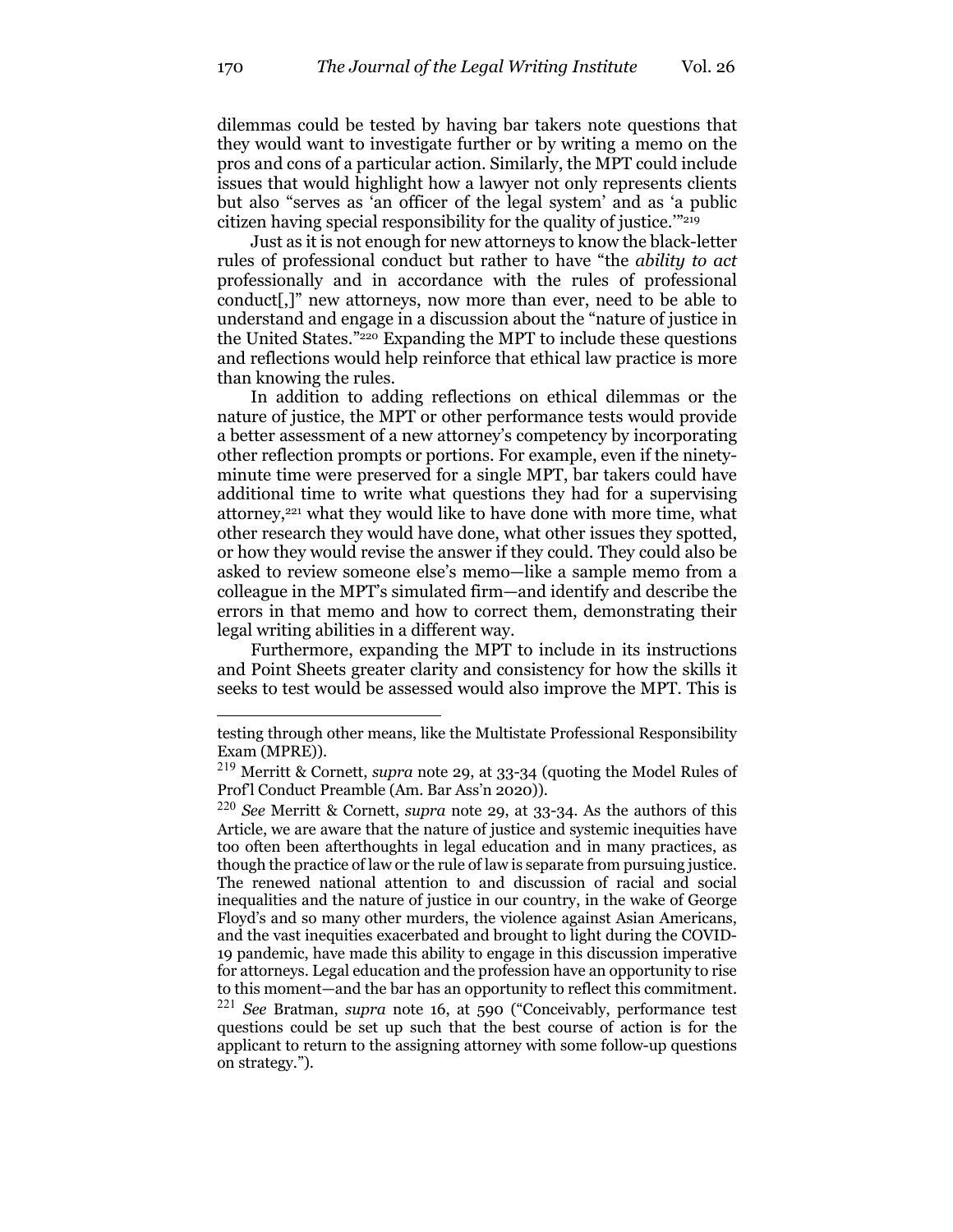dilemmas could be tested by having bar takers note questions that they would want to investigate further or by writing a memo on the pros and cons of a particular action. Similarly, the MPT could include issues that would highlight how a lawyer not only represents clients but also "serves as 'an officer of the legal system' and as 'a public citizen having special responsibility for the quality of justice.'"[219]

Just as it is not enough for new attorneys to know the black-letter rules of professional conduct but rather to have "the *ability to act* professionally and in accordance with the rules of professional conduct[,]" new attorneys, now more than ever, need to be able to understand and engage in a discussion about the "nature of justice in the United States."[220] Expanding the MPT to include these questions and reflections would help reinforce that ethical law practice is more than knowing the rules.

In addition to adding reflections on ethical dilemmas or the nature of justice, the MPT or other performance tests would provide a better assessment of a new attorney's competency by incorporating other reflection prompts or portions. For example, even if the ninety-minute time were preserved for a single MPT, bar takers could have additional time to write what questions they had for a supervising attorney,[221] what they would like to have done with more time, what other research they would have done, what other issues they spotted, or how they would revise the answer if they could. They could also be asked to review someone else's memo—like a sample memo from a colleague in the MPT's simulated firm—and identify and describe the errors in that memo and how to correct them, demonstrating their legal writing abilities in a different way.

Furthermore, expanding the MPT to include in its instructions and Point Sheets greater clarity and consistency for how the skills it seeks to test would be assessed would also improve the MPT. This is

---

testing through other means, like the Multistate Professional Responsibility Exam (MPRE)).

[219] Merritt & Cornett, *supra* note 29, at 33-34 (quoting the Model Rules of Prof'l Conduct Preamble (Am. Bar Ass'n 2020)).

[220] *See* Merritt & Cornett, *supra* note 29, at 33-34. As the authors of this Article, we are aware that the nature of justice and systemic inequities have too often been afterthoughts in legal education and in many practices, as though the practice of law or the rule of law is separate from pursuing justice. The renewed national attention to and discussion of racial and social inequalities and the nature of justice in our country, in the wake of George Floyd's and so many other murders, the violence against Asian Americans, and the vast inequities exacerbated and brought to light during the COVID-19 pandemic, have made this ability to engage in this discussion imperative for attorneys. Legal education and the profession have an opportunity to rise to this moment—and the bar has an opportunity to reflect this commitment.

[221] *See* Bratman, *supra* note 16, at 590 ("Conceivably, performance test questions could be set up such that the best course of action is for the applicant to return to the assigning attorney with some follow-up questions on strategy.").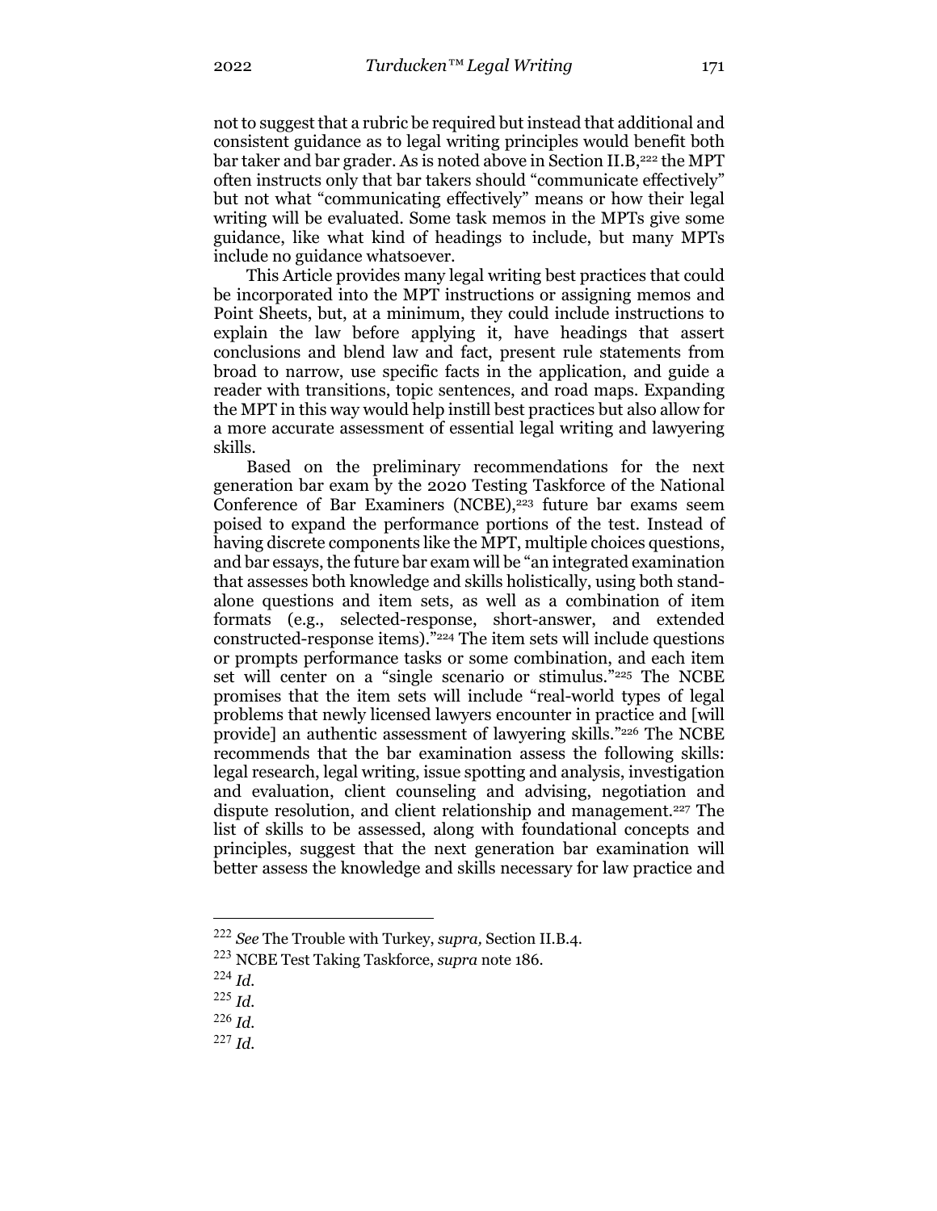not to suggest that a rubric be required but instead that additional and consistent guidance as to legal writing principles would benefit both bar taker and bar grader. As is noted above in Section II.B,[222] the MPT often instructs only that bar takers should "communicate effectively" but not what "communicating effectively" means or how their legal writing will be evaluated. Some task memos in the MPTs give some guidance, like what kind of headings to include, but many MPTs include no guidance whatsoever.

This Article provides many legal writing best practices that could be incorporated into the MPT instructions or assigning memos and Point Sheets, but, at a minimum, they could include instructions to explain the law before applying it, have headings that assert conclusions and blend law and fact, present rule statements from broad to narrow, use specific facts in the application, and guide a reader with transitions, topic sentences, and road maps. Expanding the MPT in this way would help instill best practices but also allow for a more accurate assessment of essential legal writing and lawyering skills.

Based on the preliminary recommendations for the next generation bar exam by the 2020 Testing Taskforce of the National Conference of Bar Examiners (NCBE),[223] future bar exams seem poised to expand the performance portions of the test. Instead of having discrete components like the MPT, multiple choices questions, and bar essays, the future bar exam will be "an integrated examination that assesses both knowledge and skills holistically, using both stand-alone questions and item sets, as well as a combination of item formats (e.g., selected-response, short-answer, and extended constructed-response items)."[224] The item sets will include questions or prompts performance tasks or some combination, and each item set will center on a "single scenario or stimulus."[225] The NCBE promises that the item sets will include "real-world types of legal problems that newly licensed lawyers encounter in practice and [will provide] an authentic assessment of lawyering skills."[226] The NCBE recommends that the bar examination assess the following skills: legal research, legal writing, issue spotting and analysis, investigation and evaluation, client counseling and advising, negotiation and dispute resolution, and client relationship and management.[227] The list of skills to be assessed, along with foundational concepts and principles, suggest that the next generation bar examination will better assess the knowledge and skills necessary for law practice and

---

[222] *See* The Trouble with Turkey, *supra,* Section II.B.4.

[223] NCBE Test Taking Taskforce, *supra* note 186.

[224] *Id.*

[225] *Id.*

[226] *Id.*

[227] *Id.*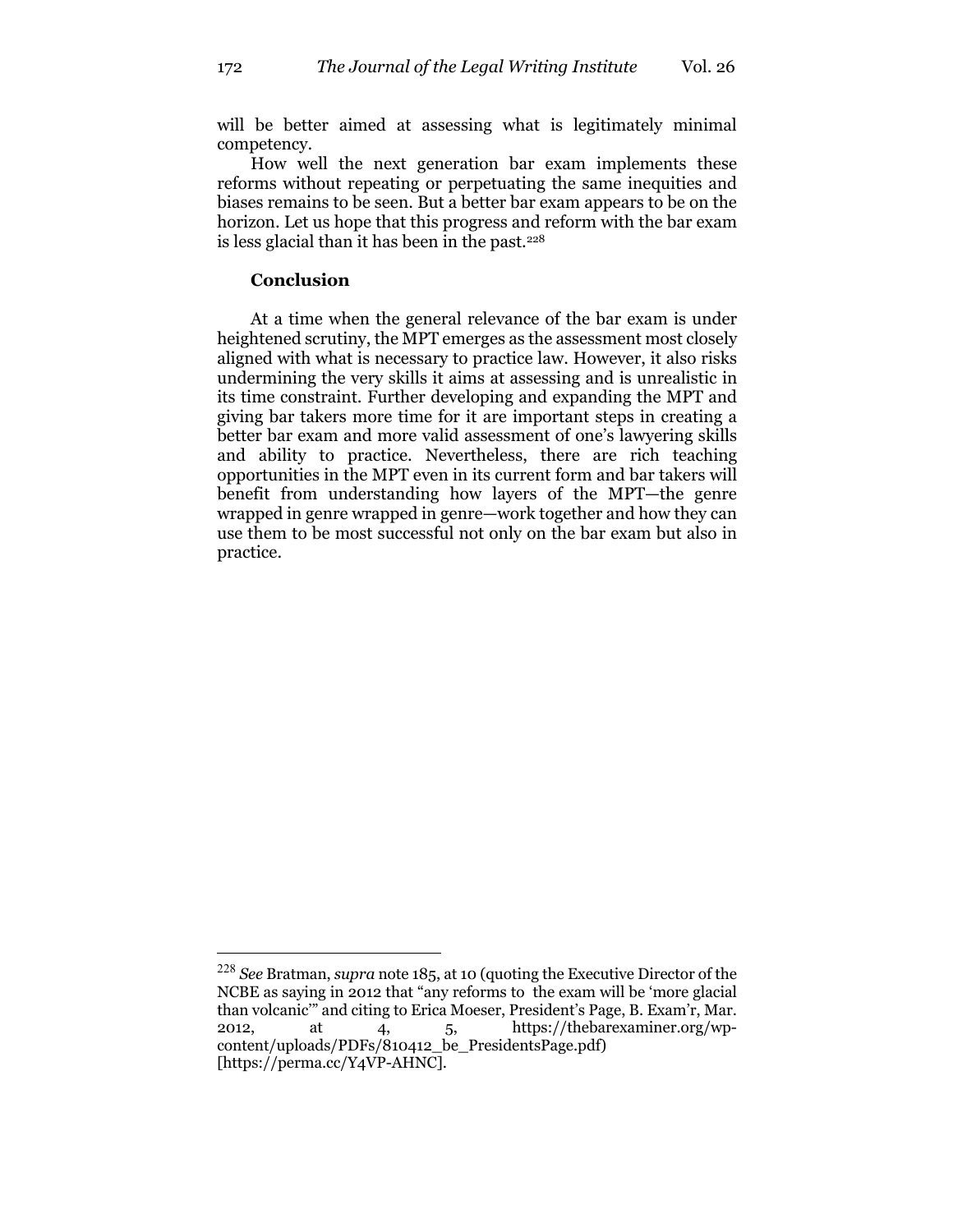will be better aimed at assessing what is legitimately minimal competency.

How well the next generation bar exam implements these reforms without repeating or perpetuating the same inequities and biases remains to be seen. But a better bar exam appears to be on the horizon. Let us hope that this progress and reform with the bar exam is less glacial than it has been in the past.[228]

## Conclusion

At a time when the general relevance of the bar exam is under heightened scrutiny, the MPT emerges as the assessment most closely aligned with what is necessary to practice law. However, it also risks undermining the very skills it aims at assessing and is unrealistic in its time constraint. Further developing and expanding the MPT and giving bar takers more time for it are important steps in creating a better bar exam and more valid assessment of one's lawyering skills and ability to practice. Nevertheless, there are rich teaching opportunities in the MPT even in its current form and bar takers will benefit from understanding how layers of the MPT—the genre wrapped in genre wrapped in genre—work together and how they can use them to be most successful not only on the bar exam but also in practice.

---

[228] *See* Bratman, *supra* note 185, at 10 (quoting the Executive Director of the NCBE as saying in 2012 that "any reforms to the exam will be 'more glacial than volcanic'" and citing to Erica Moeser, President's Page, B. Exam'r, Mar. 2012, at 4, 5, https://thebarexaminer.org/wp-content/uploads/PDFs/810412_be_PresidentsPage.pdf) [https://perma.cc/Y4VP-AHNC].